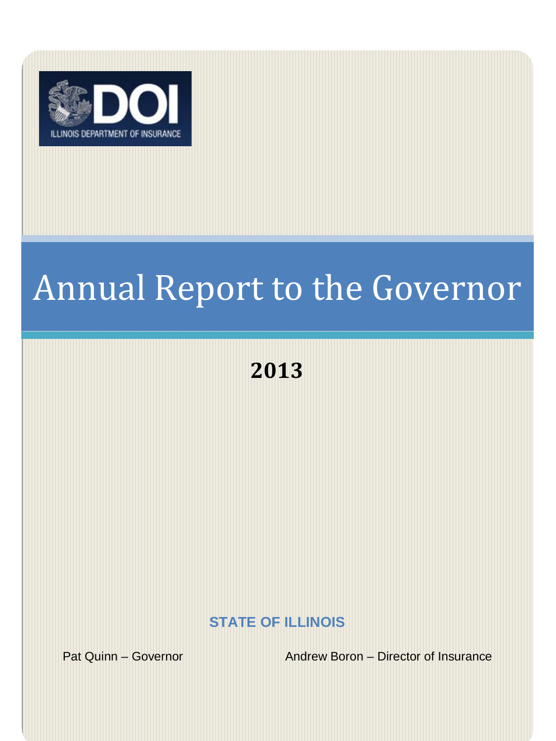ILLINOIS DEPARTMENT OF INSURANCE

# Annual Report to the Governor

## 2013

**STATE OF ILLINOIS**

Pat Quinn – Governor

Andrew Boron – Director of Insurance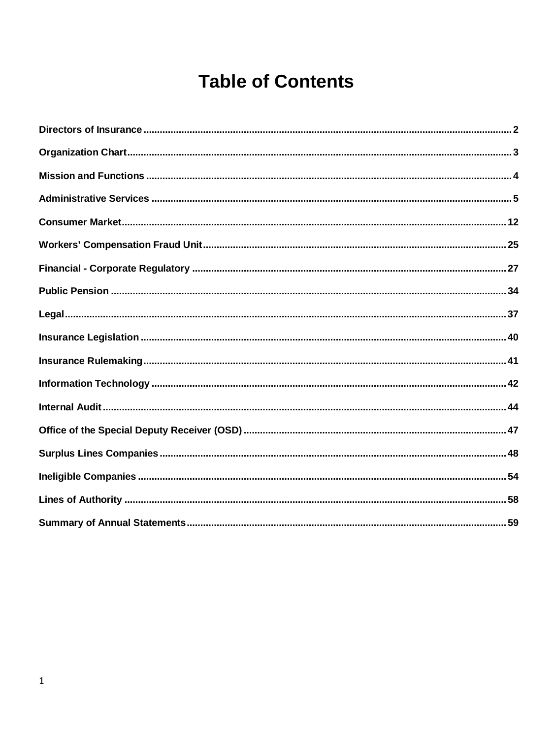# Table of Contents

| Section | Page |
| --- | --- |
| Directors of Insurance | 2 |
| Organization Chart | 3 |
| Mission and Functions | 4 |
| Administrative Services | 5 |
| Consumer Market | 12 |
| Workers' Compensation Fraud Unit | 25 |
| Financial - Corporate Regulatory | 27 |
| Public Pension | 34 |
| Legal | 37 |
| Insurance Legislation | 40 |
| Insurance Rulemaking | 41 |
| Information Technology | 42 |
| Internal Audit | 44 |
| Office of the Special Deputy Receiver (OSD) | 47 |
| Surplus Lines Companies | 48 |
| Ineligible Companies | 54 |
| Lines of Authority | 58 |
| Summary of Annual Statements | 59 |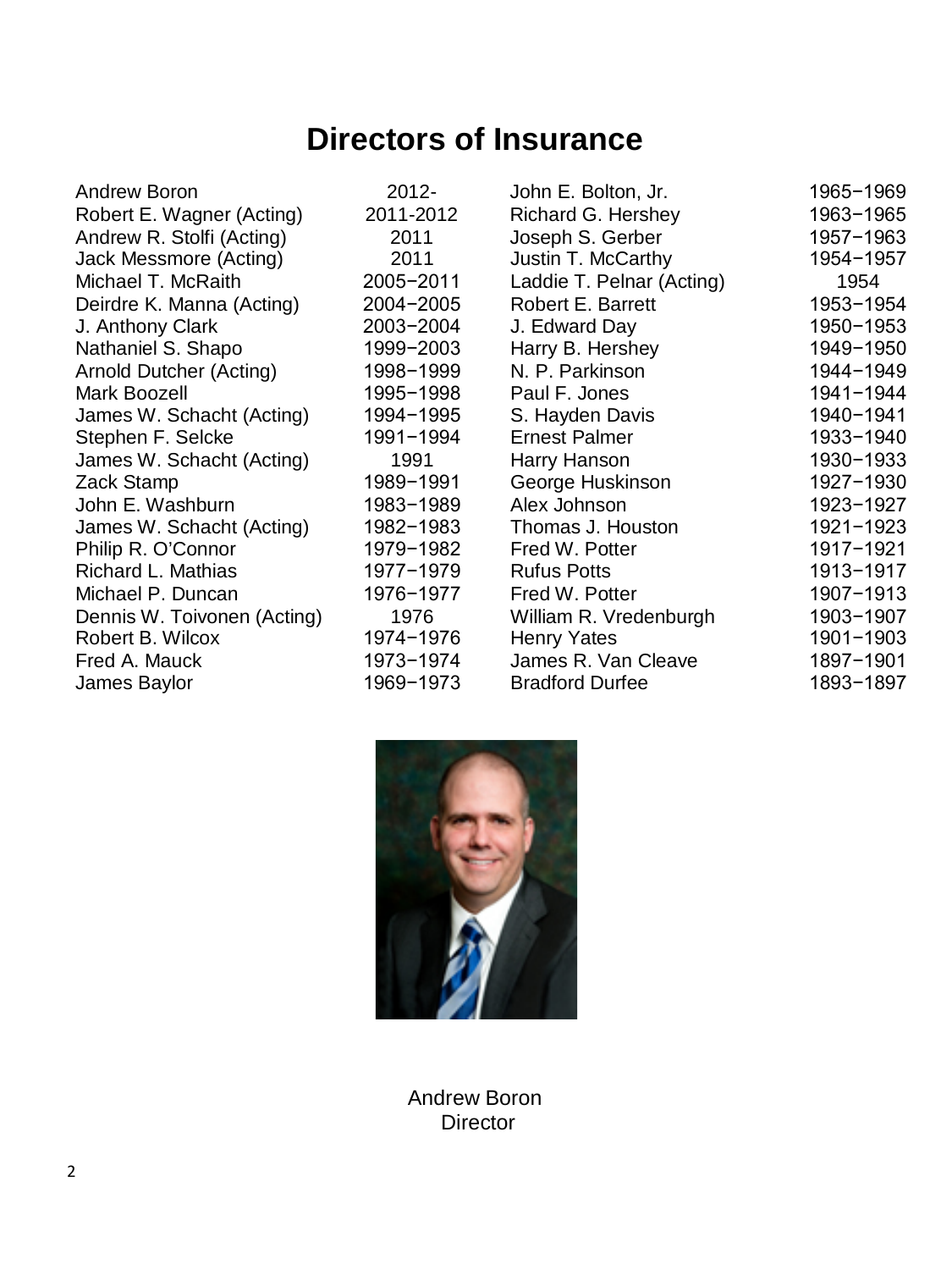# Directors of Insurance

| Name | Years | Name | Years |
|---|---|---|---|
| Andrew Boron | 2012- | John E. Bolton, Jr. | 1965−1969 |
| Robert E. Wagner (Acting) | 2011-2012 | Richard G. Hershey | 1963−1965 |
| Andrew R. Stolfi (Acting) | 2011 | Joseph S. Gerber | 1957−1963 |
| Jack Messmore (Acting) | 2011 | Justin T. McCarthy | 1954−1957 |
| Michael T. McRaith | 2005−2011 | Laddie T. Pelnar (Acting) | 1954 |
| Deirdre K. Manna (Acting) | 2004−2005 | Robert E. Barrett | 1953−1954 |
| J. Anthony Clark | 2003−2004 | J. Edward Day | 1950−1953 |
| Nathaniel S. Shapo | 1999−2003 | Harry B. Hershey | 1949−1950 |
| Arnold Dutcher (Acting) | 1998−1999 | N. P. Parkinson | 1944−1949 |
| Mark Boozell | 1995−1998 | Paul F. Jones | 1941−1944 |
| James W. Schacht (Acting) | 1994−1995 | S. Hayden Davis | 1940−1941 |
| Stephen F. Selcke | 1991−1994 | Ernest Palmer | 1933−1940 |
| James W. Schacht (Acting) | 1991 | Harry Hanson | 1930−1933 |
| Zack Stamp | 1989−1991 | George Huskinson | 1927−1930 |
| John E. Washburn | 1983−1989 | Alex Johnson | 1923−1927 |
| James W. Schacht (Acting) | 1982−1983 | Thomas J. Houston | 1921−1923 |
| Philip R. O'Connor | 1979−1982 | Fred W. Potter | 1917−1921 |
| Richard L. Mathias | 1977−1979 | Rufus Potts | 1913−1917 |
| Michael P. Duncan | 1976−1977 | Fred W. Potter | 1907−1913 |
| Dennis W. Toivonen (Acting) | 1976 | William R. Vredenburgh | 1903−1907 |
| Robert B. Wilcox | 1974−1976 | Henry Yates | 1901−1903 |
| Fred A. Mauck | 1973−1974 | James R. Van Cleave | 1897−1901 |
| James Baylor | 1969−1973 | Bradford Durfee | 1893−1897 |

Andrew Boron
Director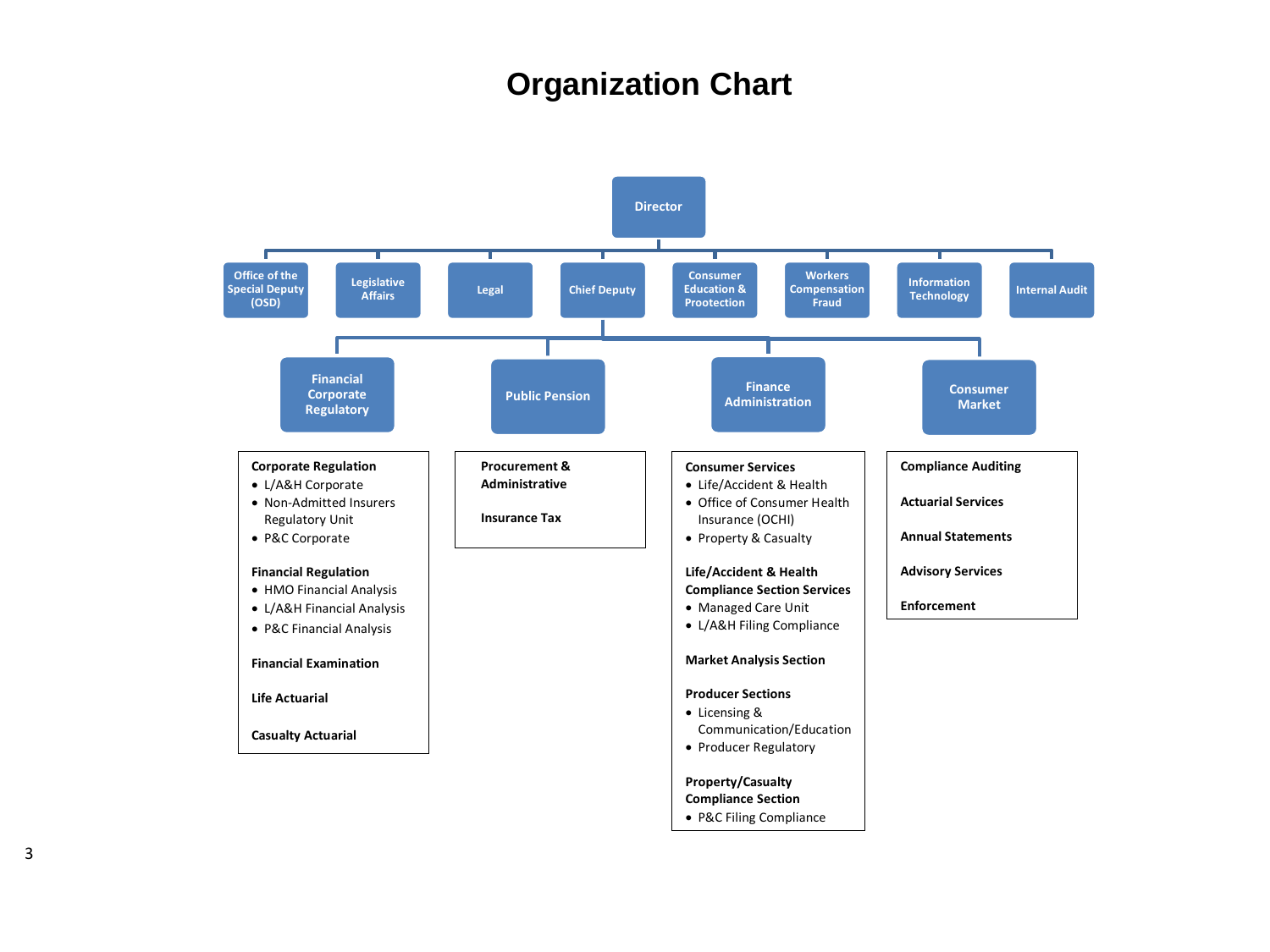# Organization Chart

- **Director**
  - Office of the Special Deputy (OSD)
  - Legislative Affairs
  - Legal
  - Chief Deputy
    - **Financial Corporate Regulatory**
      - **Corporate Regulation**
        - L/A&H Corporate
        - Non-Admitted Insurers Regulatory Unit
        - P&C Corporate
      - **Financial Regulation**
        - HMO Financial Analysis
        - L/A&H Financial Analysis
        - P&C Financial Analysis
      - **Financial Examination**
      - **Life Actuarial**
      - **Casualty Actuarial**
    - **Public Pension**
      - **Procurement & Administrative**
      - **Insurance Tax**
    - **Finance Administration**
      - **Consumer Services**
        - Life/Accident & Health
        - Office of Consumer Health Insurance (OCHI)
        - Property & Casualty
      - **Life/Accident & Health Compliance Section Services**
        - Managed Care Unit
        - L/A&H Filing Compliance
      - **Market Analysis Section**
      - **Producer Sections**
        - Licensing & Communication/Education
        - Producer Regulatory
      - **Property/Casualty Compliance Section**
        - P&C Filing Compliance
    - **Consumer Market**
      - **Compliance Auditing**
      - **Actuarial Services**
      - **Annual Statements**
      - **Advisory Services**
      - **Enforcement**
  - Consumer Education & Prootection
  - Workers Compensation Fraud
  - Information Technology
  - Internal Audit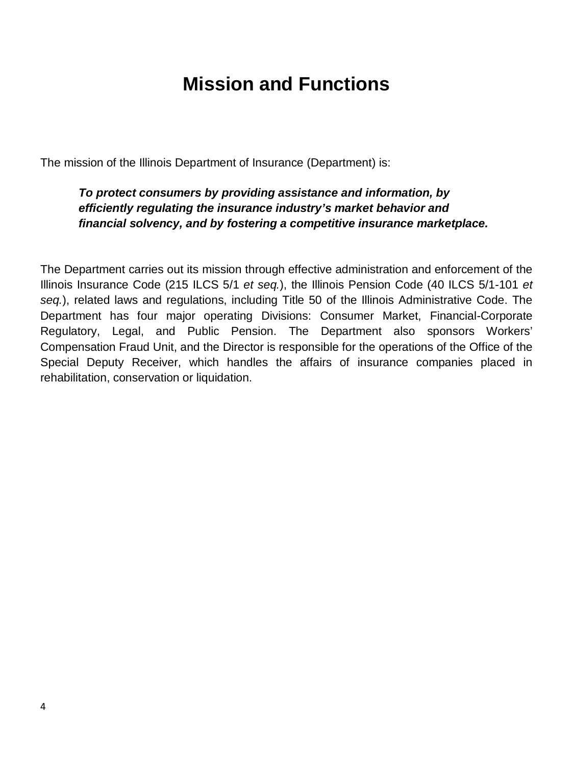# Mission and Functions

The mission of the Illinois Department of Insurance (Department) is:

> ***To protect consumers by providing assistance and information, by efficiently regulating the insurance industry's market behavior and financial solvency, and by fostering a competitive insurance marketplace.***

The Department carries out its mission through effective administration and enforcement of the Illinois Insurance Code (215 ILCS 5/1 *et seq.*), the Illinois Pension Code (40 ILCS 5/1-101 *et seq.*), related laws and regulations, including Title 50 of the Illinois Administrative Code. The Department has four major operating Divisions: Consumer Market, Financial-Corporate Regulatory, Legal, and Public Pension. The Department also sponsors Workers' Compensation Fraud Unit, and the Director is responsible for the operations of the Office of the Special Deputy Receiver, which handles the affairs of insurance companies placed in rehabilitation, conservation or liquidation.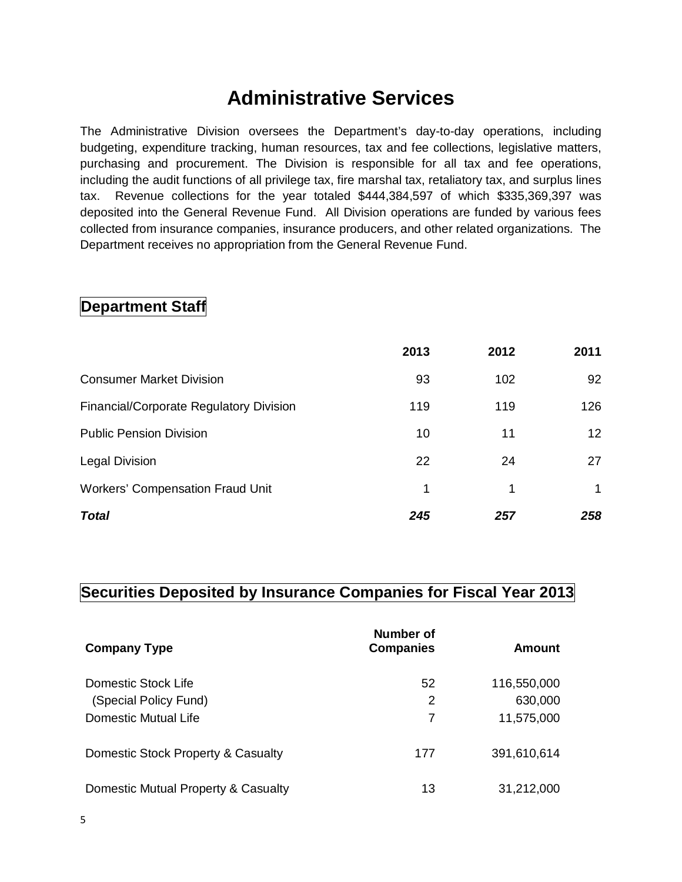# Administrative Services

The Administrative Division oversees the Department's day-to-day operations, including budgeting, expenditure tracking, human resources, tax and fee collections, legislative matters, purchasing and procurement. The Division is responsible for all tax and fee operations, including the audit functions of all privilege tax, fire marshal tax, retaliatory tax, and surplus lines tax. Revenue collections for the year totaled $444,384,597 of which $335,369,397 was deposited into the General Revenue Fund. All Division operations are funded by various fees collected from insurance companies, insurance producers, and other related organizations. The Department receives no appropriation from the General Revenue Fund.

## Department Staff

| | 2013 | 2012 | 2011 |
|---|---|---|---|
| Consumer Market Division | 93 | 102 | 92 |
| Financial/Corporate Regulatory Division | 119 | 119 | 126 |
| Public Pension Division | 10 | 11 | 12 |
| Legal Division | 22 | 24 | 27 |
| Workers' Compensation Fraud Unit | 1 | 1 | 1 |
| ***Total*** | ***245*** | ***257*** | ***258*** |

## Securities Deposited by Insurance Companies for Fiscal Year 2013

| Company Type | Number of Companies | Amount |
|---|---|---|
| Domestic Stock Life | 52 | 116,550,000 |
| (Special Policy Fund) | 2 | 630,000 |
| Domestic Mutual Life | 7 | 11,575,000 |
| Domestic Stock Property & Casualty | 177 | 391,610,614 |
| Domestic Mutual Property & Casualty | 13 | 31,212,000 |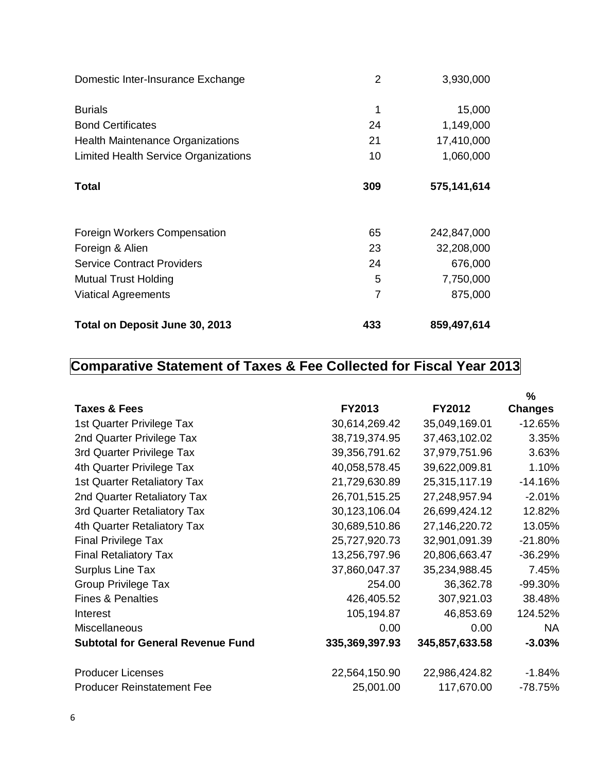| | | |
|---|---|---|
| Domestic Inter-Insurance Exchange | 2 | 3,930,000 |
| Burials | 1 | 15,000 |
| Bond Certificates | 24 | 1,149,000 |
| Health Maintenance Organizations | 21 | 17,410,000 |
| Limited Health Service Organizations | 10 | 1,060,000 |
| **Total** | **309** | **575,141,614** |
| Foreign Workers Compensation | 65 | 242,847,000 |
| Foreign & Alien | 23 | 32,208,000 |
| Service Contract Providers | 24 | 676,000 |
| Mutual Trust Holding | 5 | 7,750,000 |
| Viatical Agreements | 7 | 875,000 |
| **Total on Deposit June 30, 2013** | **433** | **859,497,614** |

## Comparative Statement of Taxes & Fee Collected for Fiscal Year 2013

| **Taxes & Fees** | **FY2013** | **FY2012** | **% Changes** |
|---|---|---|---|
| 1st Quarter Privilege Tax | 30,614,269.42 | 35,049,169.01 | -12.65% |
| 2nd Quarter Privilege Tax | 38,719,374.95 | 37,463,102.02 | 3.35% |
| 3rd Quarter Privilege Tax | 39,356,791.62 | 37,979,751.96 | 3.63% |
| 4th Quarter Privilege Tax | 40,058,578.45 | 39,622,009.81 | 1.10% |
| 1st Quarter Retaliatory Tax | 21,729,630.89 | 25,315,117.19 | -14.16% |
| 2nd Quarter Retaliatory Tax | 26,701,515.25 | 27,248,957.94 | -2.01% |
| 3rd Quarter Retaliatory Tax | 30,123,106.04 | 26,699,424.12 | 12.82% |
| 4th Quarter Retaliatory Tax | 30,689,510.86 | 27,146,220.72 | 13.05% |
| Final Privilege Tax | 25,727,920.73 | 32,901,091.39 | -21.80% |
| Final Retaliatory Tax | 13,256,797.96 | 20,806,663.47 | -36.29% |
| Surplus Line Tax | 37,860,047.37 | 35,234,988.45 | 7.45% |
| Group Privilege Tax | 254.00 | 36,362.78 | -99.30% |
| Fines & Penalties | 426,405.52 | 307,921.03 | 38.48% |
| Interest | 105,194.87 | 46,853.69 | 124.52% |
| Miscellaneous | 0.00 | 0.00 | NA |
| **Subtotal for General Revenue Fund** | **335,369,397.93** | **345,857,633.58** | **-3.03%** |
| Producer Licenses | 22,564,150.90 | 22,986,424.82 | -1.84% |
| Producer Reinstatement Fee | 25,001.00 | 117,670.00 | -78.75% |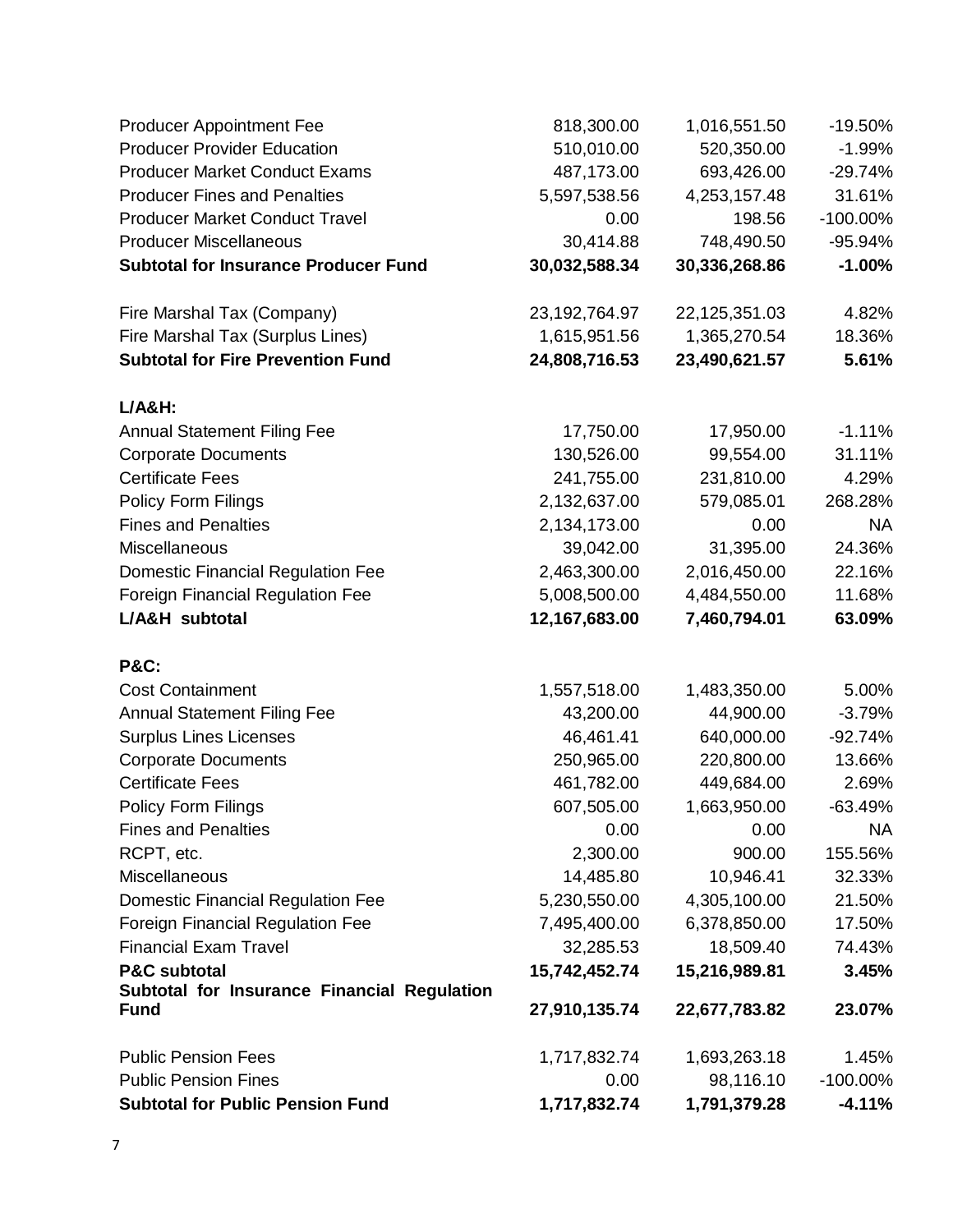| | | | |
|---|---|---|---|
| Producer Appointment Fee | 818,300.00 | 1,016,551.50 | -19.50% |
| Producer Provider Education | 510,010.00 | 520,350.00 | -1.99% |
| Producer Market Conduct Exams | 487,173.00 | 693,426.00 | -29.74% |
| Producer Fines and Penalties | 5,597,538.56 | 4,253,157.48 | 31.61% |
| Producer Market Conduct Travel | 0.00 | 198.56 | -100.00% |
| Producer Miscellaneous | 30,414.88 | 748,490.50 | -95.94% |
| **Subtotal for Insurance Producer Fund** | **30,032,588.34** | **30,336,268.86** | **-1.00%** |
| | | | |
| Fire Marshal Tax (Company) | 23,192,764.97 | 22,125,351.03 | 4.82% |
| Fire Marshal Tax (Surplus Lines) | 1,615,951.56 | 1,365,270.54 | 18.36% |
| **Subtotal for Fire Prevention Fund** | **24,808,716.53** | **23,490,621.57** | **5.61%** |
| | | | |
| **L/A&H:** | | | |
| Annual Statement Filing Fee | 17,750.00 | 17,950.00 | -1.11% |
| Corporate Documents | 130,526.00 | 99,554.00 | 31.11% |
| Certificate Fees | 241,755.00 | 231,810.00 | 4.29% |
| Policy Form Filings | 2,132,637.00 | 579,085.01 | 268.28% |
| Fines and Penalties | 2,134,173.00 | 0.00 | NA |
| Miscellaneous | 39,042.00 | 31,395.00 | 24.36% |
| Domestic Financial Regulation Fee | 2,463,300.00 | 2,016,450.00 | 22.16% |
| Foreign Financial Regulation Fee | 5,008,500.00 | 4,484,550.00 | 11.68% |
| **L/A&H subtotal** | **12,167,683.00** | **7,460,794.01** | **63.09%** |
| | | | |
| **P&C:** | | | |
| Cost Containment | 1,557,518.00 | 1,483,350.00 | 5.00% |
| Annual Statement Filing Fee | 43,200.00 | 44,900.00 | -3.79% |
| Surplus Lines Licenses | 46,461.41 | 640,000.00 | -92.74% |
| Corporate Documents | 250,965.00 | 220,800.00 | 13.66% |
| Certificate Fees | 461,782.00 | 449,684.00 | 2.69% |
| Policy Form Filings | 607,505.00 | 1,663,950.00 | -63.49% |
| Fines and Penalties | 0.00 | 0.00 | NA |
| RCPT, etc. | 2,300.00 | 900.00 | 155.56% |
| Miscellaneous | 14,485.80 | 10,946.41 | 32.33% |
| Domestic Financial Regulation Fee | 5,230,550.00 | 4,305,100.00 | 21.50% |
| Foreign Financial Regulation Fee | 7,495,400.00 | 6,378,850.00 | 17.50% |
| Financial Exam Travel | 32,285.53 | 18,509.40 | 74.43% |
| **P&C subtotal** | **15,742,452.74** | **15,216,989.81** | **3.45%** |
| **Subtotal for Insurance Financial Regulation Fund** | **27,910,135.74** | **22,677,783.82** | **23.07%** |
| | | | |
| Public Pension Fees | 1,717,832.74 | 1,693,263.18 | 1.45% |
| Public Pension Fines | 0.00 | 98,116.10 | -100.00% |
| **Subtotal for Public Pension Fund** | **1,717,832.74** | **1,791,379.28** | **-4.11%** |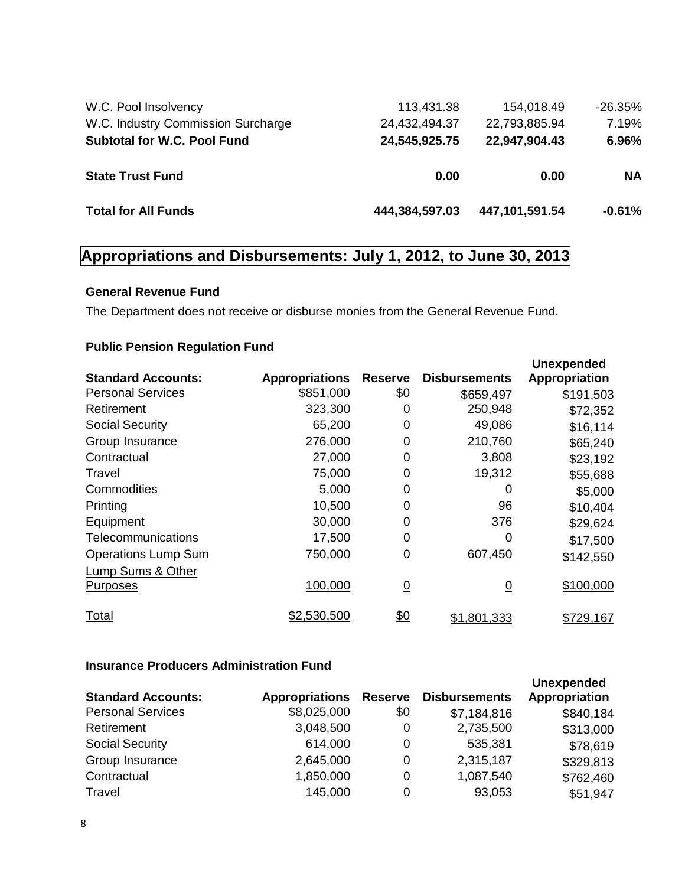| | | | |
|---|---|---|---|
| W.C. Pool Insolvency | 113,431.38 | 154,018.49 | -26.35% |
| W.C. Industry Commission Surcharge | 24,432,494.37 | 22,793,885.94 | 7.19% |
| **Subtotal for W.C. Pool Fund** | **24,545,925.75** | **22,947,904.43** | **6.96%** |
| **State Trust Fund** | **0.00** | **0.00** | **NA** |
| **Total for All Funds** | **444,384,597.03** | **447,101,591.54** | **-0.61%** |

## Appropriations and Disbursements: July 1, 2012, to June 30, 2013

**General Revenue Fund**

The Department does not receive or disburse monies from the General Revenue Fund.

**Public Pension Regulation Fund**

| Standard Accounts: | Appropriations | Reserve | Disbursements | Unexpended Appropriation |
|---|---|---|---|---|
| Personal Services | $851,000 | $0 | $659,497 | $191,503 |
| Retirement | 323,300 | 0 | 250,948 | $72,352 |
| Social Security | 65,200 | 0 | 49,086 | $16,114 |
| Group Insurance | 276,000 | 0 | 210,760 | $65,240 |
| Contractual | 27,000 | 0 | 3,808 | $23,192 |
| Travel | 75,000 | 0 | 19,312 | $55,688 |
| Commodities | 5,000 | 0 | 0 | $5,000 |
| Printing | 10,500 | 0 | 96 | $10,404 |
| Equipment | 30,000 | 0 | 376 | $29,624 |
| Telecommunications | 17,500 | 0 | 0 | $17,500 |
| Operations Lump Sum | 750,000 | 0 | 607,450 | $142,550 |
| Lump Sums & Other Purposes | 100,000 | 0 | 0 | $100,000 |
| Total | $2,530,500 | $0 | $1,801,333 | $729,167 |

**Insurance Producers Administration Fund**

| Standard Accounts: | Appropriations | Reserve | Disbursements | Unexpended Appropriation |
|---|---|---|---|---|
| Personal Services | $8,025,000 | $0 | $7,184,816 | $840,184 |
| Retirement | 3,048,500 | 0 | 2,735,500 | $313,000 |
| Social Security | 614,000 | 0 | 535,381 | $78,619 |
| Group Insurance | 2,645,000 | 0 | 2,315,187 | $329,813 |
| Contractual | 1,850,000 | 0 | 1,087,540 | $762,460 |
| Travel | 145,000 | 0 | 93,053 | $51,947 |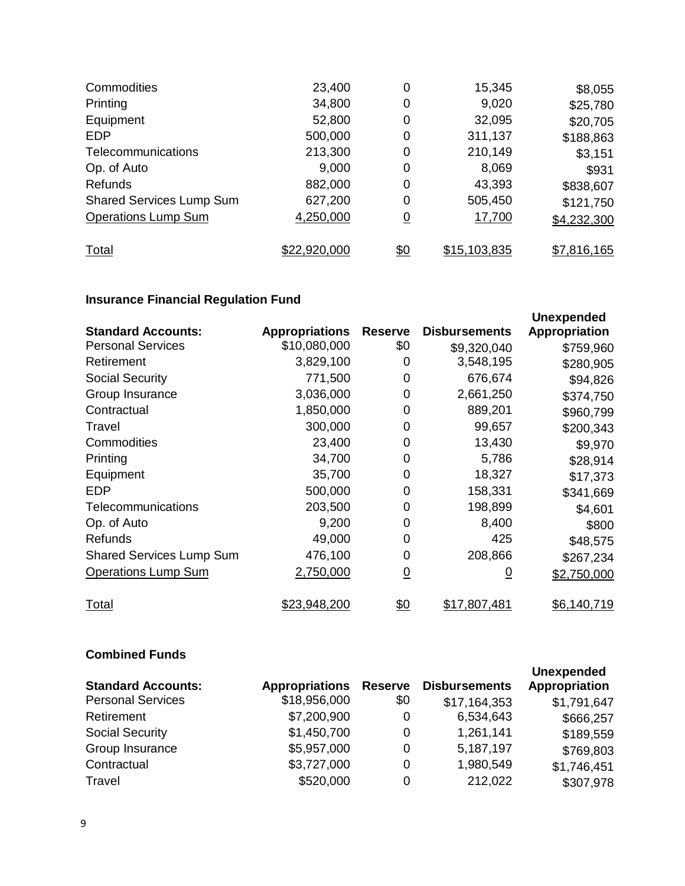| | | | | |
|---|---|---|---|---|
| Commodities | 23,400 | 0 | 15,345 | $8,055 |
| Printing | 34,800 | 0 | 9,020 | $25,780 |
| Equipment | 52,800 | 0 | 32,095 | $20,705 |
| EDP | 500,000 | 0 | 311,137 | $188,863 |
| Telecommunications | 213,300 | 0 | 210,149 | $3,151 |
| Op. of Auto | 9,000 | 0 | 8,069 | $931 |
| Refunds | 882,000 | 0 | 43,393 | $838,607 |
| Shared Services Lump Sum | 627,200 | 0 | 505,450 | $121,750 |
| Operations Lump Sum | 4,250,000 | 0 | 17,700 | $4,232,300 |
| Total | $22,920,000 | $0 | $15,103,835 | $7,816,165 |

**Insurance Financial Regulation Fund**

| Standard Accounts: | Appropriations | Reserve | Disbursements | Unexpended Appropriation |
|---|---|---|---|---|
| Personal Services | $10,080,000 | $0 | $9,320,040 | $759,960 |
| Retirement | 3,829,100 | 0 | 3,548,195 | $280,905 |
| Social Security | 771,500 | 0 | 676,674 | $94,826 |
| Group Insurance | 3,036,000 | 0 | 2,661,250 | $374,750 |
| Contractual | 1,850,000 | 0 | 889,201 | $960,799 |
| Travel | 300,000 | 0 | 99,657 | $200,343 |
| Commodities | 23,400 | 0 | 13,430 | $9,970 |
| Printing | 34,700 | 0 | 5,786 | $28,914 |
| Equipment | 35,700 | 0 | 18,327 | $17,373 |
| EDP | 500,000 | 0 | 158,331 | $341,669 |
| Telecommunications | 203,500 | 0 | 198,899 | $4,601 |
| Op. of Auto | 9,200 | 0 | 8,400 | $800 |
| Refunds | 49,000 | 0 | 425 | $48,575 |
| Shared Services Lump Sum | 476,100 | 0 | 208,866 | $267,234 |
| Operations Lump Sum | 2,750,000 | 0 | 0 | $2,750,000 |
| Total | $23,948,200 | $0 | $17,807,481 | $6,140,719 |

**Combined Funds**

| Standard Accounts: | Appropriations | Reserve | Disbursements | Unexpended Appropriation |
|---|---|---|---|---|
| Personal Services | $18,956,000 | $0 | $17,164,353 | $1,791,647 |
| Retirement | $7,200,900 | 0 | 6,534,643 | $666,257 |
| Social Security | $1,450,700 | 0 | 1,261,141 | $189,559 |
| Group Insurance | $5,957,000 | 0 | 5,187,197 | $769,803 |
| Contractual | $3,727,000 | 0 | 1,980,549 | $1,746,451 |
| Travel | $520,000 | 0 | 212,022 | $307,978 |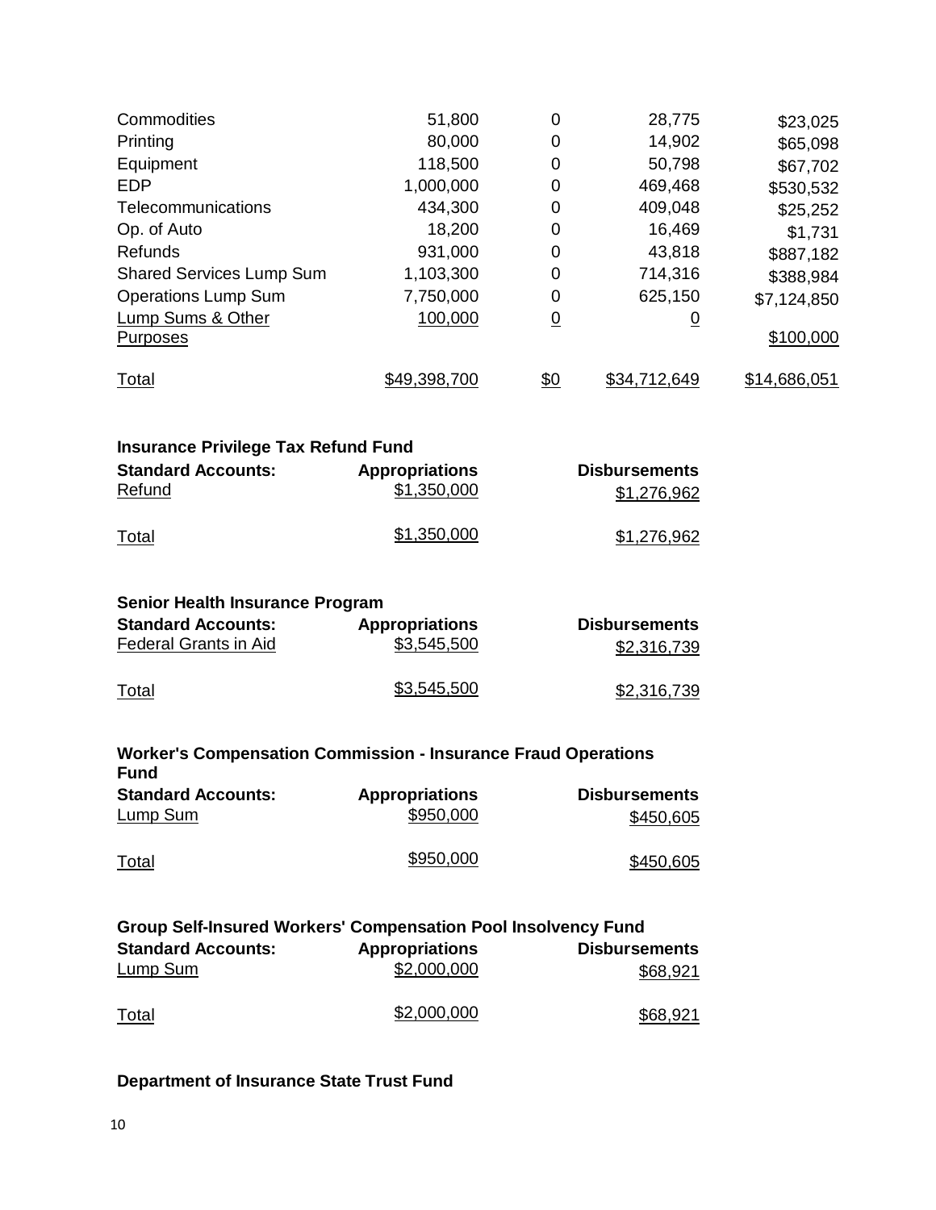| | | | | |
|---|---|---|---|---|
| Commodities | 51,800 | 0 | 28,775 | $23,025 |
| Printing | 80,000 | 0 | 14,902 | $65,098 |
| Equipment | 118,500 | 0 | 50,798 | $67,702 |
| EDP | 1,000,000 | 0 | 469,468 | $530,532 |
| Telecommunications | 434,300 | 0 | 409,048 | $25,252 |
| Op. of Auto | 18,200 | 0 | 16,469 | $1,731 |
| Refunds | 931,000 | 0 | 43,818 | $887,182 |
| Shared Services Lump Sum | 1,103,300 | 0 | 714,316 | $388,984 |
| Operations Lump Sum | 7,750,000 | 0 | 625,150 | $7,124,850 |
| Lump Sums & Other Purposes | 100,000 | 0 | 0 | $100,000 |
| Total | $49,398,700 | $0 | $34,712,649 | $14,686,051 |

**Insurance Privilege Tax Refund Fund**

| Standard Accounts: | Appropriations | Disbursements |
|---|---|---|
| Refund | $1,350,000 | $1,276,962 |
| Total | $1,350,000 | $1,276,962 |

**Senior Health Insurance Program**

| Standard Accounts: | Appropriations | Disbursements |
|---|---|---|
| Federal Grants in Aid | $3,545,500 | $2,316,739 |
| Total | $3,545,500 | $2,316,739 |

**Worker's Compensation Commission - Insurance Fraud Operations Fund**

| Standard Accounts: | Appropriations | Disbursements |
|---|---|---|
| Lump Sum | $950,000 | $450,605 |
| Total | $950,000 | $450,605 |

**Group Self-Insured Workers' Compensation Pool Insolvency Fund**

| Standard Accounts: | Appropriations | Disbursements |
|---|---|---|
| Lump Sum | $2,000,000 | $68,921 |
| Total | $2,000,000 | $68,921 |

**Department of Insurance State Trust Fund**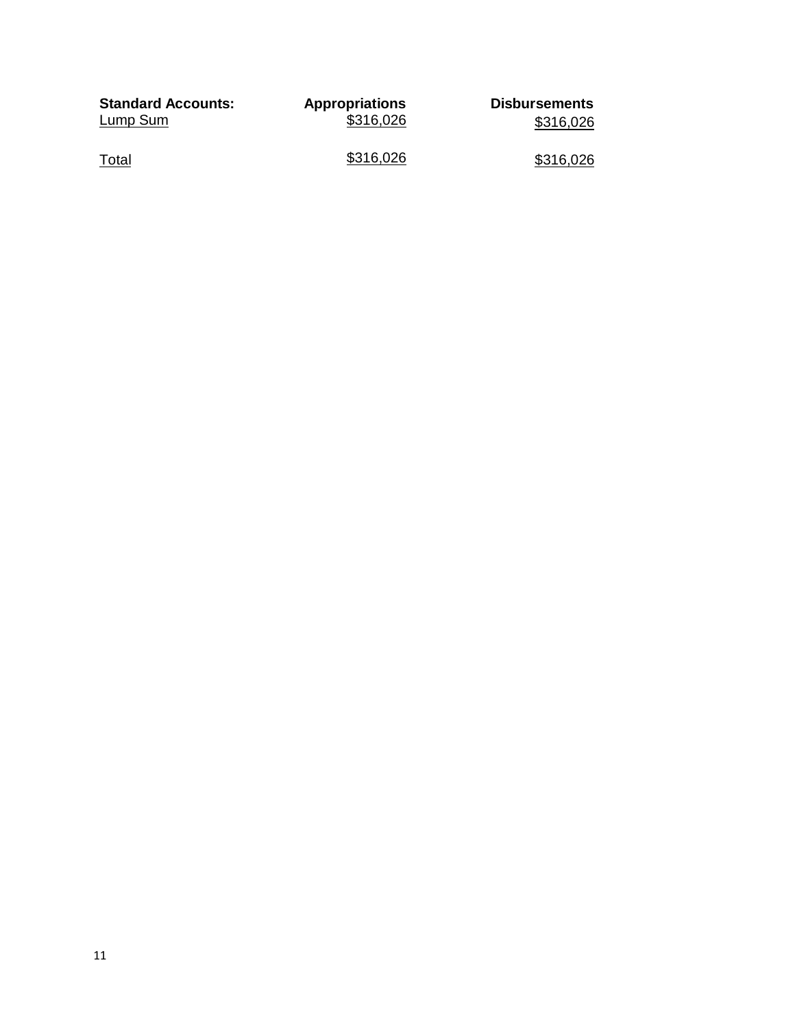| Standard Accounts: | Appropriations | Disbursements |
|---|---|---|
| Lump Sum | $316,026 | $316,026 |
| Total | $316,026 | $316,026 |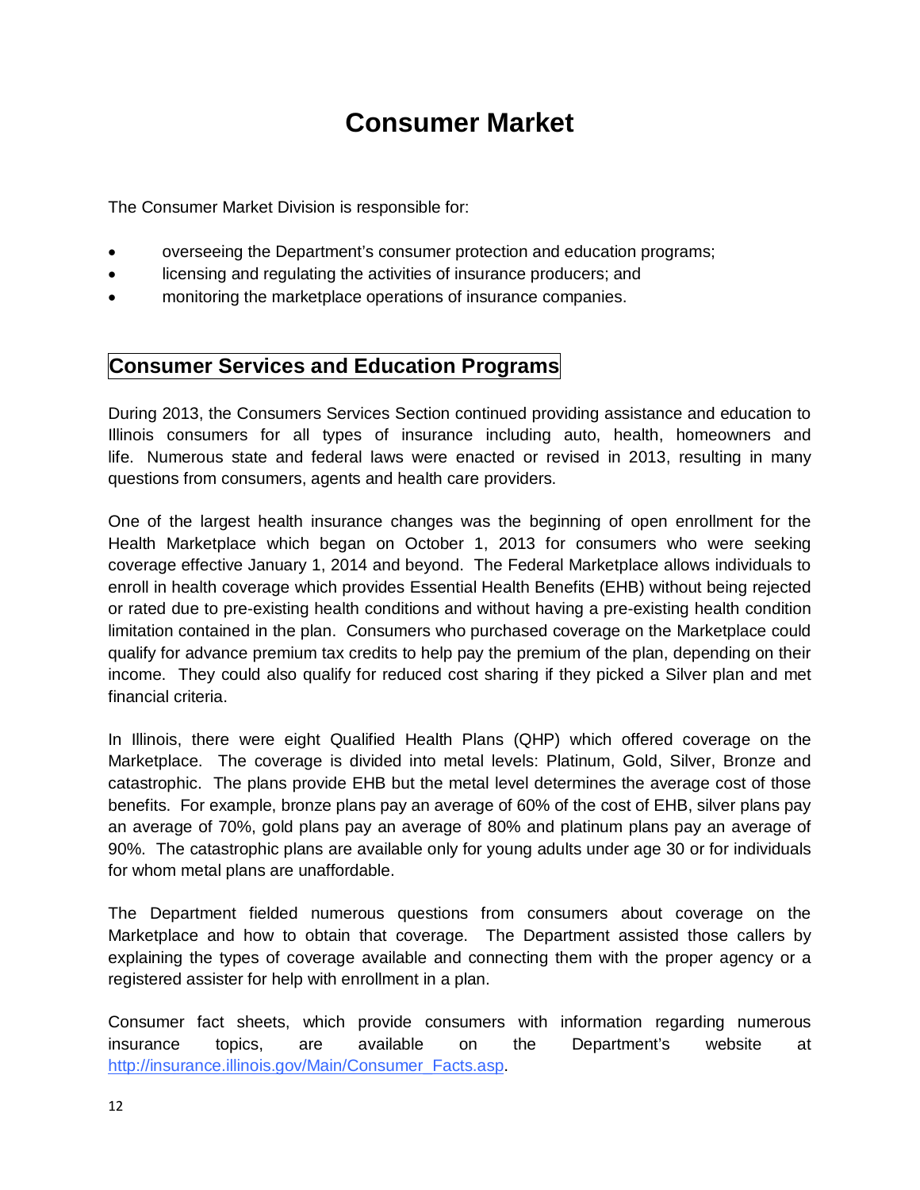# Consumer Market

The Consumer Market Division is responsible for:

- overseeing the Department's consumer protection and education programs;
- licensing and regulating the activities of insurance producers; and
- monitoring the marketplace operations of insurance companies.

## Consumer Services and Education Programs

During 2013, the Consumers Services Section continued providing assistance and education to Illinois consumers for all types of insurance including auto, health, homeowners and life. Numerous state and federal laws were enacted or revised in 2013, resulting in many questions from consumers, agents and health care providers.

One of the largest health insurance changes was the beginning of open enrollment for the Health Marketplace which began on October 1, 2013 for consumers who were seeking coverage effective January 1, 2014 and beyond. The Federal Marketplace allows individuals to enroll in health coverage which provides Essential Health Benefits (EHB) without being rejected or rated due to pre-existing health conditions and without having a pre-existing health condition limitation contained in the plan. Consumers who purchased coverage on the Marketplace could qualify for advance premium tax credits to help pay the premium of the plan, depending on their income. They could also qualify for reduced cost sharing if they picked a Silver plan and met financial criteria.

In Illinois, there were eight Qualified Health Plans (QHP) which offered coverage on the Marketplace. The coverage is divided into metal levels: Platinum, Gold, Silver, Bronze and catastrophic. The plans provide EHB but the metal level determines the average cost of those benefits. For example, bronze plans pay an average of 60% of the cost of EHB, silver plans pay an average of 70%, gold plans pay an average of 80% and platinum plans pay an average of 90%. The catastrophic plans are available only for young adults under age 30 or for individuals for whom metal plans are unaffordable.

The Department fielded numerous questions from consumers about coverage on the Marketplace and how to obtain that coverage. The Department assisted those callers by explaining the types of coverage available and connecting them with the proper agency or a registered assister for help with enrollment in a plan.

Consumer fact sheets, which provide consumers with information regarding numerous insurance topics, are available on the Department's website at [http://insurance.illinois.gov/Main/Consumer_Facts.asp](http://insurance.illinois.gov/Main/Consumer_Facts.asp).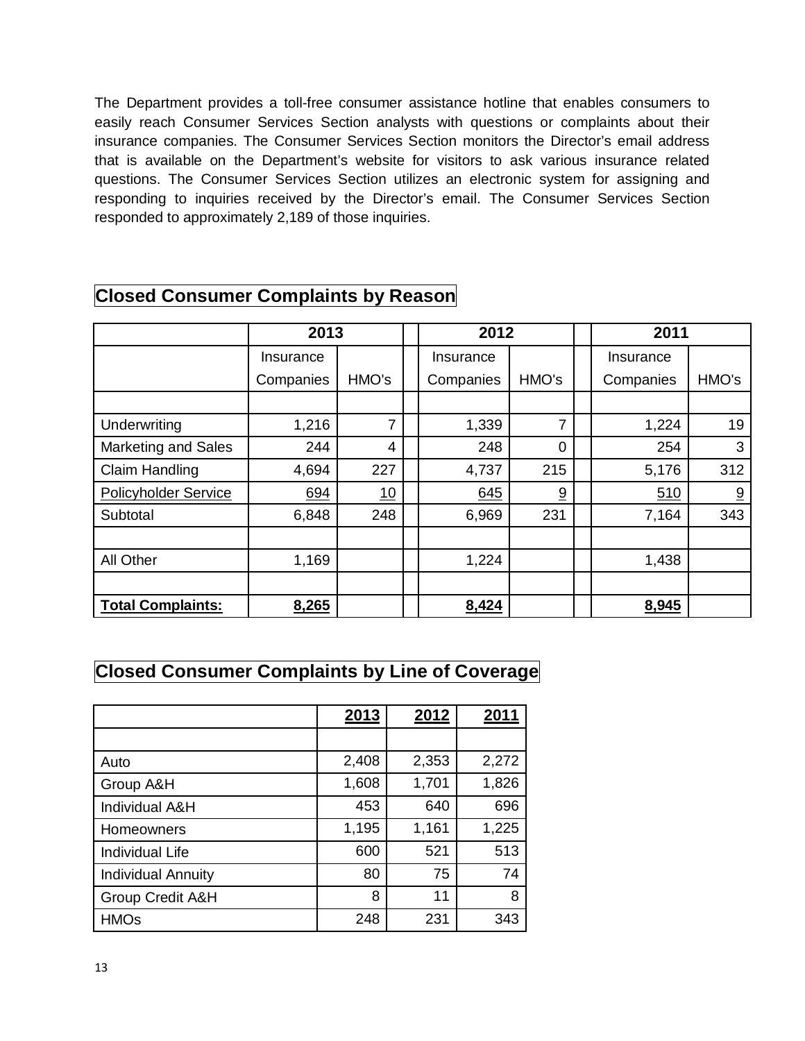The Department provides a toll-free consumer assistance hotline that enables consumers to easily reach Consumer Services Section analysts with questions or complaints about their insurance companies. The Consumer Services Section monitors the Director's email address that is available on the Department's website for visitors to ask various insurance related questions. The Consumer Services Section utilizes an electronic system for assigning and responding to inquiries received by the Director's email. The Consumer Services Section responded to approximately 2,189 of those inquiries.

## Closed Consumer Complaints by Reason

| | 2013 | | 2012 | | 2011 | |
|---|---|---|---|---|---|---|
| | Insurance Companies | HMO's | Insurance Companies | HMO's | Insurance Companies | HMO's |
| Underwriting | 1,216 | 7 | 1,339 | 7 | 1,224 | 19 |
| Marketing and Sales | 244 | 4 | 248 | 0 | 254 | 3 |
| Claim Handling | 4,694 | 227 | 4,737 | 215 | 5,176 | 312 |
| Policyholder Service | 694 | 10 | 645 | 9 | 510 | 9 |
| Subtotal | 6,848 | 248 | 6,969 | 231 | 7,164 | 343 |
| All Other | 1,169 | | 1,224 | | 1,438 | |
| **Total Complaints:** | **8,265** | | **8,424** | | **8,945** | |

## Closed Consumer Complaints by Line of Coverage

| | 2013 | 2012 | 2011 |
|---|---|---|---|
| Auto | 2,408 | 2,353 | 2,272 |
| Group A&H | 1,608 | 1,701 | 1,826 |
| Individual A&H | 453 | 640 | 696 |
| Homeowners | 1,195 | 1,161 | 1,225 |
| Individual Life | 600 | 521 | 513 |
| Individual Annuity | 80 | 75 | 74 |
| Group Credit A&H | 8 | 11 | 8 |
| HMOs | 248 | 231 | 343 |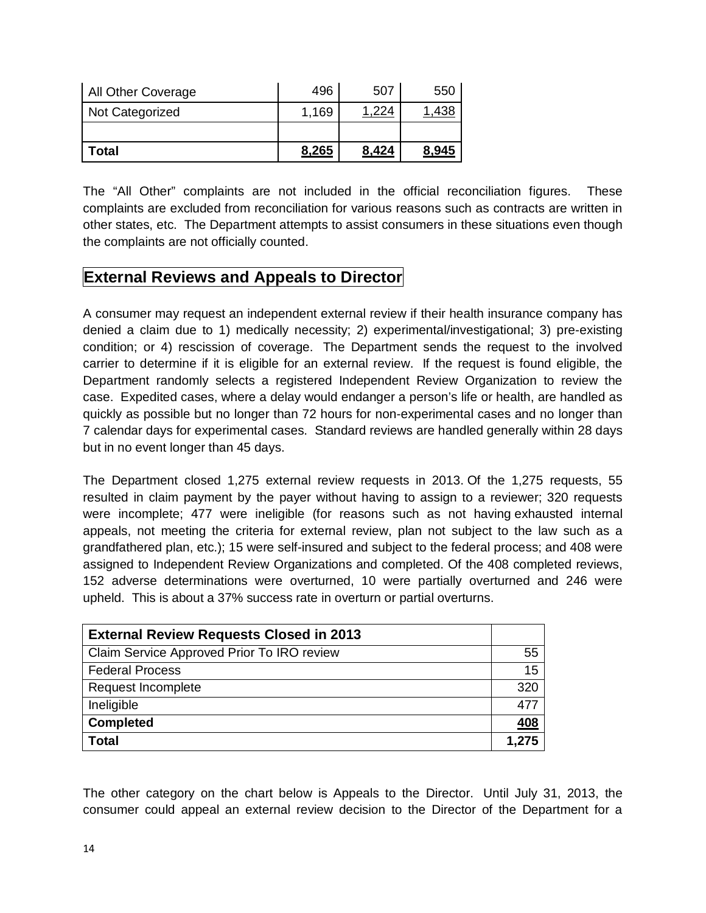| All Other Coverage | 496 | 507 | 550 |
| --- | --- | --- | --- |
| Not Categorized | 1,169 | 1,224 | 1,438 |
| | | | |
| **Total** | **8,265** | **8,424** | **8,945** |

The "All Other" complaints are not included in the official reconciliation figures. These complaints are excluded from reconciliation for various reasons such as contracts are written in other states, etc. The Department attempts to assist consumers in these situations even though the complaints are not officially counted.

## External Reviews and Appeals to Director

A consumer may request an independent external review if their health insurance company has denied a claim due to 1) medically necessity; 2) experimental/investigational; 3) pre-existing condition; or 4) rescission of coverage. The Department sends the request to the involved carrier to determine if it is eligible for an external review. If the request is found eligible, the Department randomly selects a registered Independent Review Organization to review the case. Expedited cases, where a delay would endanger a person's life or health, are handled as quickly as possible but no longer than 72 hours for non-experimental cases and no longer than 7 calendar days for experimental cases. Standard reviews are handled generally within 28 days but in no event longer than 45 days.

The Department closed 1,275 external review requests in 2013. Of the 1,275 requests, 55 resulted in claim payment by the payer without having to assign to a reviewer; 320 requests were incomplete; 477 were ineligible (for reasons such as not having exhausted internal appeals, not meeting the criteria for external review, plan not subject to the law such as a grandfathered plan, etc.); 15 were self-insured and subject to the federal process; and 408 were assigned to Independent Review Organizations and completed. Of the 408 completed reviews, 152 adverse determinations were overturned, 10 were partially overturned and 246 were upheld. This is about a 37% success rate in overturn or partial overturns.

| **External Review Requests Closed in 2013** | |
| --- | --- |
| Claim Service Approved Prior To IRO review | 55 |
| Federal Process | 15 |
| Request Incomplete | 320 |
| Ineligible | 477 |
| **Completed** | **408** |
| **Total** | **1,275** |

The other category on the chart below is Appeals to the Director. Until July 31, 2013, the consumer could appeal an external review decision to the Director of the Department for a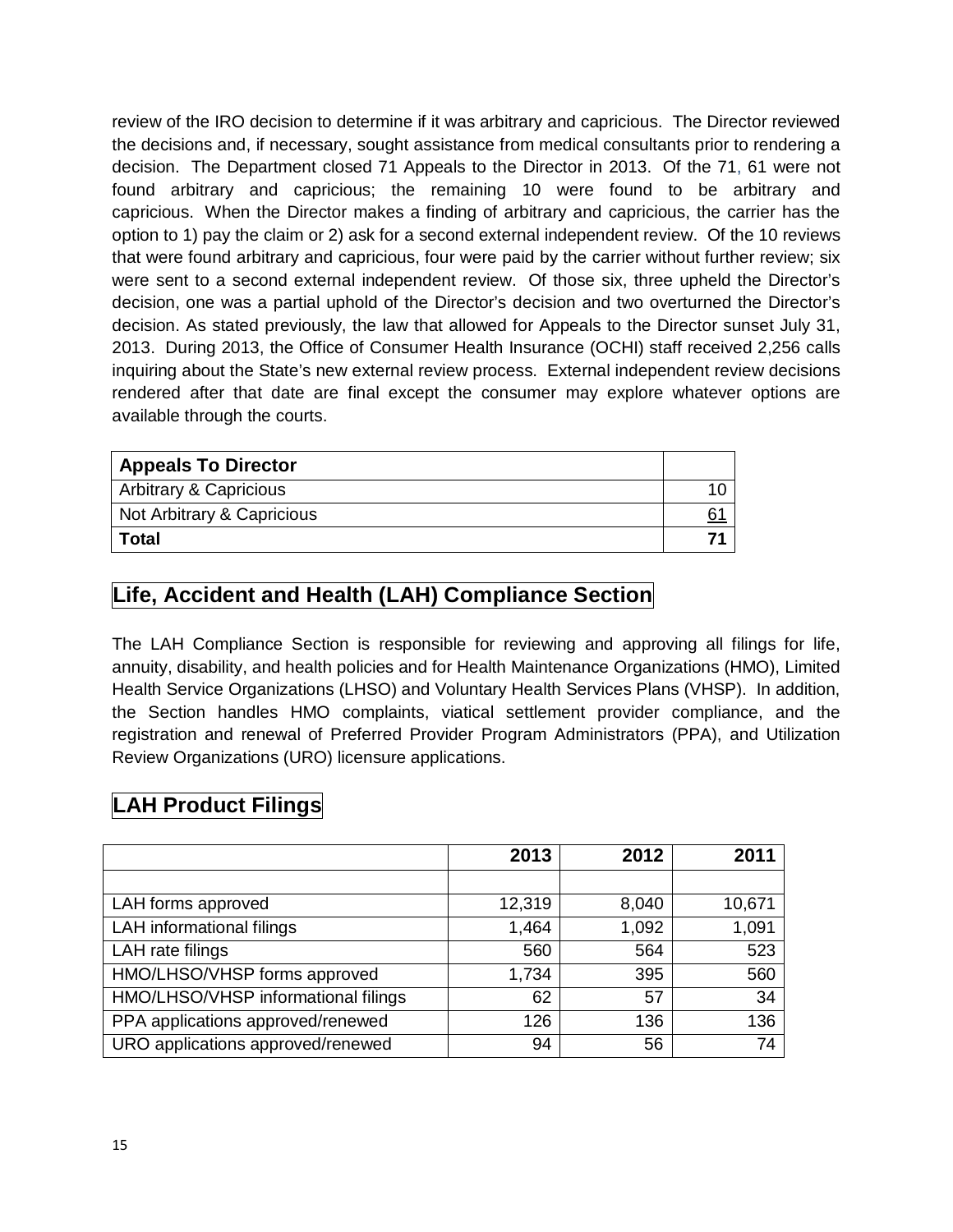review of the IRO decision to determine if it was arbitrary and capricious. The Director reviewed the decisions and, if necessary, sought assistance from medical consultants prior to rendering a decision. The Department closed 71 Appeals to the Director in 2013. Of the 71, 61 were not found arbitrary and capricious; the remaining 10 were found to be arbitrary and capricious. When the Director makes a finding of arbitrary and capricious, the carrier has the option to 1) pay the claim or 2) ask for a second external independent review. Of the 10 reviews that were found arbitrary and capricious, four were paid by the carrier without further review; six were sent to a second external independent review. Of those six, three upheld the Director's decision, one was a partial uphold of the Director's decision and two overturned the Director's decision. As stated previously, the law that allowed for Appeals to the Director sunset July 31, 2013. During 2013, the Office of Consumer Health Insurance (OCHI) staff received 2,256 calls inquiring about the State's new external review process. External independent review decisions rendered after that date are final except the consumer may explore whatever options are available through the courts.

| **Appeals To Director** | |
|---|---|
| Arbitrary & Capricious | 10 |
| Not Arbitrary & Capricious | 61 |
| **Total** | **71** |

## Life, Accident and Health (LAH) Compliance Section

The LAH Compliance Section is responsible for reviewing and approving all filings for life, annuity, disability, and health policies and for Health Maintenance Organizations (HMO), Limited Health Service Organizations (LHSO) and Voluntary Health Services Plans (VHSP). In addition, the Section handles HMO complaints, viatical settlement provider compliance, and the registration and renewal of Preferred Provider Program Administrators (PPA), and Utilization Review Organizations (URO) licensure applications.

## LAH Product Filings

| | **2013** | **2012** | **2011** |
|---|---|---|---|
| | | | |
| LAH forms approved | 12,319 | 8,040 | 10,671 |
| LAH informational filings | 1,464 | 1,092 | 1,091 |
| LAH rate filings | 560 | 564 | 523 |
| HMO/LHSO/VHSP forms approved | 1,734 | 395 | 560 |
| HMO/LHSO/VHSP informational filings | 62 | 57 | 34 |
| PPA applications approved/renewed | 126 | 136 | 136 |
| URO applications approved/renewed | 94 | 56 | 74 |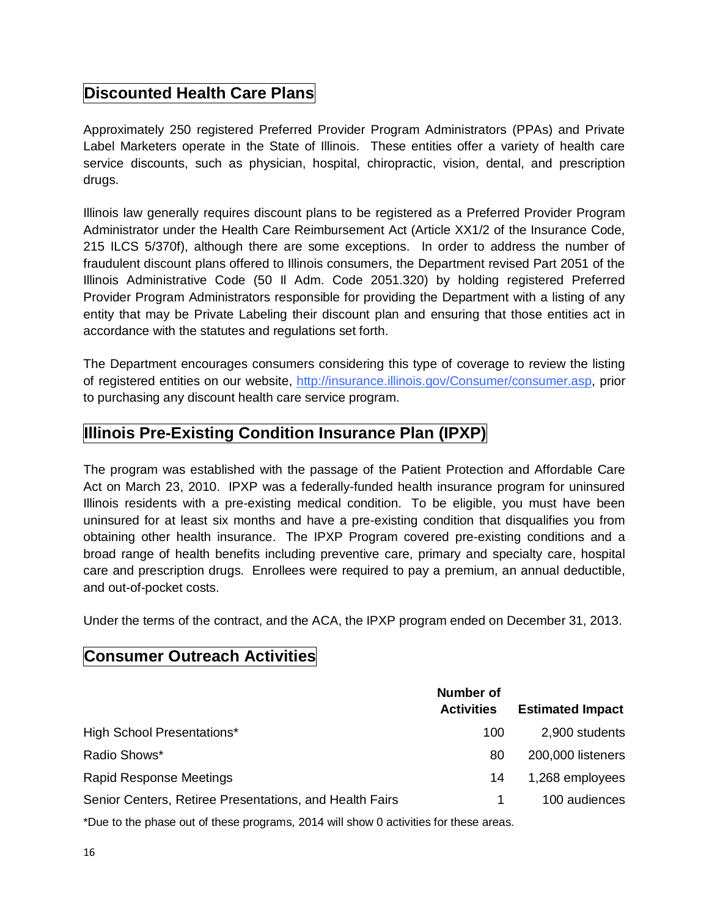## Discounted Health Care Plans

Approximately 250 registered Preferred Provider Program Administrators (PPAs) and Private Label Marketers operate in the State of Illinois. These entities offer a variety of health care service discounts, such as physician, hospital, chiropractic, vision, dental, and prescription drugs.

Illinois law generally requires discount plans to be registered as a Preferred Provider Program Administrator under the Health Care Reimbursement Act (Article XX1/2 of the Insurance Code, 215 ILCS 5/370f), although there are some exceptions. In order to address the number of fraudulent discount plans offered to Illinois consumers, the Department revised Part 2051 of the Illinois Administrative Code (50 Il Adm. Code 2051.320) by holding registered Preferred Provider Program Administrators responsible for providing the Department with a listing of any entity that may be Private Labeling their discount plan and ensuring that those entities act in accordance with the statutes and regulations set forth.

The Department encourages consumers considering this type of coverage to review the listing of registered entities on our website, http://insurance.illinois.gov/Consumer/consumer.asp, prior to purchasing any discount health care service program.

## Illinois Pre-Existing Condition Insurance Plan (IPXP)

The program was established with the passage of the Patient Protection and Affordable Care Act on March 23, 2010. IPXP was a federally-funded health insurance program for uninsured Illinois residents with a pre-existing medical condition. To be eligible, you must have been uninsured for at least six months and have a pre-existing condition that disqualifies you from obtaining other health insurance. The IPXP Program covered pre-existing conditions and a broad range of health benefits including preventive care, primary and specialty care, hospital care and prescription drugs. Enrollees were required to pay a premium, an annual deductible, and out-of-pocket costs.

Under the terms of the contract, and the ACA, the IPXP program ended on December 31, 2013.

## Consumer Outreach Activities

| | Number of Activities | Estimated Impact |
|---|---|---|
| High School Presentations* | 100 | 2,900 students |
| Radio Shows* | 80 | 200,000 listeners |
| Rapid Response Meetings | 14 | 1,268 employees |
| Senior Centers, Retiree Presentations, and Health Fairs | 1 | 100 audiences |

*Due to the phase out of these programs, 2014 will show 0 activities for these areas.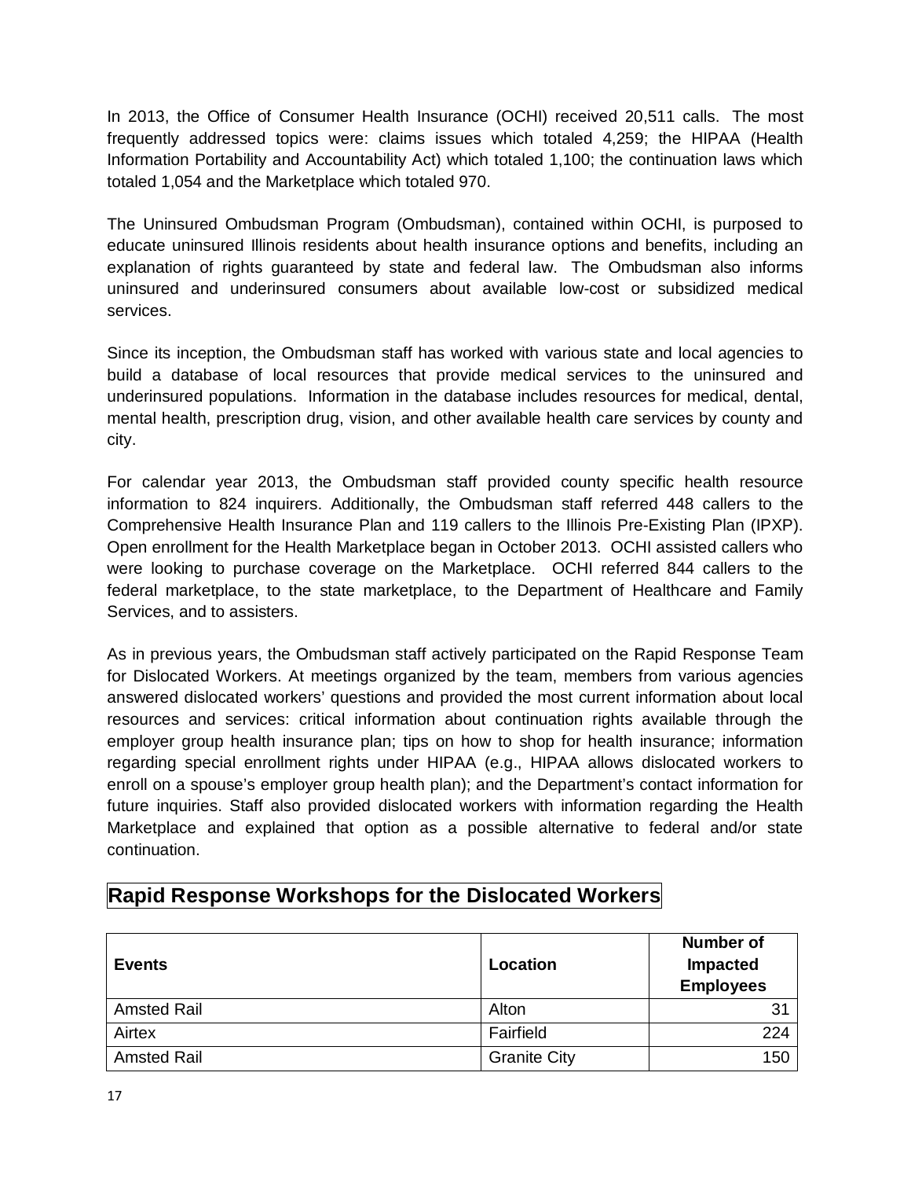In 2013, the Office of Consumer Health Insurance (OCHI) received 20,511 calls. The most frequently addressed topics were: claims issues which totaled 4,259; the HIPAA (Health Information Portability and Accountability Act) which totaled 1,100; the continuation laws which totaled 1,054 and the Marketplace which totaled 970.

The Uninsured Ombudsman Program (Ombudsman), contained within OCHI, is purposed to educate uninsured Illinois residents about health insurance options and benefits, including an explanation of rights guaranteed by state and federal law. The Ombudsman also informs uninsured and underinsured consumers about available low-cost or subsidized medical services.

Since its inception, the Ombudsman staff has worked with various state and local agencies to build a database of local resources that provide medical services to the uninsured and underinsured populations. Information in the database includes resources for medical, dental, mental health, prescription drug, vision, and other available health care services by county and city.

For calendar year 2013, the Ombudsman staff provided county specific health resource information to 824 inquirers. Additionally, the Ombudsman staff referred 448 callers to the Comprehensive Health Insurance Plan and 119 callers to the Illinois Pre-Existing Plan (IPXP). Open enrollment for the Health Marketplace began in October 2013. OCHI assisted callers who were looking to purchase coverage on the Marketplace. OCHI referred 844 callers to the federal marketplace, to the state marketplace, to the Department of Healthcare and Family Services, and to assisters.

As in previous years, the Ombudsman staff actively participated on the Rapid Response Team for Dislocated Workers. At meetings organized by the team, members from various agencies answered dislocated workers' questions and provided the most current information about local resources and services: critical information about continuation rights available through the employer group health insurance plan; tips on how to shop for health insurance; information regarding special enrollment rights under HIPAA (e.g., HIPAA allows dislocated workers to enroll on a spouse's employer group health plan); and the Department's contact information for future inquiries. Staff also provided dislocated workers with information regarding the Health Marketplace and explained that option as a possible alternative to federal and/or state continuation.

## Rapid Response Workshops for the Dislocated Workers

| Events | Location | Number of Impacted Employees |
|---|---|---:|
| Amsted Rail | Alton | 31 |
| Airtex | Fairfield | 224 |
| Amsted Rail | Granite City | 150 |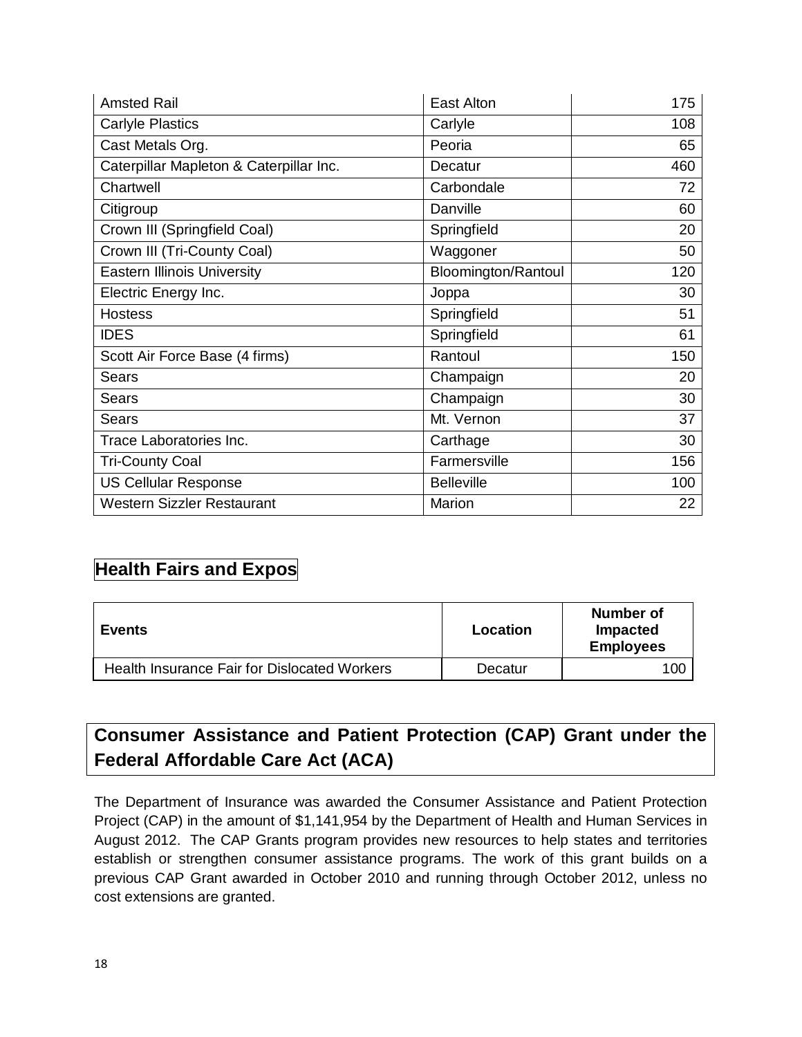| | | |
|---|---|---|
| Amsted Rail | East Alton | 175 |
| Carlyle Plastics | Carlyle | 108 |
| Cast Metals Org. | Peoria | 65 |
| Caterpillar Mapleton & Caterpillar Inc. | Decatur | 460 |
| Chartwell | Carbondale | 72 |
| Citigroup | Danville | 60 |
| Crown III (Springfield Coal) | Springfield | 20 |
| Crown III (Tri-County Coal) | Waggoner | 50 |
| Eastern Illinois University | Bloomington/Rantoul | 120 |
| Electric Energy Inc. | Joppa | 30 |
| Hostess | Springfield | 51 |
| IDES | Springfield | 61 |
| Scott Air Force Base (4 firms) | Rantoul | 150 |
| Sears | Champaign | 20 |
| Sears | Champaign | 30 |
| Sears | Mt. Vernon | 37 |
| Trace Laboratories Inc. | Carthage | 30 |
| Tri-County Coal | Farmersville | 156 |
| US Cellular Response | Belleville | 100 |
| Western Sizzler Restaurant | Marion | 22 |

## Health Fairs and Expos

| Events | Location | Number of Impacted Employees |
|---|---|---|
| Health Insurance Fair for Dislocated Workers | Decatur | 100 |

## Consumer Assistance and Patient Protection (CAP) Grant under the Federal Affordable Care Act (ACA)

The Department of Insurance was awarded the Consumer Assistance and Patient Protection Project (CAP) in the amount of $1,141,954 by the Department of Health and Human Services in August 2012. The CAP Grants program provides new resources to help states and territories establish or strengthen consumer assistance programs. The work of this grant builds on a previous CAP Grant awarded in October 2010 and running through October 2012, unless no cost extensions are granted.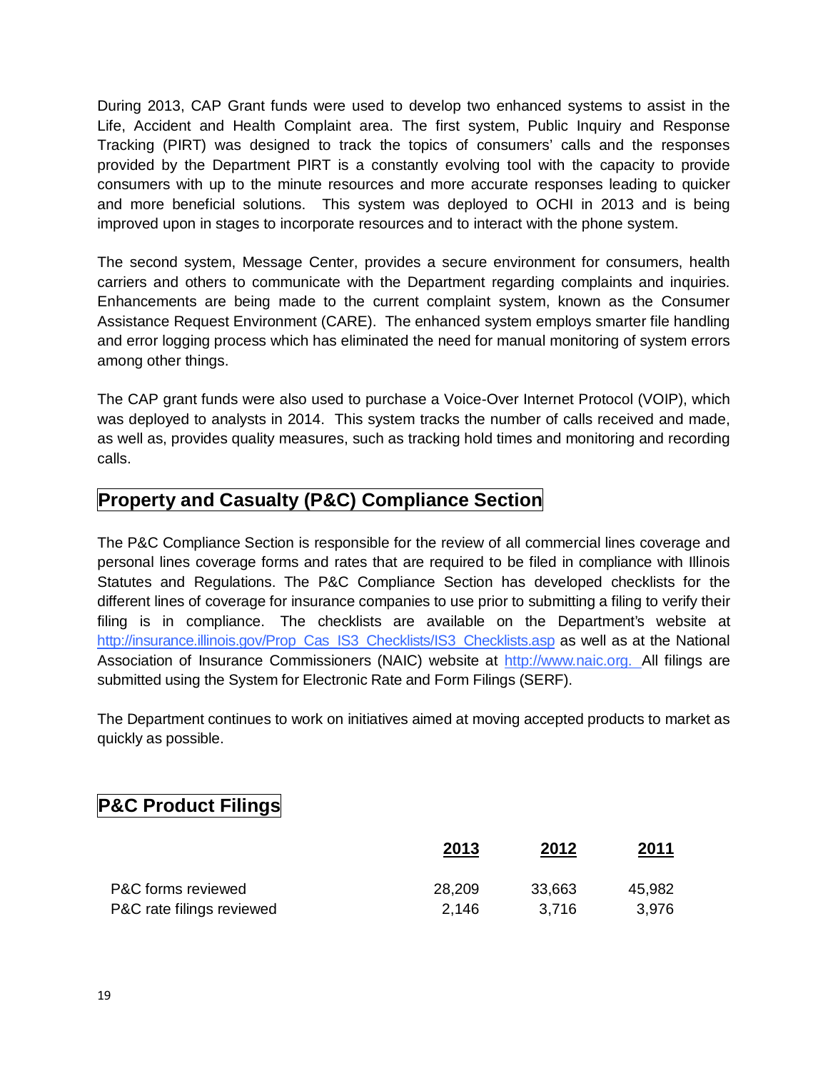During 2013, CAP Grant funds were used to develop two enhanced systems to assist in the Life, Accident and Health Complaint area. The first system, Public Inquiry and Response Tracking (PIRT) was designed to track the topics of consumers' calls and the responses provided by the Department PIRT is a constantly evolving tool with the capacity to provide consumers with up to the minute resources and more accurate responses leading to quicker and more beneficial solutions. This system was deployed to OCHI in 2013 and is being improved upon in stages to incorporate resources and to interact with the phone system.

The second system, Message Center, provides a secure environment for consumers, health carriers and others to communicate with the Department regarding complaints and inquiries. Enhancements are being made to the current complaint system, known as the Consumer Assistance Request Environment (CARE). The enhanced system employs smarter file handling and error logging process which has eliminated the need for manual monitoring of system errors among other things.

The CAP grant funds were also used to purchase a Voice-Over Internet Protocol (VOIP), which was deployed to analysts in 2014. This system tracks the number of calls received and made, as well as, provides quality measures, such as tracking hold times and monitoring and recording calls.

## Property and Casualty (P&C) Compliance Section

The P&C Compliance Section is responsible for the review of all commercial lines coverage and personal lines coverage forms and rates that are required to be filed in compliance with Illinois Statutes and Regulations. The P&C Compliance Section has developed checklists for the different lines of coverage for insurance companies to use prior to submitting a filing to verify their filing is in compliance. The checklists are available on the Department's website at http://insurance.illinois.gov/Prop_Cas_IS3_Checklists/IS3_Checklists.asp as well as at the National Association of Insurance Commissioners (NAIC) website at http://www.naic.org. All filings are submitted using the System for Electronic Rate and Form Filings (SERF).

The Department continues to work on initiatives aimed at moving accepted products to market as quickly as possible.

## P&C Product Filings

| | 2013 | 2012 | 2011 |
|---|---|---|---|
| P&C forms reviewed | 28,209 | 33,663 | 45,982 |
| P&C rate filings reviewed | 2,146 | 3,716 | 3,976 |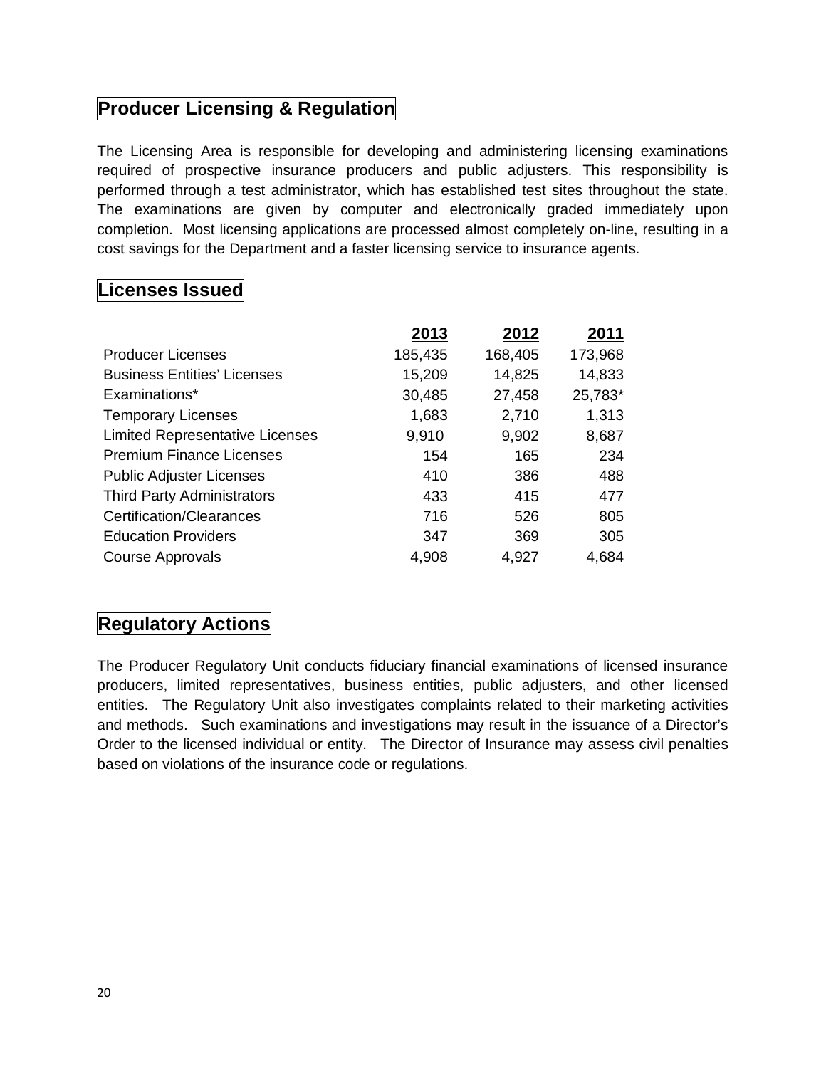## Producer Licensing & Regulation

The Licensing Area is responsible for developing and administering licensing examinations required of prospective insurance producers and public adjusters. This responsibility is performed through a test administrator, which has established test sites throughout the state. The examinations are given by computer and electronically graded immediately upon completion. Most licensing applications are processed almost completely on-line, resulting in a cost savings for the Department and a faster licensing service to insurance agents.

## Licenses Issued

| | 2013 | 2012 | 2011 |
|---|---|---|---|
| Producer Licenses | 185,435 | 168,405 | 173,968 |
| Business Entities' Licenses | 15,209 | 14,825 | 14,833 |
| Examinations* | 30,485 | 27,458 | 25,783* |
| Temporary Licenses | 1,683 | 2,710 | 1,313 |
| Limited Representative Licenses | 9,910 | 9,902 | 8,687 |
| Premium Finance Licenses | 154 | 165 | 234 |
| Public Adjuster Licenses | 410 | 386 | 488 |
| Third Party Administrators | 433 | 415 | 477 |
| Certification/Clearances | 716 | 526 | 805 |
| Education Providers | 347 | 369 | 305 |
| Course Approvals | 4,908 | 4,927 | 4,684 |

## Regulatory Actions

The Producer Regulatory Unit conducts fiduciary financial examinations of licensed insurance producers, limited representatives, business entities, public adjusters, and other licensed entities. The Regulatory Unit also investigates complaints related to their marketing activities and methods. Such examinations and investigations may result in the issuance of a Director's Order to the licensed individual or entity. The Director of Insurance may assess civil penalties based on violations of the insurance code or regulations.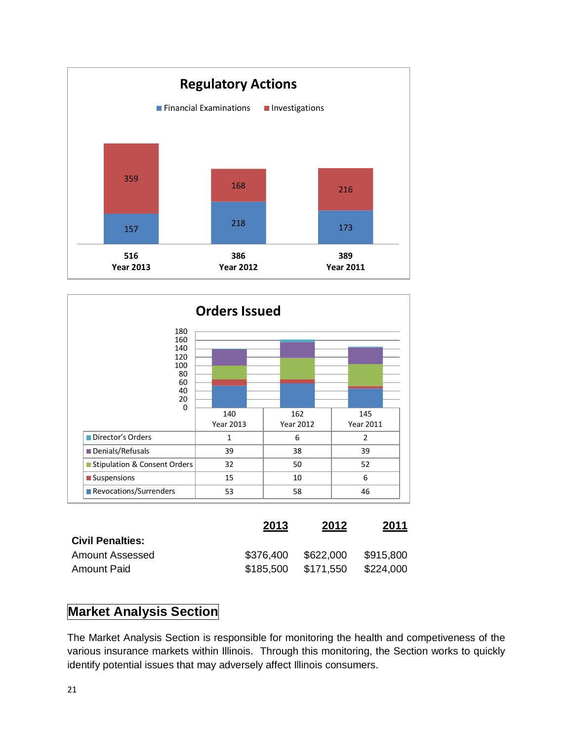## Regulatory Actions

| | Year 2013 | Year 2012 | Year 2011 |
|---|---|---|---|
| Financial Examinations | 157 | 218 | 173 |
| Investigations | 359 | 168 | 216 |
| Total | 516 | 386 | 389 |

## Orders Issued

| | 140<br>Year 2013 | 162<br>Year 2012 | 145<br>Year 2011 |
|---|---|---|---|
| Director's Orders | 1 | 6 | 2 |
| Denials/Refusals | 39 | 38 | 39 |
| Stipulation & Consent Orders | 32 | 50 | 52 |
| Suspensions | 15 | 10 | 6 |
| Revocations/Surrenders | 53 | 58 | 46 |

| | **2013** | **2012** | **2011** |
|---|---|---|---|
| **Civil Penalties:** | | | |
| Amount Assessed | $376,400 | $622,000 | $915,800 |
| Amount Paid | $185,500 | $171,550 | $224,000 |

## Market Analysis Section

The Market Analysis Section is responsible for monitoring the health and competiveness of the various insurance markets within Illinois. Through this monitoring, the Section works to quickly identify potential issues that may adversely affect Illinois consumers.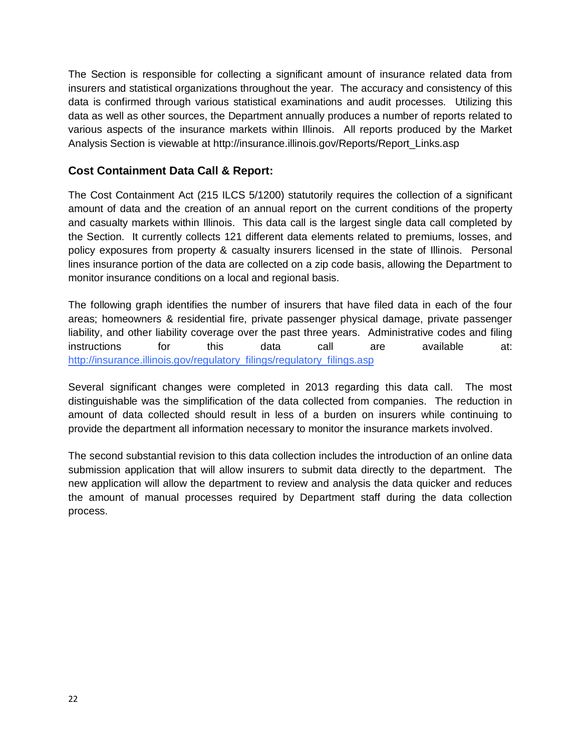The Section is responsible for collecting a significant amount of insurance related data from insurers and statistical organizations throughout the year. The accuracy and consistency of this data is confirmed through various statistical examinations and audit processes. Utilizing this data as well as other sources, the Department annually produces a number of reports related to various aspects of the insurance markets within Illinois. All reports produced by the Market Analysis Section is viewable at http://insurance.illinois.gov/Reports/Report_Links.asp

### Cost Containment Data Call & Report:

The Cost Containment Act (215 ILCS 5/1200) statutorily requires the collection of a significant amount of data and the creation of an annual report on the current conditions of the property and casualty markets within Illinois. This data call is the largest single data call completed by the Section. It currently collects 121 different data elements related to premiums, losses, and policy exposures from property & casualty insurers licensed in the state of Illinois. Personal lines insurance portion of the data are collected on a zip code basis, allowing the Department to monitor insurance conditions on a local and regional basis.

The following graph identifies the number of insurers that have filed data in each of the four areas; homeowners & residential fire, private passenger physical damage, private passenger liability, and other liability coverage over the past three years. Administrative codes and filing instructions for this data call are available at: http://insurance.illinois.gov/regulatory_filings/regulatory_filings.asp

Several significant changes were completed in 2013 regarding this data call. The most distinguishable was the simplification of the data collected from companies. The reduction in amount of data collected should result in less of a burden on insurers while continuing to provide the department all information necessary to monitor the insurance markets involved.

The second substantial revision to this data collection includes the introduction of an online data submission application that will allow insurers to submit data directly to the department. The new application will allow the department to review and analysis the data quicker and reduces the amount of manual processes required by Department staff during the data collection process.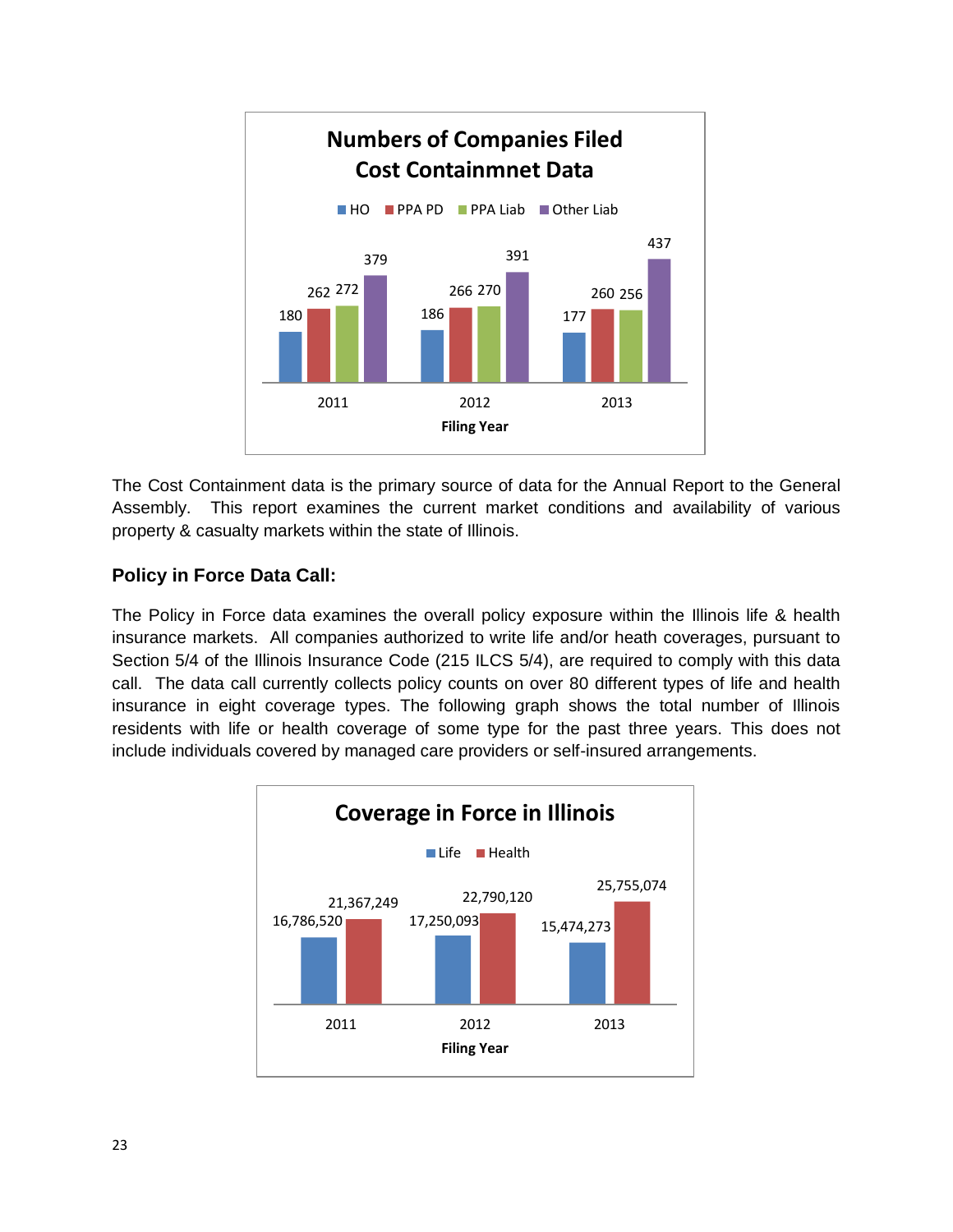**Numbers of Companies Filed Cost Containmnet Data**

| Filing Year | HO | PPA PD | PPA Liab | Other Liab |
| --- | --- | --- | --- | --- |
| 2011 | 180 | 262 | 272 | 379 |
| 2012 | 186 | 266 | 270 | 391 |
| 2013 | 177 | 260 | 256 | 437 |

The Cost Containment data is the primary source of data for the Annual Report to the General Assembly. This report examines the current market conditions and availability of various property & casualty markets within the state of Illinois.

### Policy in Force Data Call:

The Policy in Force data examines the overall policy exposure within the Illinois life & health insurance markets. All companies authorized to write life and/or heath coverages, pursuant to Section 5/4 of the Illinois Insurance Code (215 ILCS 5/4), are required to comply with this data call. The data call currently collects policy counts on over 80 different types of life and health insurance in eight coverage types. The following graph shows the total number of Illinois residents with life or health coverage of some type for the past three years. This does not include individuals covered by managed care providers or self-insured arrangements.

**Coverage in Force in Illinois**

| Filing Year | Life | Health |
| --- | --- | --- |
| 2011 | 16,786,520 | 21,367,249 |
| 2012 | 17,250,093 | 22,790,120 |
| 2013 | 15,474,273 | 25,755,074 |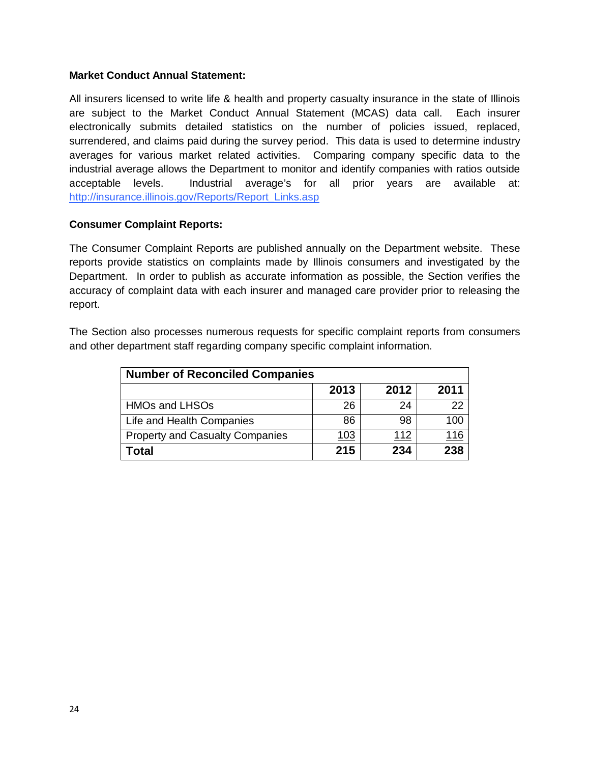**Market Conduct Annual Statement:**

All insurers licensed to write life & health and property casualty insurance in the state of Illinois are subject to the Market Conduct Annual Statement (MCAS) data call. Each insurer electronically submits detailed statistics on the number of policies issued, replaced, surrendered, and claims paid during the survey period. This data is used to determine industry averages for various market related activities. Comparing company specific data to the industrial average allows the Department to monitor and identify companies with ratios outside acceptable levels. Industrial average's for all prior years are available at: http://insurance.illinois.gov/Reports/Report_Links.asp

**Consumer Complaint Reports:**

The Consumer Complaint Reports are published annually on the Department website. These reports provide statistics on complaints made by Illinois consumers and investigated by the Department. In order to publish as accurate information as possible, the Section verifies the accuracy of complaint data with each insurer and managed care provider prior to releasing the report.

The Section also processes numerous requests for specific complaint reports from consumers and other department staff regarding company specific complaint information.

| **Number of Reconciled Companies** | | | |
|---|---|---|---|
| | **2013** | **2012** | **2011** |
| HMOs and LHSOs | 26 | 24 | 22 |
| Life and Health Companies | 86 | 98 | 100 |
| Property and Casualty Companies | 103 | 112 | 116 |
| **Total** | **215** | **234** | **238** |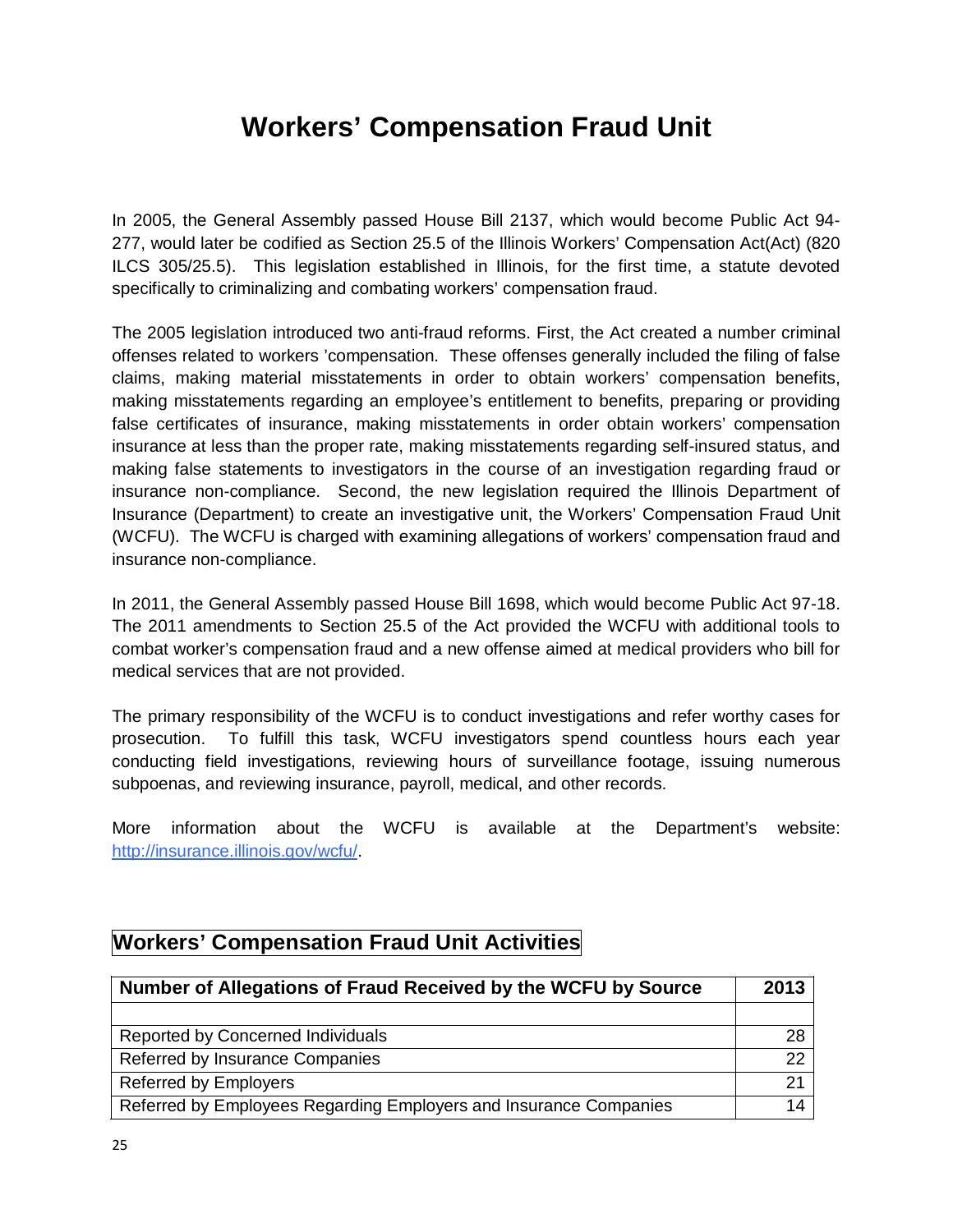# Workers' Compensation Fraud Unit

In 2005, the General Assembly passed House Bill 2137, which would become Public Act 94-277, would later be codified as Section 25.5 of the Illinois Workers' Compensation Act(Act) (820 ILCS 305/25.5). This legislation established in Illinois, for the first time, a statute devoted specifically to criminalizing and combating workers' compensation fraud.

The 2005 legislation introduced two anti-fraud reforms. First, the Act created a number criminal offenses related to workers 'compensation. These offenses generally included the filing of false claims, making material misstatements in order to obtain workers' compensation benefits, making misstatements regarding an employee's entitlement to benefits, preparing or providing false certificates of insurance, making misstatements in order obtain workers' compensation insurance at less than the proper rate, making misstatements regarding self-insured status, and making false statements to investigators in the course of an investigation regarding fraud or insurance non-compliance. Second, the new legislation required the Illinois Department of Insurance (Department) to create an investigative unit, the Workers' Compensation Fraud Unit (WCFU). The WCFU is charged with examining allegations of workers' compensation fraud and insurance non-compliance.

In 2011, the General Assembly passed House Bill 1698, which would become Public Act 97-18. The 2011 amendments to Section 25.5 of the Act provided the WCFU with additional tools to combat worker's compensation fraud and a new offense aimed at medical providers who bill for medical services that are not provided.

The primary responsibility of the WCFU is to conduct investigations and refer worthy cases for prosecution. To fulfill this task, WCFU investigators spend countless hours each year conducting field investigations, reviewing hours of surveillance footage, issuing numerous subpoenas, and reviewing insurance, payroll, medical, and other records.

More information about the WCFU is available at the Department's website: http://insurance.illinois.gov/wcfu/.

## Workers' Compensation Fraud Unit Activities

| Number of Allegations of Fraud Received by the WCFU by Source | 2013 |
|---|---|
| | |
| Reported by Concerned Individuals | 28 |
| Referred by Insurance Companies | 22 |
| Referred by Employers | 21 |
| Referred by Employees Regarding Employers and Insurance Companies | 14 |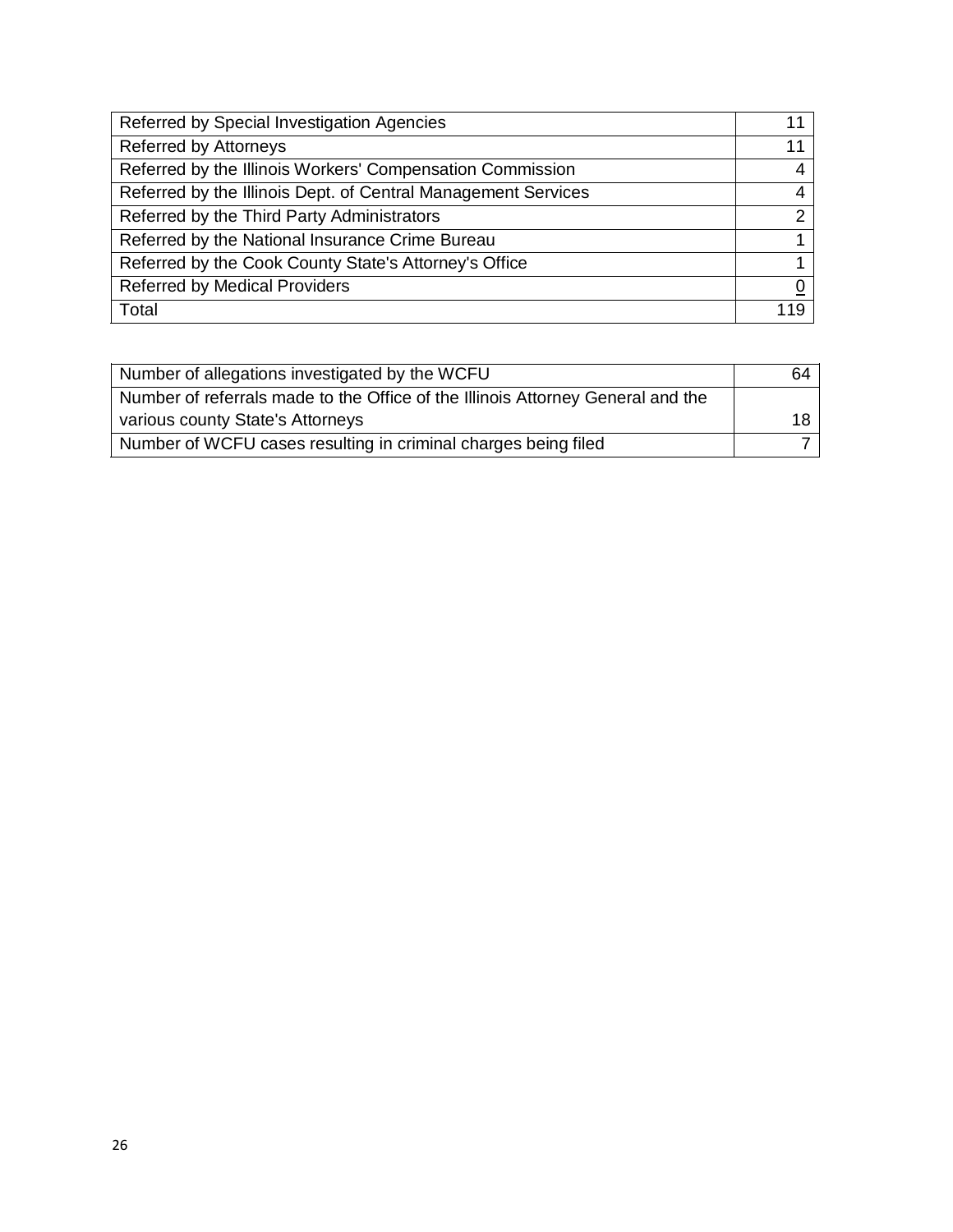| | |
|---|---|
| Referred by Special Investigation Agencies | 11 |
| Referred by Attorneys | 11 |
| Referred by the Illinois Workers' Compensation Commission | 4 |
| Referred by the Illinois Dept. of Central Management Services | 4 |
| Referred by the Third Party Administrators | 2 |
| Referred by the National Insurance Crime Bureau | 1 |
| Referred by the Cook County State's Attorney's Office | 1 |
| Referred by Medical Providers | 0 |
| Total | 119 |

| | |
|---|---|
| Number of allegations investigated by the WCFU | 64 |
| Number of referrals made to the Office of the Illinois Attorney General and the various county State's Attorneys | 18 |
| Number of WCFU cases resulting in criminal charges being filed | 7 |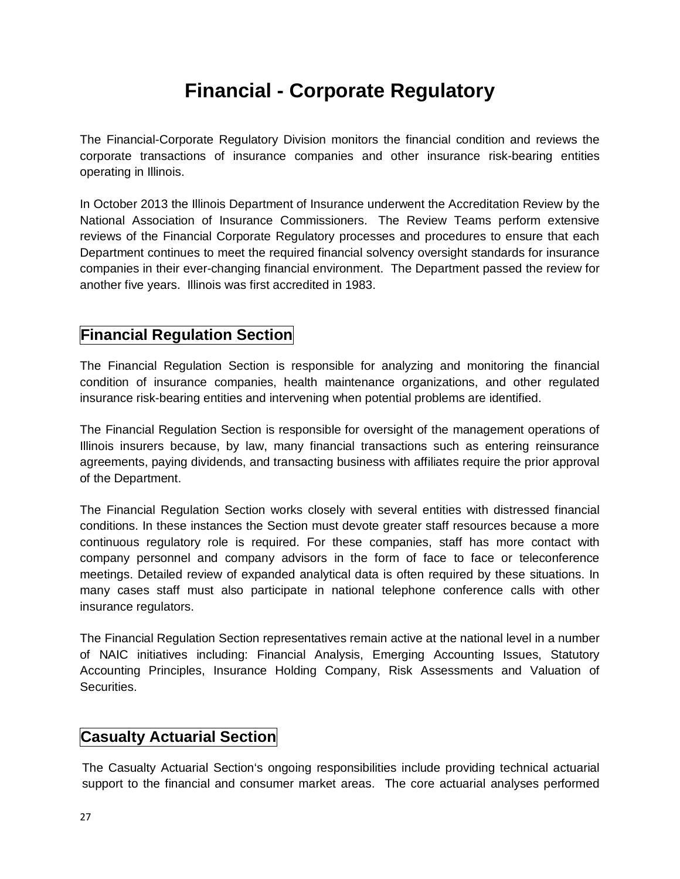# Financial - Corporate Regulatory

The Financial-Corporate Regulatory Division monitors the financial condition and reviews the corporate transactions of insurance companies and other insurance risk-bearing entities operating in Illinois.

In October 2013 the Illinois Department of Insurance underwent the Accreditation Review by the National Association of Insurance Commissioners. The Review Teams perform extensive reviews of the Financial Corporate Regulatory processes and procedures to ensure that each Department continues to meet the required financial solvency oversight standards for insurance companies in their ever-changing financial environment. The Department passed the review for another five years. Illinois was first accredited in 1983.

## Financial Regulation Section

The Financial Regulation Section is responsible for analyzing and monitoring the financial condition of insurance companies, health maintenance organizations, and other regulated insurance risk-bearing entities and intervening when potential problems are identified.

The Financial Regulation Section is responsible for oversight of the management operations of Illinois insurers because, by law, many financial transactions such as entering reinsurance agreements, paying dividends, and transacting business with affiliates require the prior approval of the Department.

The Financial Regulation Section works closely with several entities with distressed financial conditions. In these instances the Section must devote greater staff resources because a more continuous regulatory role is required. For these companies, staff has more contact with company personnel and company advisors in the form of face to face or teleconference meetings. Detailed review of expanded analytical data is often required by these situations. In many cases staff must also participate in national telephone conference calls with other insurance regulators.

The Financial Regulation Section representatives remain active at the national level in a number of NAIC initiatives including: Financial Analysis, Emerging Accounting Issues, Statutory Accounting Principles, Insurance Holding Company, Risk Assessments and Valuation of Securities.

## Casualty Actuarial Section

The Casualty Actuarial Section's ongoing responsibilities include providing technical actuarial support to the financial and consumer market areas. The core actuarial analyses performed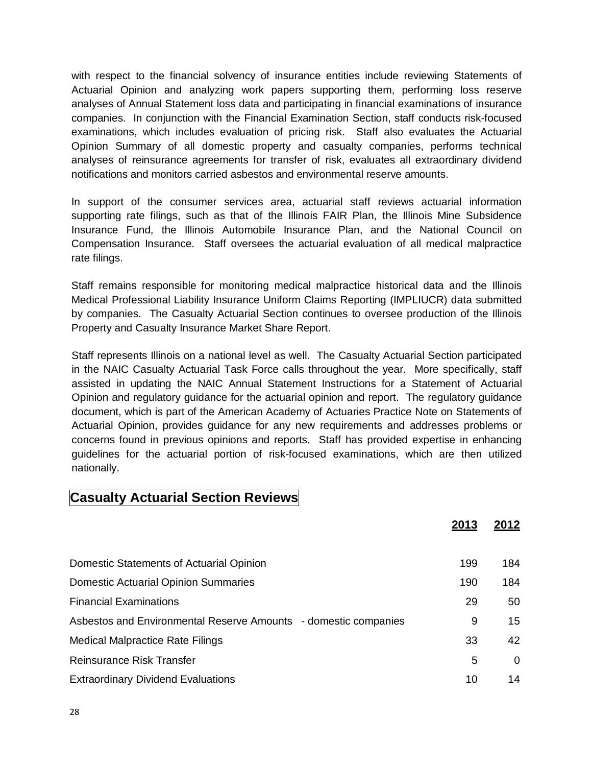with respect to the financial solvency of insurance entities include reviewing Statements of Actuarial Opinion and analyzing work papers supporting them, performing loss reserve analyses of Annual Statement loss data and participating in financial examinations of insurance companies. In conjunction with the Financial Examination Section, staff conducts risk-focused examinations, which includes evaluation of pricing risk. Staff also evaluates the Actuarial Opinion Summary of all domestic property and casualty companies, performs technical analyses of reinsurance agreements for transfer of risk, evaluates all extraordinary dividend notifications and monitors carried asbestos and environmental reserve amounts.

In support of the consumer services area, actuarial staff reviews actuarial information supporting rate filings, such as that of the Illinois FAIR Plan, the Illinois Mine Subsidence Insurance Fund, the Illinois Automobile Insurance Plan, and the National Council on Compensation Insurance. Staff oversees the actuarial evaluation of all medical malpractice rate filings.

Staff remains responsible for monitoring medical malpractice historical data and the Illinois Medical Professional Liability Insurance Uniform Claims Reporting (IMPLIUCR) data submitted by companies. The Casualty Actuarial Section continues to oversee production of the Illinois Property and Casualty Insurance Market Share Report.

Staff represents Illinois on a national level as well. The Casualty Actuarial Section participated in the NAIC Casualty Actuarial Task Force calls throughout the year. More specifically, staff assisted in updating the NAIC Annual Statement Instructions for a Statement of Actuarial Opinion and regulatory guidance for the actuarial opinion and report. The regulatory guidance document, which is part of the American Academy of Actuaries Practice Note on Statements of Actuarial Opinion, provides guidance for any new requirements and addresses problems or concerns found in previous opinions and reports. Staff has provided expertise in enhancing guidelines for the actuarial portion of risk-focused examinations, which are then utilized nationally.

## Casualty Actuarial Section Reviews

| | 2013 | 2012 |
|---|---|---|
| Domestic Statements of Actuarial Opinion | 199 | 184 |
| Domestic Actuarial Opinion Summaries | 190 | 184 |
| Financial Examinations | 29 | 50 |
| Asbestos and Environmental Reserve Amounts - domestic companies | 9 | 15 |
| Medical Malpractice Rate Filings | 33 | 42 |
| Reinsurance Risk Transfer | 5 | 0 |
| Extraordinary Dividend Evaluations | 10 | 14 |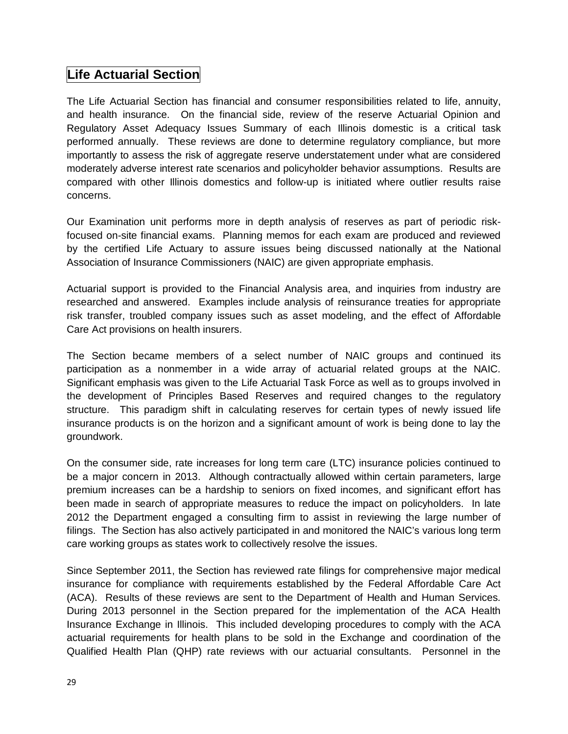## Life Actuarial Section

The Life Actuarial Section has financial and consumer responsibilities related to life, annuity, and health insurance. On the financial side, review of the reserve Actuarial Opinion and Regulatory Asset Adequacy Issues Summary of each Illinois domestic is a critical task performed annually. These reviews are done to determine regulatory compliance, but more importantly to assess the risk of aggregate reserve understatement under what are considered moderately adverse interest rate scenarios and policyholder behavior assumptions. Results are compared with other Illinois domestics and follow-up is initiated where outlier results raise concerns.

Our Examination unit performs more in depth analysis of reserves as part of periodic risk-focused on-site financial exams. Planning memos for each exam are produced and reviewed by the certified Life Actuary to assure issues being discussed nationally at the National Association of Insurance Commissioners (NAIC) are given appropriate emphasis.

Actuarial support is provided to the Financial Analysis area, and inquiries from industry are researched and answered. Examples include analysis of reinsurance treaties for appropriate risk transfer, troubled company issues such as asset modeling, and the effect of Affordable Care Act provisions on health insurers.

The Section became members of a select number of NAIC groups and continued its participation as a nonmember in a wide array of actuarial related groups at the NAIC. Significant emphasis was given to the Life Actuarial Task Force as well as to groups involved in the development of Principles Based Reserves and required changes to the regulatory structure. This paradigm shift in calculating reserves for certain types of newly issued life insurance products is on the horizon and a significant amount of work is being done to lay the groundwork.

On the consumer side, rate increases for long term care (LTC) insurance policies continued to be a major concern in 2013. Although contractually allowed within certain parameters, large premium increases can be a hardship to seniors on fixed incomes, and significant effort has been made in search of appropriate measures to reduce the impact on policyholders. In late 2012 the Department engaged a consulting firm to assist in reviewing the large number of filings. The Section has also actively participated in and monitored the NAIC's various long term care working groups as states work to collectively resolve the issues.

Since September 2011, the Section has reviewed rate filings for comprehensive major medical insurance for compliance with requirements established by the Federal Affordable Care Act (ACA). Results of these reviews are sent to the Department of Health and Human Services. During 2013 personnel in the Section prepared for the implementation of the ACA Health Insurance Exchange in Illinois. This included developing procedures to comply with the ACA actuarial requirements for health plans to be sold in the Exchange and coordination of the Qualified Health Plan (QHP) rate reviews with our actuarial consultants. Personnel in the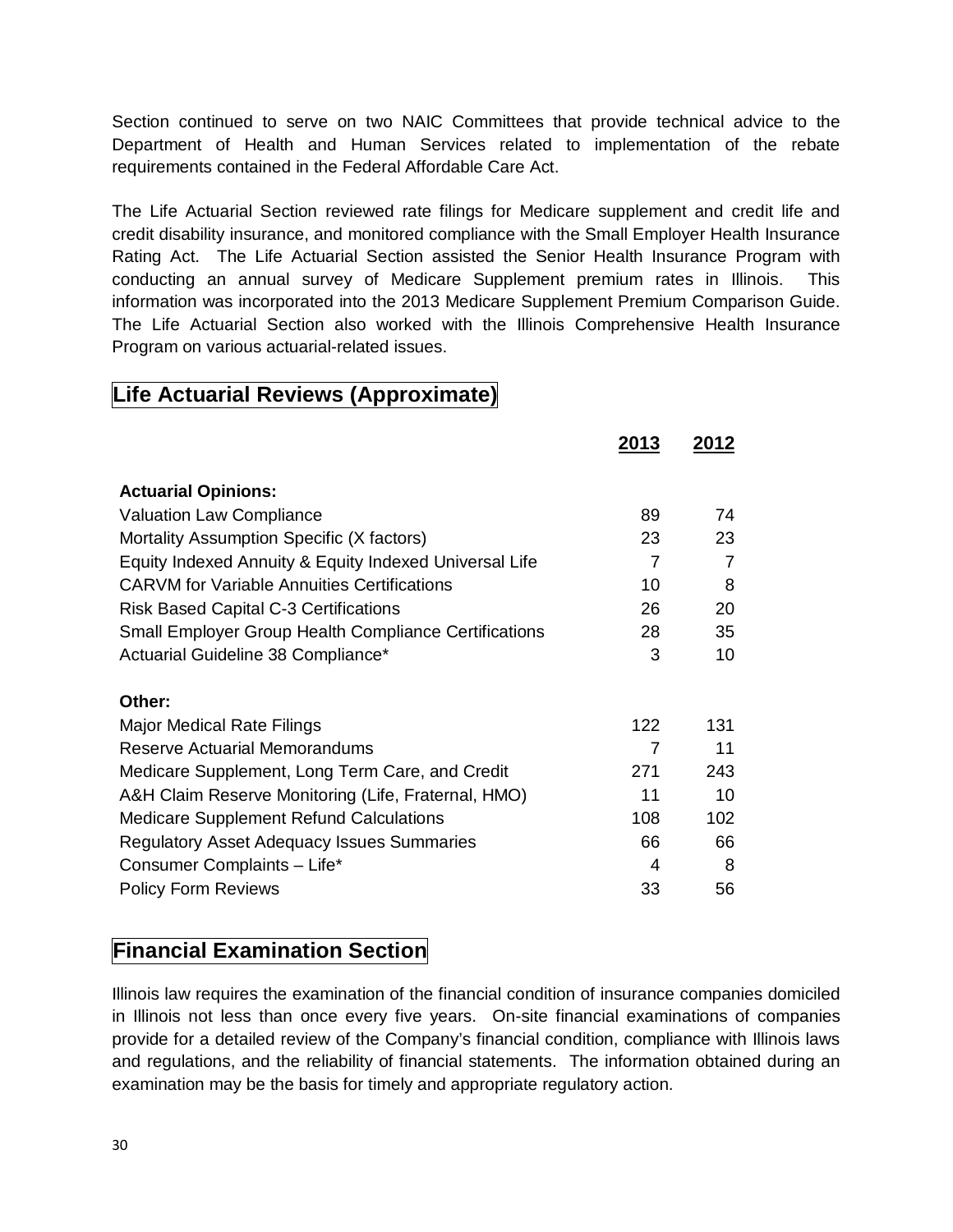Section continued to serve on two NAIC Committees that provide technical advice to the Department of Health and Human Services related to implementation of the rebate requirements contained in the Federal Affordable Care Act.

The Life Actuarial Section reviewed rate filings for Medicare supplement and credit life and credit disability insurance, and monitored compliance with the Small Employer Health Insurance Rating Act. The Life Actuarial Section assisted the Senior Health Insurance Program with conducting an annual survey of Medicare Supplement premium rates in Illinois. This information was incorporated into the 2013 Medicare Supplement Premium Comparison Guide. The Life Actuarial Section also worked with the Illinois Comprehensive Health Insurance Program on various actuarial-related issues.

## Life Actuarial Reviews (Approximate)

| | 2013 | 2012 |
|---|---|---|
| **Actuarial Opinions:** | | |
| Valuation Law Compliance | 89 | 74 |
| Mortality Assumption Specific (X factors) | 23 | 23 |
| Equity Indexed Annuity & Equity Indexed Universal Life | 7 | 7 |
| CARVM for Variable Annuities Certifications | 10 | 8 |
| Risk Based Capital C-3 Certifications | 26 | 20 |
| Small Employer Group Health Compliance Certifications | 28 | 35 |
| Actuarial Guideline 38 Compliance* | 3 | 10 |
| **Other:** | | |
| Major Medical Rate Filings | 122 | 131 |
| Reserve Actuarial Memorandums | 7 | 11 |
| Medicare Supplement, Long Term Care, and Credit | 271 | 243 |
| A&H Claim Reserve Monitoring (Life, Fraternal, HMO) | 11 | 10 |
| Medicare Supplement Refund Calculations | 108 | 102 |
| Regulatory Asset Adequacy Issues Summaries | 66 | 66 |
| Consumer Complaints – Life* | 4 | 8 |
| Policy Form Reviews | 33 | 56 |

## Financial Examination Section

Illinois law requires the examination of the financial condition of insurance companies domiciled in Illinois not less than once every five years. On-site financial examinations of companies provide for a detailed review of the Company's financial condition, compliance with Illinois laws and regulations, and the reliability of financial statements. The information obtained during an examination may be the basis for timely and appropriate regulatory action.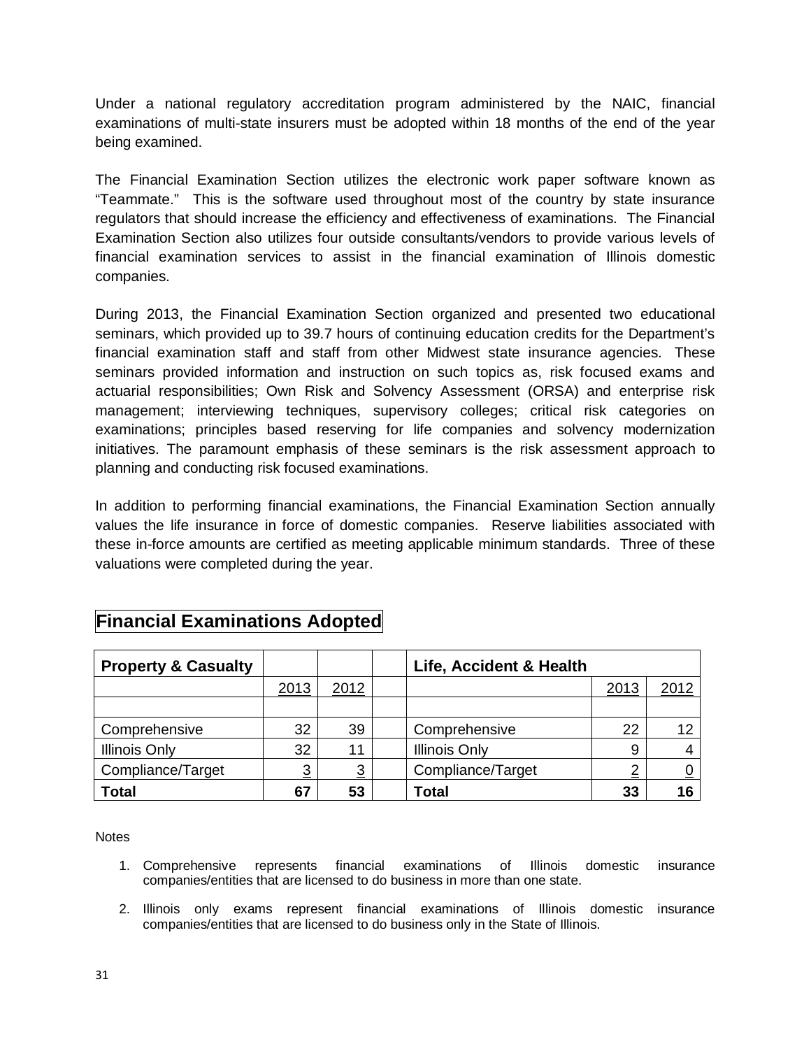Under a national regulatory accreditation program administered by the NAIC, financial examinations of multi-state insurers must be adopted within 18 months of the end of the year being examined.

The Financial Examination Section utilizes the electronic work paper software known as "Teammate." This is the software used throughout most of the country by state insurance regulators that should increase the efficiency and effectiveness of examinations. The Financial Examination Section also utilizes four outside consultants/vendors to provide various levels of financial examination services to assist in the financial examination of Illinois domestic companies.

During 2013, the Financial Examination Section organized and presented two educational seminars, which provided up to 39.7 hours of continuing education credits for the Department's financial examination staff and staff from other Midwest state insurance agencies. These seminars provided information and instruction on such topics as, risk focused exams and actuarial responsibilities; Own Risk and Solvency Assessment (ORSA) and enterprise risk management; interviewing techniques, supervisory colleges; critical risk categories on examinations; principles based reserving for life companies and solvency modernization initiatives. The paramount emphasis of these seminars is the risk assessment approach to planning and conducting risk focused examinations.

In addition to performing financial examinations, the Financial Examination Section annually values the life insurance in force of domestic companies. Reserve liabilities associated with these in-force amounts are certified as meeting applicable minimum standards. Three of these valuations were completed during the year.

## Financial Examinations Adopted

| **Property & Casualty** | | | | **Life, Accident & Health** | | |
|---|---|---|---|---|---|---|
| | 2013 | 2012 | | | 2013 | 2012 |
| | | | | | | |
| Comprehensive | 32 | 39 | | Comprehensive | 22 | 12 |
| Illinois Only | 32 | 11 | | Illinois Only | 9 | 4 |
| Compliance/Target | 3 | 3 | | Compliance/Target | 2 | 0 |
| **Total** | **67** | **53** | | **Total** | **33** | **16** |

Notes

1. Comprehensive represents financial examinations of Illinois domestic insurance companies/entities that are licensed to do business in more than one state.
2. Illinois only exams represent financial examinations of Illinois domestic insurance companies/entities that are licensed to do business only in the State of Illinois.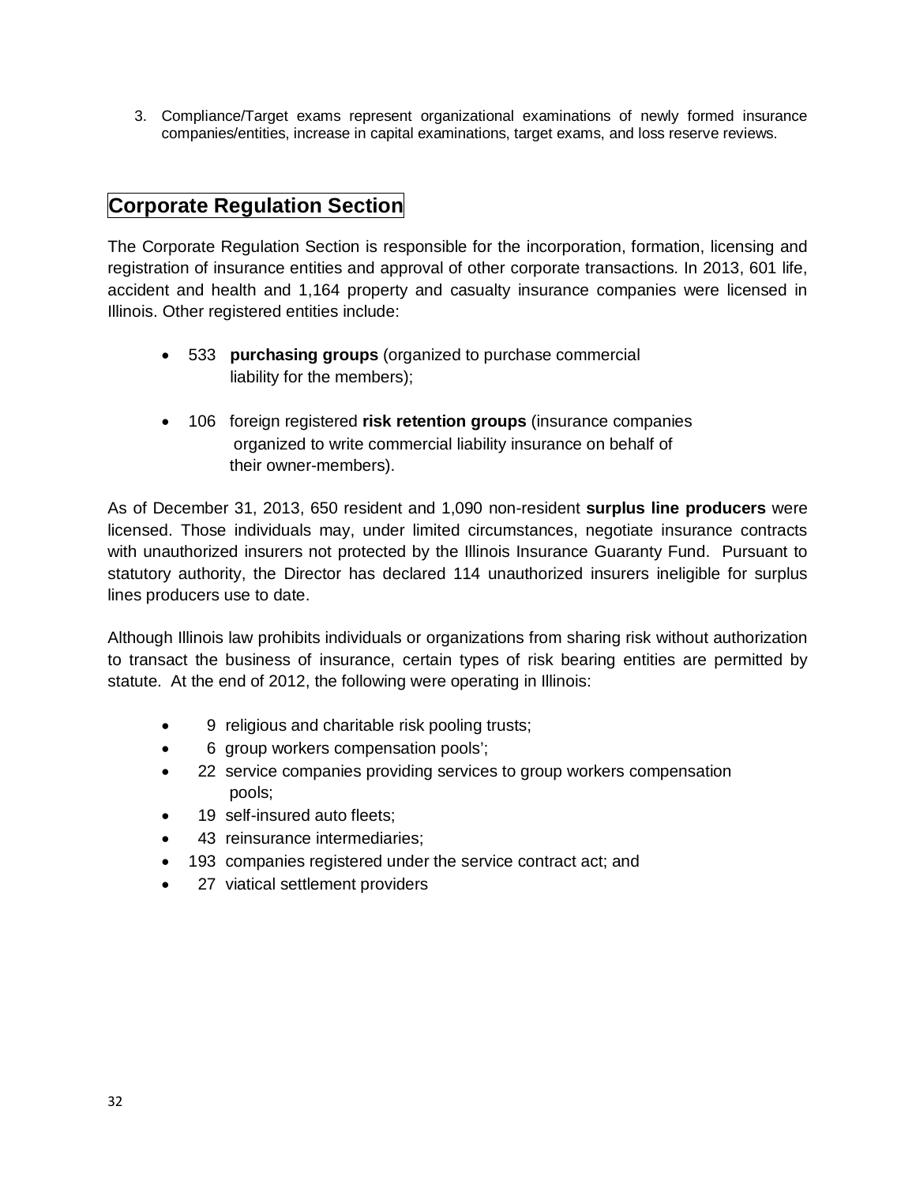3. Compliance/Target exams represent organizational examinations of newly formed insurance companies/entities, increase in capital examinations, target exams, and loss reserve reviews.

## Corporate Regulation Section

The Corporate Regulation Section is responsible for the incorporation, formation, licensing and registration of insurance entities and approval of other corporate transactions. In 2013, 601 life, accident and health and 1,164 property and casualty insurance companies were licensed in Illinois. Other registered entities include:

- 533 **purchasing groups** (organized to purchase commercial liability for the members);
- 106 foreign registered **risk retention groups** (insurance companies organized to write commercial liability insurance on behalf of their owner-members).

As of December 31, 2013, 650 resident and 1,090 non-resident **surplus line producers** were licensed. Those individuals may, under limited circumstances, negotiate insurance contracts with unauthorized insurers not protected by the Illinois Insurance Guaranty Fund. Pursuant to statutory authority, the Director has declared 114 unauthorized insurers ineligible for surplus lines producers use to date.

Although Illinois law prohibits individuals or organizations from sharing risk without authorization to transact the business of insurance, certain types of risk bearing entities are permitted by statute. At the end of 2012, the following were operating in Illinois:

- 9 religious and charitable risk pooling trusts;
- 6 group workers compensation pools';
- 22 service companies providing services to group workers compensation pools;
- 19 self-insured auto fleets;
- 43 reinsurance intermediaries;
- 193 companies registered under the service contract act; and
- 27 viatical settlement providers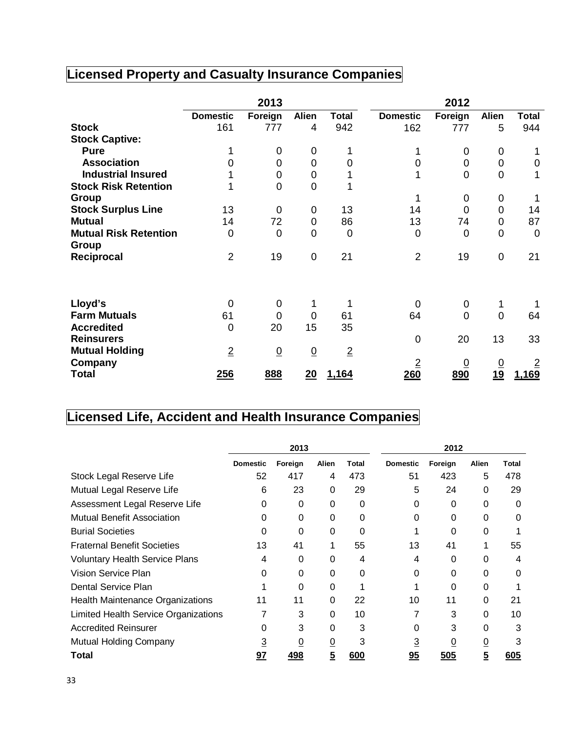## Licensed Property and Casualty Insurance Companies

| | 2013 | | | | 2012 | | | |
|---|---|---|---|---|---|---|---|---|
| | Domestic | Foreign | Alien | Total | Domestic | Foreign | Alien | Total |
| **Stock** | 161 | 777 | 4 | 942 | 162 | 777 | 5 | 944 |
| **Stock Captive:** | | | | | | | | |
| **Pure** | 1 | 0 | 0 | 1 | 1 | 0 | 0 | 1 |
| **Association** | 0 | 0 | 0 | 0 | 0 | 0 | 0 | 0 |
| **Industrial Insured** | 1 | 0 | 0 | 1 | 1 | 0 | 0 | 1 |
| **Stock Risk Retention Group** | 1 | 0 | 0 | 1 | 1 | 0 | 0 | 1 |
| **Stock Surplus Line** | 13 | 0 | 0 | 13 | 14 | 0 | 0 | 14 |
| **Mutual** | 14 | 72 | 0 | 86 | 13 | 74 | 0 | 87 |
| **Mutual Risk Retention Group** | 0 | 0 | 0 | 0 | 0 | 0 | 0 | 0 |
| **Reciprocal** | 2 | 19 | 0 | 21 | 2 | 19 | 0 | 21 |
| **Lloyd's** | 0 | 0 | 1 | 1 | 0 | 0 | 1 | 1 |
| **Farm Mutuals** | 61 | 0 | 0 | 61 | 64 | 0 | 0 | 64 |
| **Accredited Reinsurers** | 0 | 20 | 15 | 35 | 0 | 20 | 13 | 33 |
| **Mutual Holding Company** | 2 | 0 | 0 | 2 | 2 | 0 | 0 | 2 |
| **Total** | **256** | **888** | **20** | **1,164** | **260** | **890** | **19** | **1,169** |

## Licensed Life, Accident and Health Insurance Companies

| | 2013 | | | | 2012 | | | |
|---|---|---|---|---|---|---|---|---|
| | Domestic | Foreign | Alien | Total | Domestic | Foreign | Alien | Total |
| Stock Legal Reserve Life | 52 | 417 | 4 | 473 | 51 | 423 | 5 | 478 |
| Mutual Legal Reserve Life | 6 | 23 | 0 | 29 | 5 | 24 | 0 | 29 |
| Assessment Legal Reserve Life | 0 | 0 | 0 | 0 | 0 | 0 | 0 | 0 |
| Mutual Benefit Association | 0 | 0 | 0 | 0 | 0 | 0 | 0 | 0 |
| Burial Societies | 0 | 0 | 0 | 0 | 1 | 0 | 0 | 1 |
| Fraternal Benefit Societies | 13 | 41 | 1 | 55 | 13 | 41 | 1 | 55 |
| Voluntary Health Service Plans | 4 | 0 | 0 | 4 | 4 | 0 | 0 | 4 |
| Vision Service Plan | 0 | 0 | 0 | 0 | 0 | 0 | 0 | 0 |
| Dental Service Plan | 1 | 0 | 0 | 1 | 1 | 0 | 0 | 1 |
| Health Maintenance Organizations | 11 | 11 | 0 | 22 | 10 | 11 | 0 | 21 |
| Limited Health Service Organizations | 7 | 3 | 0 | 10 | 7 | 3 | 0 | 10 |
| Accredited Reinsurer | 0 | 3 | 0 | 3 | 0 | 3 | 0 | 3 |
| Mutual Holding Company | 3 | 0 | 0 | 3 | 3 | 0 | 0 | 3 |
| **Total** | **97** | **498** | **5** | **600** | **95** | **505** | **5** | **605** |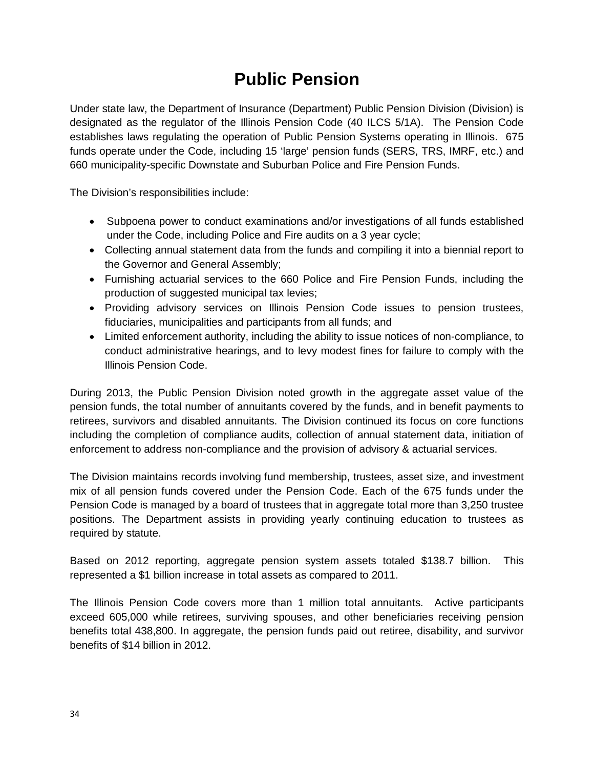# Public Pension

Under state law, the Department of Insurance (Department) Public Pension Division (Division) is designated as the regulator of the Illinois Pension Code (40 ILCS 5/1A). The Pension Code establishes laws regulating the operation of Public Pension Systems operating in Illinois. 675 funds operate under the Code, including 15 'large' pension funds (SERS, TRS, IMRF, etc.) and 660 municipality-specific Downstate and Suburban Police and Fire Pension Funds.

The Division's responsibilities include:

- Subpoena power to conduct examinations and/or investigations of all funds established under the Code, including Police and Fire audits on a 3 year cycle;
- Collecting annual statement data from the funds and compiling it into a biennial report to the Governor and General Assembly;
- Furnishing actuarial services to the 660 Police and Fire Pension Funds, including the production of suggested municipal tax levies;
- Providing advisory services on Illinois Pension Code issues to pension trustees, fiduciaries, municipalities and participants from all funds; and
- Limited enforcement authority, including the ability to issue notices of non-compliance, to conduct administrative hearings, and to levy modest fines for failure to comply with the Illinois Pension Code.

During 2013, the Public Pension Division noted growth in the aggregate asset value of the pension funds, the total number of annuitants covered by the funds, and in benefit payments to retirees, survivors and disabled annuitants. The Division continued its focus on core functions including the completion of compliance audits, collection of annual statement data, initiation of enforcement to address non-compliance and the provision of advisory & actuarial services.

The Division maintains records involving fund membership, trustees, asset size, and investment mix of all pension funds covered under the Pension Code. Each of the 675 funds under the Pension Code is managed by a board of trustees that in aggregate total more than 3,250 trustee positions. The Department assists in providing yearly continuing education to trustees as required by statute.

Based on 2012 reporting, aggregate pension system assets totaled $138.7 billion. This represented a $1 billion increase in total assets as compared to 2011.

The Illinois Pension Code covers more than 1 million total annuitants. Active participants exceed 605,000 while retirees, surviving spouses, and other beneficiaries receiving pension benefits total 438,800. In aggregate, the pension funds paid out retiree, disability, and survivor benefits of $14 billion in 2012.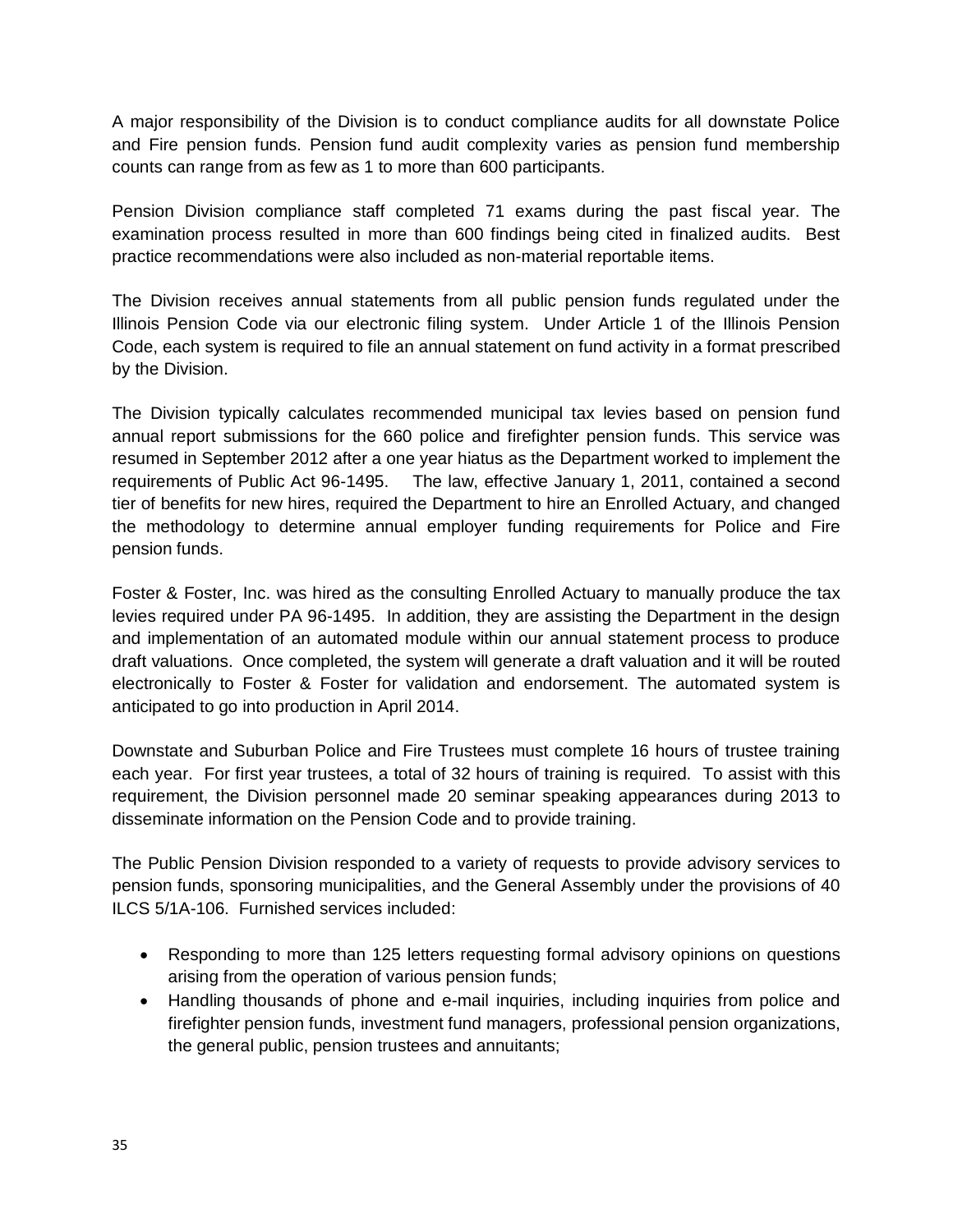A major responsibility of the Division is to conduct compliance audits for all downstate Police and Fire pension funds. Pension fund audit complexity varies as pension fund membership counts can range from as few as 1 to more than 600 participants.

Pension Division compliance staff completed 71 exams during the past fiscal year. The examination process resulted in more than 600 findings being cited in finalized audits. Best practice recommendations were also included as non-material reportable items.

The Division receives annual statements from all public pension funds regulated under the Illinois Pension Code via our electronic filing system. Under Article 1 of the Illinois Pension Code, each system is required to file an annual statement on fund activity in a format prescribed by the Division.

The Division typically calculates recommended municipal tax levies based on pension fund annual report submissions for the 660 police and firefighter pension funds. This service was resumed in September 2012 after a one year hiatus as the Department worked to implement the requirements of Public Act 96-1495. The law, effective January 1, 2011, contained a second tier of benefits for new hires, required the Department to hire an Enrolled Actuary, and changed the methodology to determine annual employer funding requirements for Police and Fire pension funds.

Foster & Foster, Inc. was hired as the consulting Enrolled Actuary to manually produce the tax levies required under PA 96-1495. In addition, they are assisting the Department in the design and implementation of an automated module within our annual statement process to produce draft valuations. Once completed, the system will generate a draft valuation and it will be routed electronically to Foster & Foster for validation and endorsement. The automated system is anticipated to go into production in April 2014.

Downstate and Suburban Police and Fire Trustees must complete 16 hours of trustee training each year. For first year trustees, a total of 32 hours of training is required. To assist with this requirement, the Division personnel made 20 seminar speaking appearances during 2013 to disseminate information on the Pension Code and to provide training.

The Public Pension Division responded to a variety of requests to provide advisory services to pension funds, sponsoring municipalities, and the General Assembly under the provisions of 40 ILCS 5/1A-106. Furnished services included:

- Responding to more than 125 letters requesting formal advisory opinions on questions arising from the operation of various pension funds;
- Handling thousands of phone and e-mail inquiries, including inquiries from police and firefighter pension funds, investment fund managers, professional pension organizations, the general public, pension trustees and annuitants;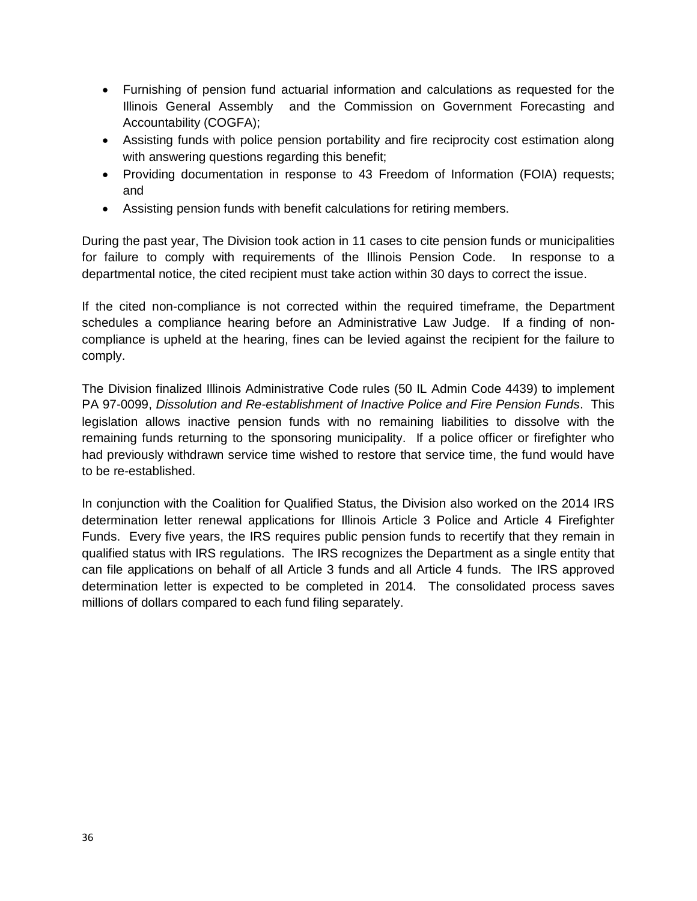- Furnishing of pension fund actuarial information and calculations as requested for the Illinois General Assembly and the Commission on Government Forecasting and Accountability (COGFA);
- Assisting funds with police pension portability and fire reciprocity cost estimation along with answering questions regarding this benefit;
- Providing documentation in response to 43 Freedom of Information (FOIA) requests; and
- Assisting pension funds with benefit calculations for retiring members.

During the past year, The Division took action in 11 cases to cite pension funds or municipalities for failure to comply with requirements of the Illinois Pension Code. In response to a departmental notice, the cited recipient must take action within 30 days to correct the issue.

If the cited non-compliance is not corrected within the required timeframe, the Department schedules a compliance hearing before an Administrative Law Judge. If a finding of non-compliance is upheld at the hearing, fines can be levied against the recipient for the failure to comply.

The Division finalized Illinois Administrative Code rules (50 IL Admin Code 4439) to implement PA 97-0099, *Dissolution and Re-establishment of Inactive Police and Fire Pension Funds*. This legislation allows inactive pension funds with no remaining liabilities to dissolve with the remaining funds returning to the sponsoring municipality. If a police officer or firefighter who had previously withdrawn service time wished to restore that service time, the fund would have to be re-established.

In conjunction with the Coalition for Qualified Status, the Division also worked on the 2014 IRS determination letter renewal applications for Illinois Article 3 Police and Article 4 Firefighter Funds. Every five years, the IRS requires public pension funds to recertify that they remain in qualified status with IRS regulations. The IRS recognizes the Department as a single entity that can file applications on behalf of all Article 3 funds and all Article 4 funds. The IRS approved determination letter is expected to be completed in 2014. The consolidated process saves millions of dollars compared to each fund filing separately.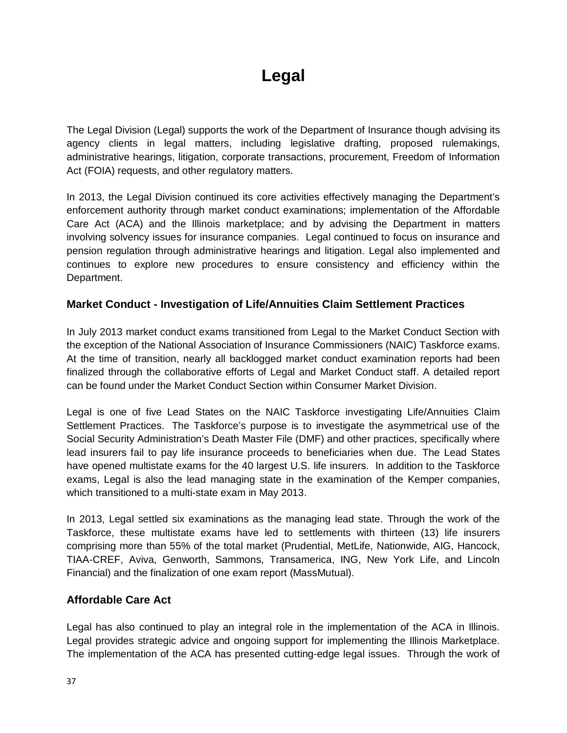# Legal

The Legal Division (Legal) supports the work of the Department of Insurance though advising its agency clients in legal matters, including legislative drafting, proposed rulemakings, administrative hearings, litigation, corporate transactions, procurement, Freedom of Information Act (FOIA) requests, and other regulatory matters.

In 2013, the Legal Division continued its core activities effectively managing the Department's enforcement authority through market conduct examinations; implementation of the Affordable Care Act (ACA) and the Illinois marketplace; and by advising the Department in matters involving solvency issues for insurance companies. Legal continued to focus on insurance and pension regulation through administrative hearings and litigation. Legal also implemented and continues to explore new procedures to ensure consistency and efficiency within the Department.

### Market Conduct - Investigation of Life/Annuities Claim Settlement Practices

In July 2013 market conduct exams transitioned from Legal to the Market Conduct Section with the exception of the National Association of Insurance Commissioners (NAIC) Taskforce exams. At the time of transition, nearly all backlogged market conduct examination reports had been finalized through the collaborative efforts of Legal and Market Conduct staff. A detailed report can be found under the Market Conduct Section within Consumer Market Division.

Legal is one of five Lead States on the NAIC Taskforce investigating Life/Annuities Claim Settlement Practices. The Taskforce's purpose is to investigate the asymmetrical use of the Social Security Administration's Death Master File (DMF) and other practices, specifically where lead insurers fail to pay life insurance proceeds to beneficiaries when due. The Lead States have opened multistate exams for the 40 largest U.S. life insurers. In addition to the Taskforce exams, Legal is also the lead managing state in the examination of the Kemper companies, which transitioned to a multi-state exam in May 2013.

In 2013, Legal settled six examinations as the managing lead state. Through the work of the Taskforce, these multistate exams have led to settlements with thirteen (13) life insurers comprising more than 55% of the total market (Prudential, MetLife, Nationwide, AIG, Hancock, TIAA-CREF, Aviva, Genworth, Sammons, Transamerica, ING, New York Life, and Lincoln Financial) and the finalization of one exam report (MassMutual).

### Affordable Care Act

Legal has also continued to play an integral role in the implementation of the ACA in Illinois. Legal provides strategic advice and ongoing support for implementing the Illinois Marketplace. The implementation of the ACA has presented cutting-edge legal issues. Through the work of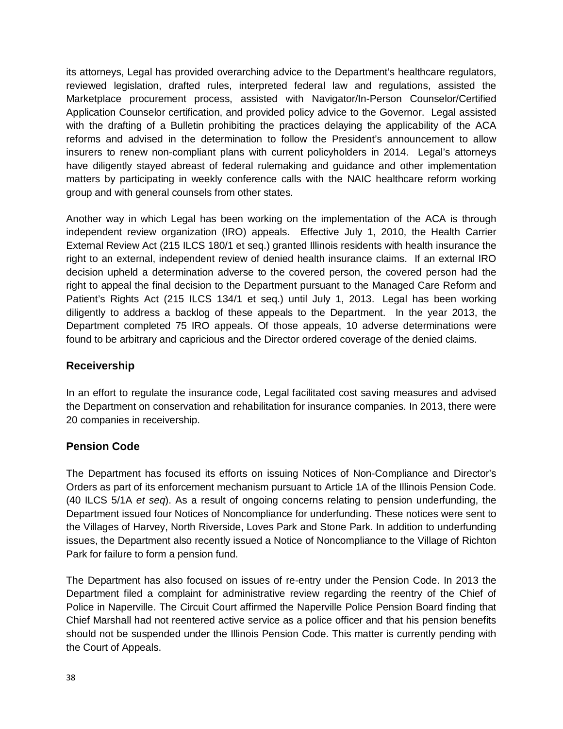its attorneys, Legal has provided overarching advice to the Department's healthcare regulators, reviewed legislation, drafted rules, interpreted federal law and regulations, assisted the Marketplace procurement process, assisted with Navigator/In-Person Counselor/Certified Application Counselor certification, and provided policy advice to the Governor. Legal assisted with the drafting of a Bulletin prohibiting the practices delaying the applicability of the ACA reforms and advised in the determination to follow the President's announcement to allow insurers to renew non-compliant plans with current policyholders in 2014. Legal's attorneys have diligently stayed abreast of federal rulemaking and guidance and other implementation matters by participating in weekly conference calls with the NAIC healthcare reform working group and with general counsels from other states.

Another way in which Legal has been working on the implementation of the ACA is through independent review organization (IRO) appeals. Effective July 1, 2010, the Health Carrier External Review Act (215 ILCS 180/1 et seq.) granted Illinois residents with health insurance the right to an external, independent review of denied health insurance claims. If an external IRO decision upheld a determination adverse to the covered person, the covered person had the right to appeal the final decision to the Department pursuant to the Managed Care Reform and Patient's Rights Act (215 ILCS 134/1 et seq.) until July 1, 2013. Legal has been working diligently to address a backlog of these appeals to the Department. In the year 2013, the Department completed 75 IRO appeals. Of those appeals, 10 adverse determinations were found to be arbitrary and capricious and the Director ordered coverage of the denied claims.

## Receivership

In an effort to regulate the insurance code, Legal facilitated cost saving measures and advised the Department on conservation and rehabilitation for insurance companies. In 2013, there were 20 companies in receivership.

## Pension Code

The Department has focused its efforts on issuing Notices of Non-Compliance and Director's Orders as part of its enforcement mechanism pursuant to Article 1A of the Illinois Pension Code. (40 ILCS 5/1A *et seq*). As a result of ongoing concerns relating to pension underfunding, the Department issued four Notices of Noncompliance for underfunding. These notices were sent to the Villages of Harvey, North Riverside, Loves Park and Stone Park. In addition to underfunding issues, the Department also recently issued a Notice of Noncompliance to the Village of Richton Park for failure to form a pension fund.

The Department has also focused on issues of re-entry under the Pension Code. In 2013 the Department filed a complaint for administrative review regarding the reentry of the Chief of Police in Naperville. The Circuit Court affirmed the Naperville Police Pension Board finding that Chief Marshall had not reentered active service as a police officer and that his pension benefits should not be suspended under the Illinois Pension Code. This matter is currently pending with the Court of Appeals.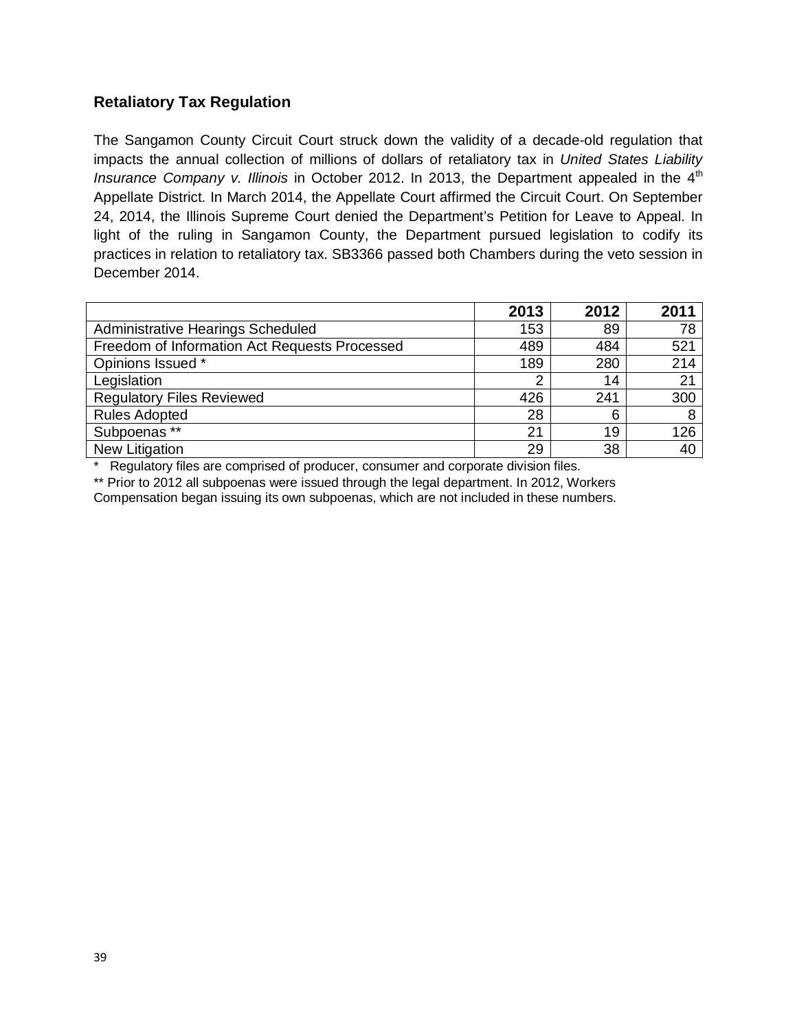### Retaliatory Tax Regulation

The Sangamon County Circuit Court struck down the validity of a decade-old regulation that impacts the annual collection of millions of dollars of retaliatory tax in *United States Liability Insurance Company v. Illinois* in October 2012. In 2013, the Department appealed in the 4th Appellate District. In March 2014, the Appellate Court affirmed the Circuit Court. On September 24, 2014, the Illinois Supreme Court denied the Department's Petition for Leave to Appeal. In light of the ruling in Sangamon County, the Department pursued legislation to codify its practices in relation to retaliatory tax. SB3366 passed both Chambers during the veto session in December 2014.

| | 2013 | 2012 | 2011 |
|---|---|---|---|
| Administrative Hearings Scheduled | 153 | 89 | 78 |
| Freedom of Information Act Requests Processed | 489 | 484 | 521 |
| Opinions Issued * | 189 | 280 | 214 |
| Legislation | 2 | 14 | 21 |
| Regulatory Files Reviewed | 426 | 241 | 300 |
| Rules Adopted | 28 | 6 | 8 |
| Subpoenas ** | 21 | 19 | 126 |
| New Litigation | 29 | 38 | 40 |

\* Regulatory files are comprised of producer, consumer and corporate division files.

** Prior to 2012 all subpoenas were issued through the legal department. In 2012, Workers Compensation began issuing its own subpoenas, which are not included in these numbers.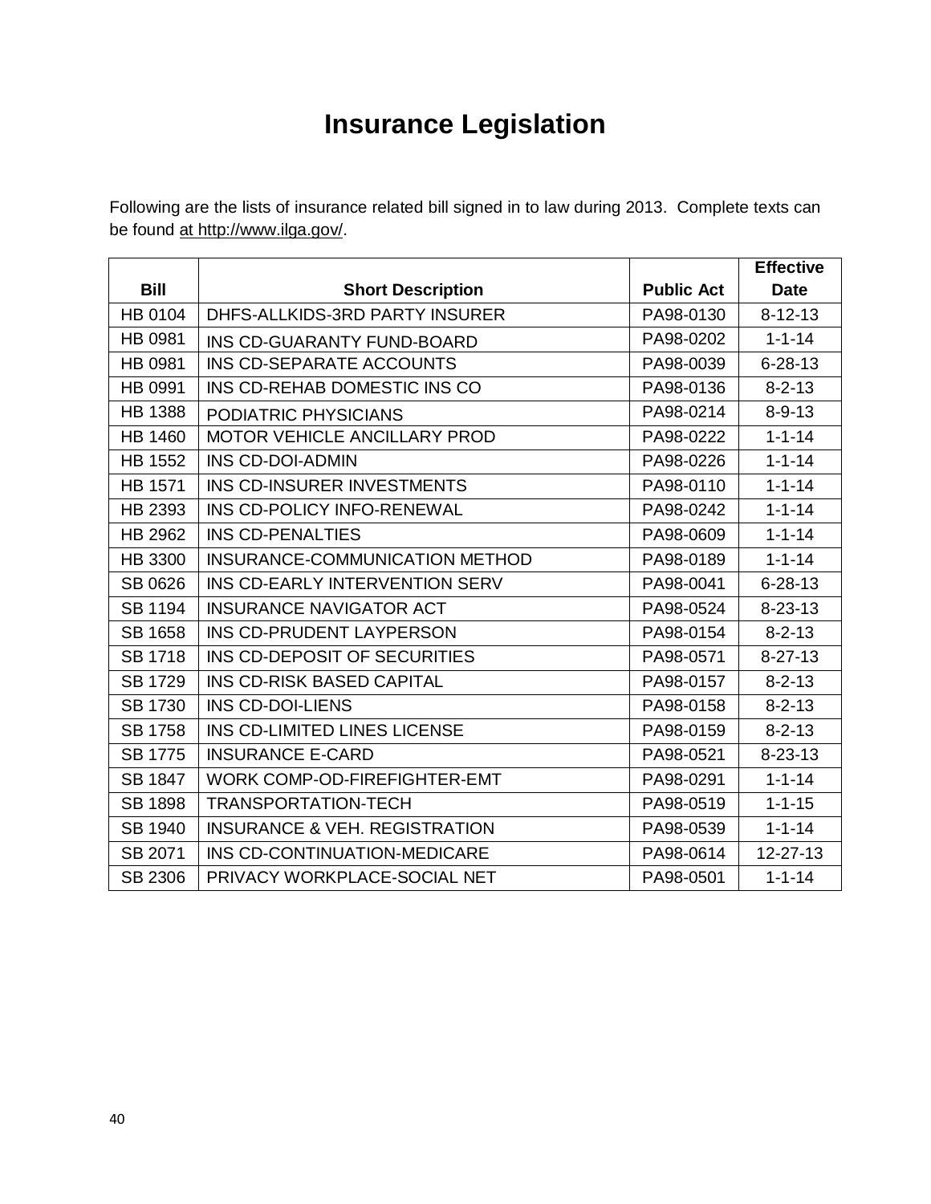# Insurance Legislation

Following are the lists of insurance related bill signed in to law during 2013. Complete texts can be found at http://www.ilga.gov/.

| Bill | Short Description | Public Act | Effective Date |
|---|---|---|---|
| HB 0104 | DHFS-ALLKIDS-3RD PARTY INSURER | PA98-0130 | 8-12-13 |
| HB 0981 | INS CD-GUARANTY FUND-BOARD | PA98-0202 | 1-1-14 |
| HB 0981 | INS CD-SEPARATE ACCOUNTS | PA98-0039 | 6-28-13 |
| HB 0991 | INS CD-REHAB DOMESTIC INS CO | PA98-0136 | 8-2-13 |
| HB 1388 | PODIATRIC PHYSICIANS | PA98-0214 | 8-9-13 |
| HB 1460 | MOTOR VEHICLE ANCILLARY PROD | PA98-0222 | 1-1-14 |
| HB 1552 | INS CD-DOI-ADMIN | PA98-0226 | 1-1-14 |
| HB 1571 | INS CD-INSURER INVESTMENTS | PA98-0110 | 1-1-14 |
| HB 2393 | INS CD-POLICY INFO-RENEWAL | PA98-0242 | 1-1-14 |
| HB 2962 | INS CD-PENALTIES | PA98-0609 | 1-1-14 |
| HB 3300 | INSURANCE-COMMUNICATION METHOD | PA98-0189 | 1-1-14 |
| SB 0626 | INS CD-EARLY INTERVENTION SERV | PA98-0041 | 6-28-13 |
| SB 1194 | INSURANCE NAVIGATOR ACT | PA98-0524 | 8-23-13 |
| SB 1658 | INS CD-PRUDENT LAYPERSON | PA98-0154 | 8-2-13 |
| SB 1718 | INS CD-DEPOSIT OF SECURITIES | PA98-0571 | 8-27-13 |
| SB 1729 | INS CD-RISK BASED CAPITAL | PA98-0157 | 8-2-13 |
| SB 1730 | INS CD-DOI-LIENS | PA98-0158 | 8-2-13 |
| SB 1758 | INS CD-LIMITED LINES LICENSE | PA98-0159 | 8-2-13 |
| SB 1775 | INSURANCE E-CARD | PA98-0521 | 8-23-13 |
| SB 1847 | WORK COMP-OD-FIREFIGHTER-EMT | PA98-0291 | 1-1-14 |
| SB 1898 | TRANSPORTATION-TECH | PA98-0519 | 1-1-15 |
| SB 1940 | INSURANCE & VEH. REGISTRATION | PA98-0539 | 1-1-14 |
| SB 2071 | INS CD-CONTINUATION-MEDICARE | PA98-0614 | 12-27-13 |
| SB 2306 | PRIVACY WORKPLACE-SOCIAL NET | PA98-0501 | 1-1-14 |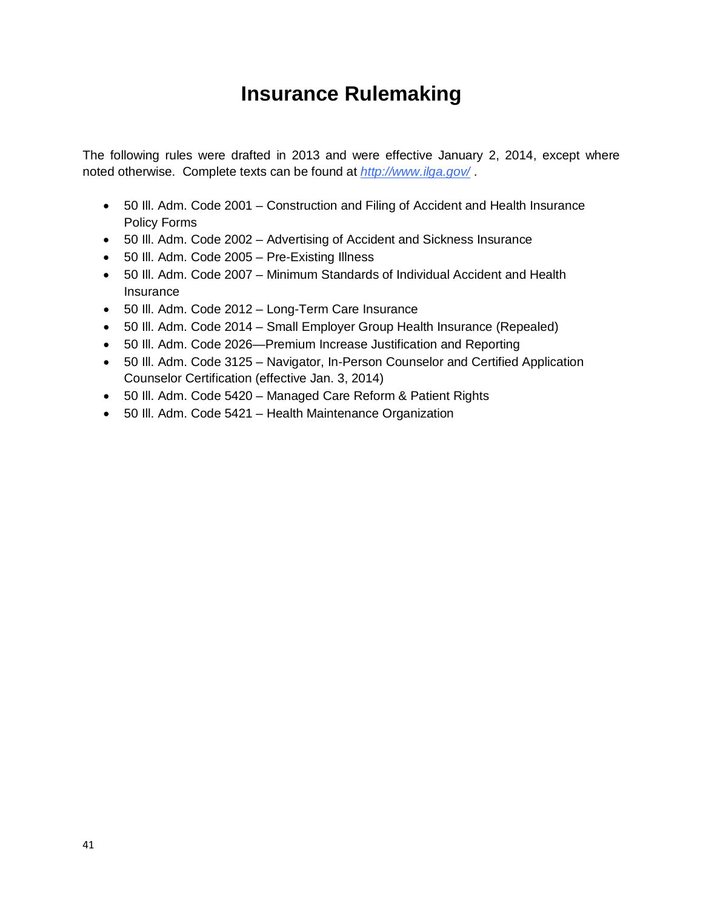# Insurance Rulemaking

The following rules were drafted in 2013 and were effective January 2, 2014, except where noted otherwise. Complete texts can be found at *http://www.ilga.gov/* .

- 50 Ill. Adm. Code 2001 – Construction and Filing of Accident and Health Insurance Policy Forms
- 50 Ill. Adm. Code 2002 – Advertising of Accident and Sickness Insurance
- 50 Ill. Adm. Code 2005 – Pre-Existing Illness
- 50 Ill. Adm. Code 2007 – Minimum Standards of Individual Accident and Health Insurance
- 50 Ill. Adm. Code 2012 – Long-Term Care Insurance
- 50 Ill. Adm. Code 2014 – Small Employer Group Health Insurance (Repealed)
- 50 Ill. Adm. Code 2026—Premium Increase Justification and Reporting
- 50 Ill. Adm. Code 3125 – Navigator, In-Person Counselor and Certified Application Counselor Certification (effective Jan. 3, 2014)
- 50 Ill. Adm. Code 5420 – Managed Care Reform & Patient Rights
- 50 Ill. Adm. Code 5421 – Health Maintenance Organization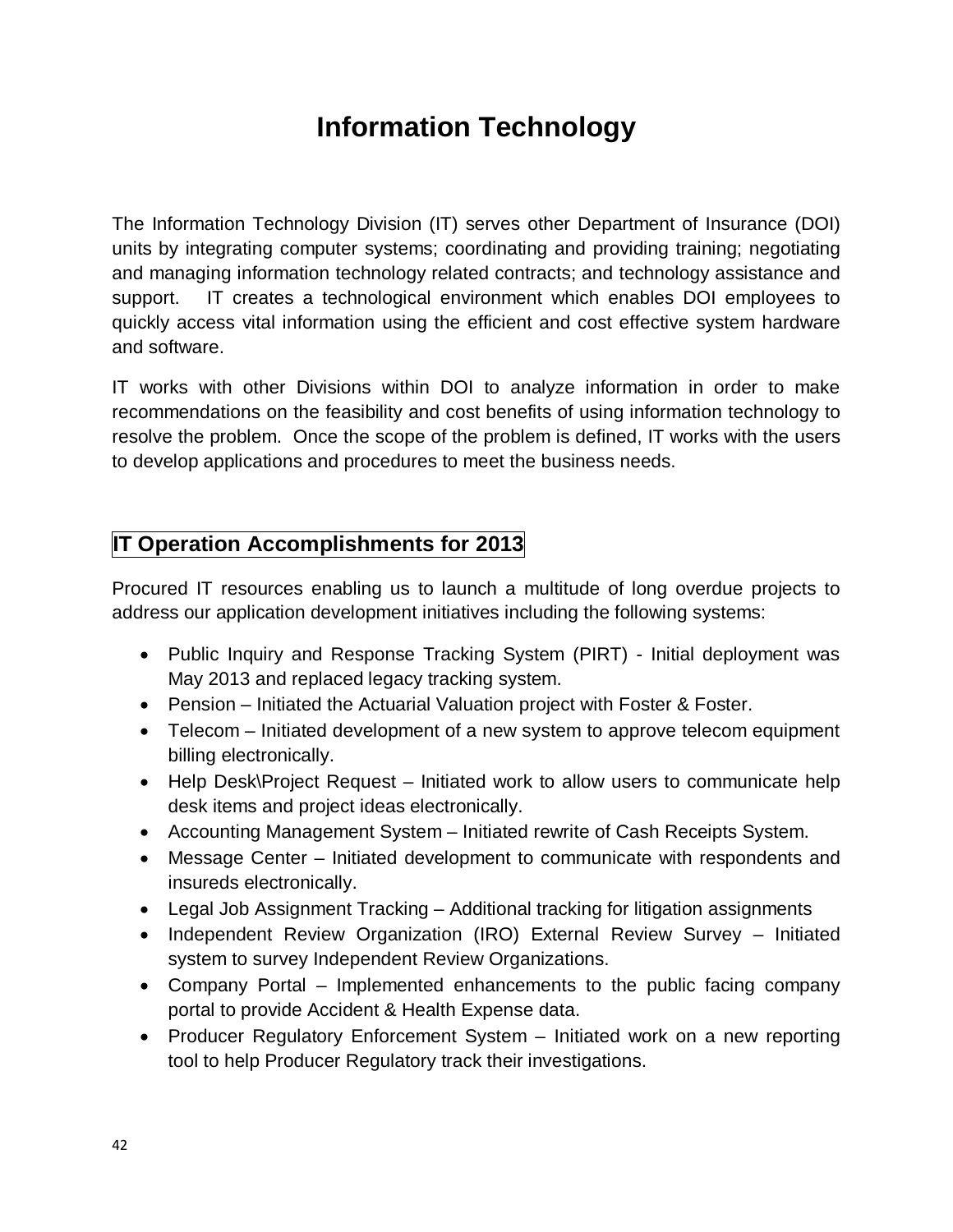# Information Technology

The Information Technology Division (IT) serves other Department of Insurance (DOI) units by integrating computer systems; coordinating and providing training; negotiating and managing information technology related contracts; and technology assistance and support. IT creates a technological environment which enables DOI employees to quickly access vital information using the efficient and cost effective system hardware and software.

IT works with other Divisions within DOI to analyze information in order to make recommendations on the feasibility and cost benefits of using information technology to resolve the problem. Once the scope of the problem is defined, IT works with the users to develop applications and procedures to meet the business needs.

## IT Operation Accomplishments for 2013

Procured IT resources enabling us to launch a multitude of long overdue projects to address our application development initiatives including the following systems:

- Public Inquiry and Response Tracking System (PIRT) - Initial deployment was May 2013 and replaced legacy tracking system.
- Pension – Initiated the Actuarial Valuation project with Foster & Foster.
- Telecom – Initiated development of a new system to approve telecom equipment billing electronically.
- Help Desk\Project Request – Initiated work to allow users to communicate help desk items and project ideas electronically.
- Accounting Management System – Initiated rewrite of Cash Receipts System.
- Message Center – Initiated development to communicate with respondents and insureds electronically.
- Legal Job Assignment Tracking – Additional tracking for litigation assignments
- Independent Review Organization (IRO) External Review Survey – Initiated system to survey Independent Review Organizations.
- Company Portal – Implemented enhancements to the public facing company portal to provide Accident & Health Expense data.
- Producer Regulatory Enforcement System – Initiated work on a new reporting tool to help Producer Regulatory track their investigations.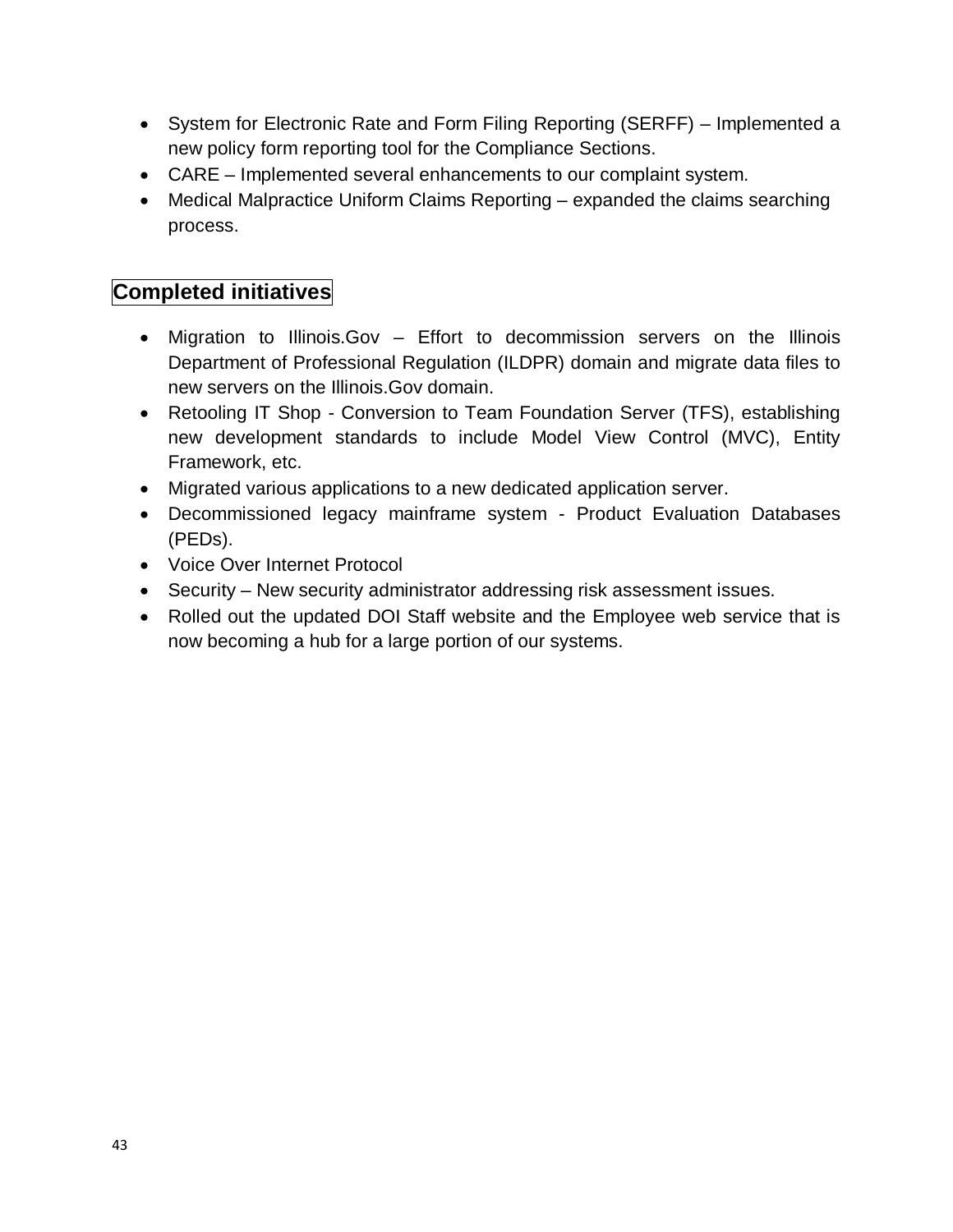- System for Electronic Rate and Form Filing Reporting (SERFF) – Implemented a new policy form reporting tool for the Compliance Sections.
- CARE – Implemented several enhancements to our complaint system.
- Medical Malpractice Uniform Claims Reporting – expanded the claims searching process.

## Completed initiatives

- Migration to Illinois.Gov – Effort to decommission servers on the Illinois Department of Professional Regulation (ILDPR) domain and migrate data files to new servers on the Illinois.Gov domain.
- Retooling IT Shop - Conversion to Team Foundation Server (TFS), establishing new development standards to include Model View Control (MVC), Entity Framework, etc.
- Migrated various applications to a new dedicated application server.
- Decommissioned legacy mainframe system - Product Evaluation Databases (PEDs).
- Voice Over Internet Protocol
- Security – New security administrator addressing risk assessment issues.
- Rolled out the updated DOI Staff website and the Employee web service that is now becoming a hub for a large portion of our systems.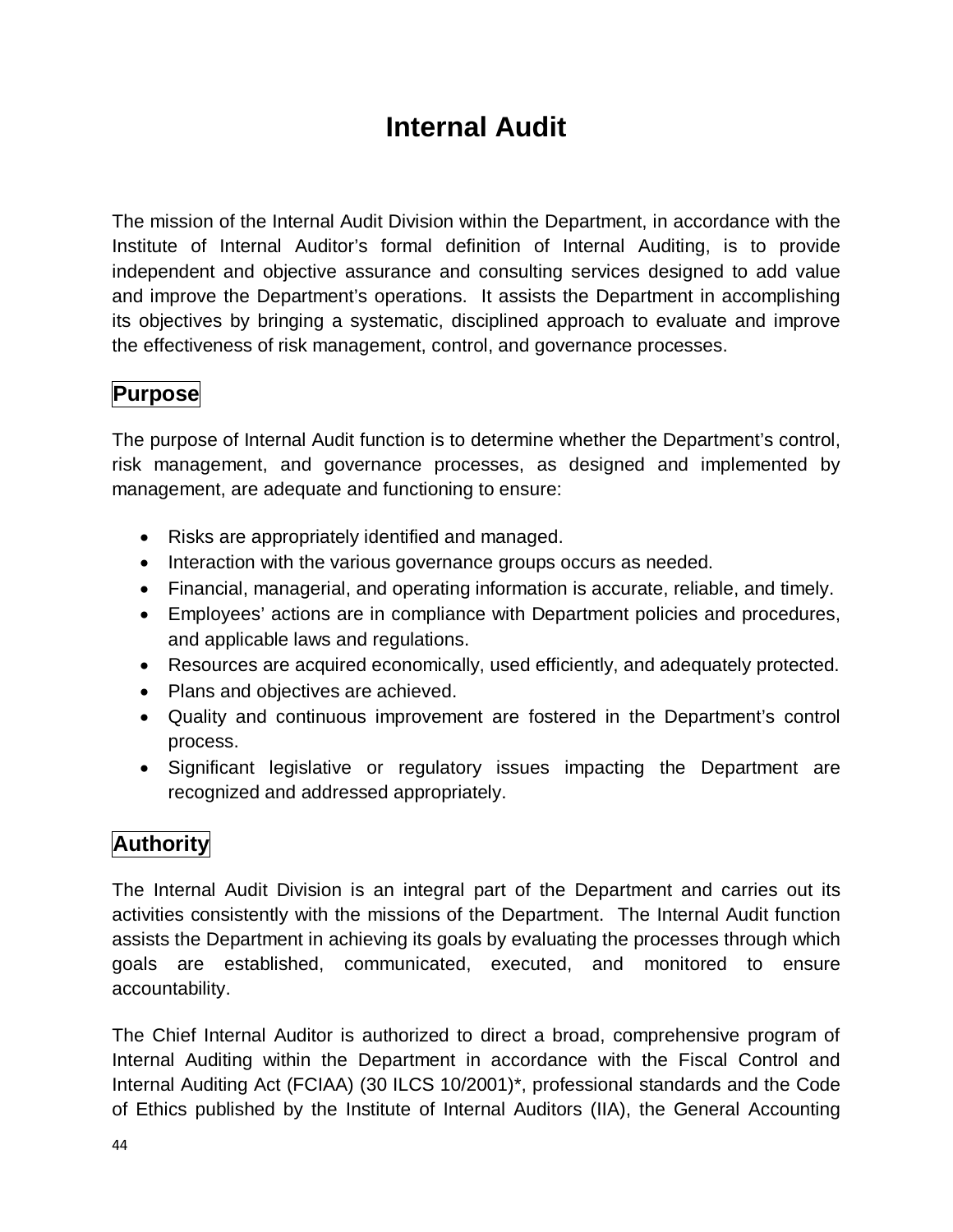# Internal Audit

The mission of the Internal Audit Division within the Department, in accordance with the Institute of Internal Auditor's formal definition of Internal Auditing, is to provide independent and objective assurance and consulting services designed to add value and improve the Department's operations. It assists the Department in accomplishing its objectives by bringing a systematic, disciplined approach to evaluate and improve the effectiveness of risk management, control, and governance processes.

## Purpose

The purpose of Internal Audit function is to determine whether the Department's control, risk management, and governance processes, as designed and implemented by management, are adequate and functioning to ensure:

- Risks are appropriately identified and managed.
- Interaction with the various governance groups occurs as needed.
- Financial, managerial, and operating information is accurate, reliable, and timely.
- Employees' actions are in compliance with Department policies and procedures, and applicable laws and regulations.
- Resources are acquired economically, used efficiently, and adequately protected.
- Plans and objectives are achieved.
- Quality and continuous improvement are fostered in the Department's control process.
- Significant legislative or regulatory issues impacting the Department are recognized and addressed appropriately.

## Authority

The Internal Audit Division is an integral part of the Department and carries out its activities consistently with the missions of the Department. The Internal Audit function assists the Department in achieving its goals by evaluating the processes through which goals are established, communicated, executed, and monitored to ensure accountability.

The Chief Internal Auditor is authorized to direct a broad, comprehensive program of Internal Auditing within the Department in accordance with the Fiscal Control and Internal Auditing Act (FCIAA) (30 ILCS 10/2001)*, professional standards and the Code of Ethics published by the Institute of Internal Auditors (IIA), the General Accounting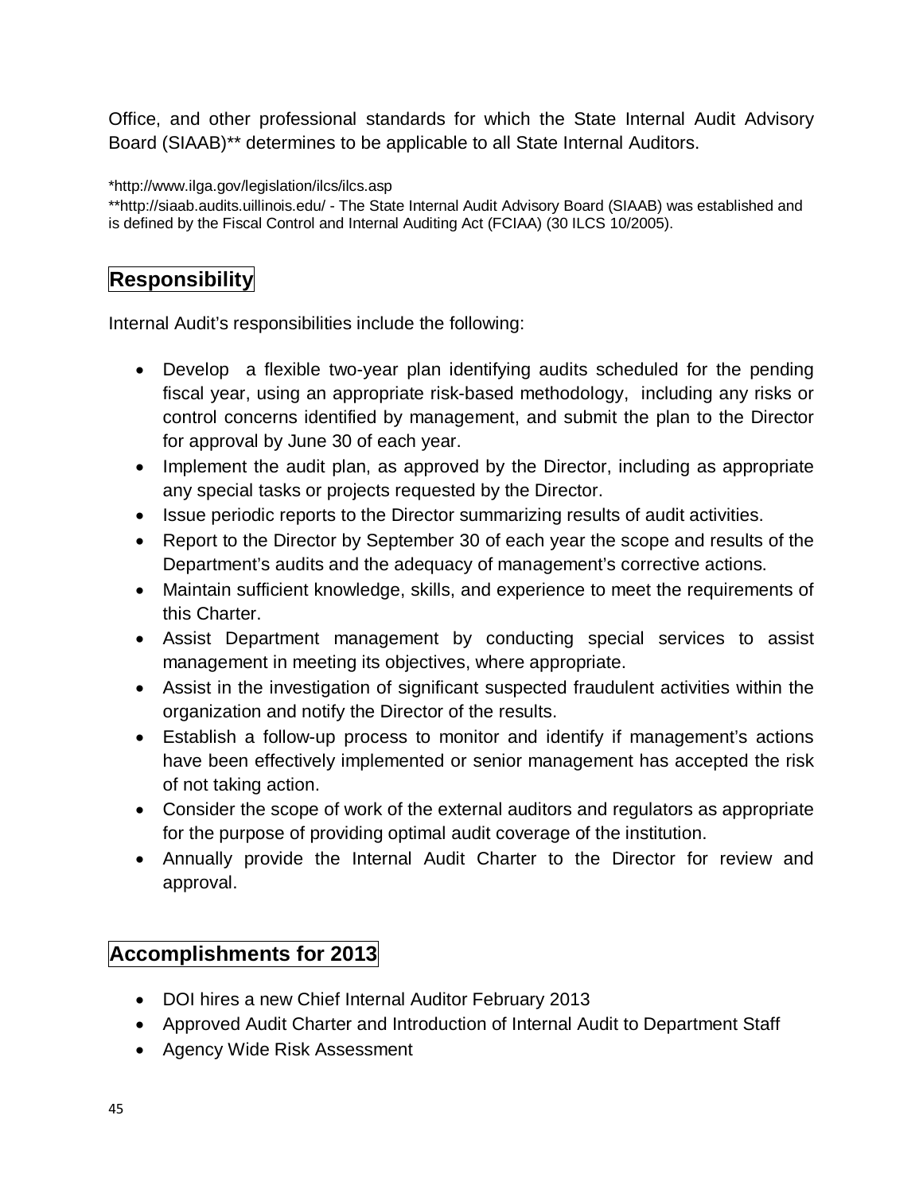Office, and other professional standards for which the State Internal Audit Advisory Board (SIAAB)** determines to be applicable to all State Internal Auditors.

*http://www.ilga.gov/legislation/ilcs/ilcs.asp
**http://siaab.audits.uillinois.edu/ - The State Internal Audit Advisory Board (SIAAB) was established and is defined by the Fiscal Control and Internal Auditing Act (FCIAA) (30 ILCS 10/2005).

## Responsibility

Internal Audit's responsibilities include the following:

- Develop a flexible two-year plan identifying audits scheduled for the pending fiscal year, using an appropriate risk-based methodology, including any risks or control concerns identified by management, and submit the plan to the Director for approval by June 30 of each year.
- Implement the audit plan, as approved by the Director, including as appropriate any special tasks or projects requested by the Director.
- Issue periodic reports to the Director summarizing results of audit activities.
- Report to the Director by September 30 of each year the scope and results of the Department's audits and the adequacy of management's corrective actions.
- Maintain sufficient knowledge, skills, and experience to meet the requirements of this Charter.
- Assist Department management by conducting special services to assist management in meeting its objectives, where appropriate.
- Assist in the investigation of significant suspected fraudulent activities within the organization and notify the Director of the results.
- Establish a follow-up process to monitor and identify if management's actions have been effectively implemented or senior management has accepted the risk of not taking action.
- Consider the scope of work of the external auditors and regulators as appropriate for the purpose of providing optimal audit coverage of the institution.
- Annually provide the Internal Audit Charter to the Director for review and approval.

## Accomplishments for 2013

- DOI hires a new Chief Internal Auditor February 2013
- Approved Audit Charter and Introduction of Internal Audit to Department Staff
- Agency Wide Risk Assessment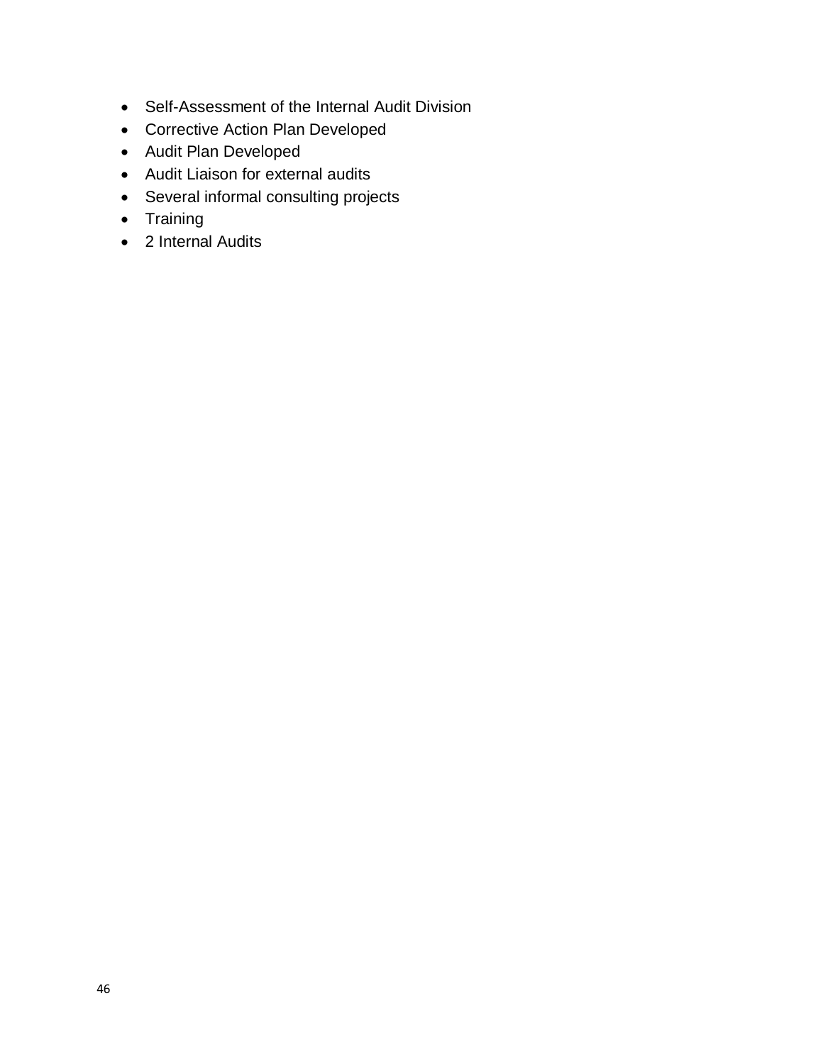- Self-Assessment of the Internal Audit Division
- Corrective Action Plan Developed
- Audit Plan Developed
- Audit Liaison for external audits
- Several informal consulting projects
- Training
- 2 Internal Audits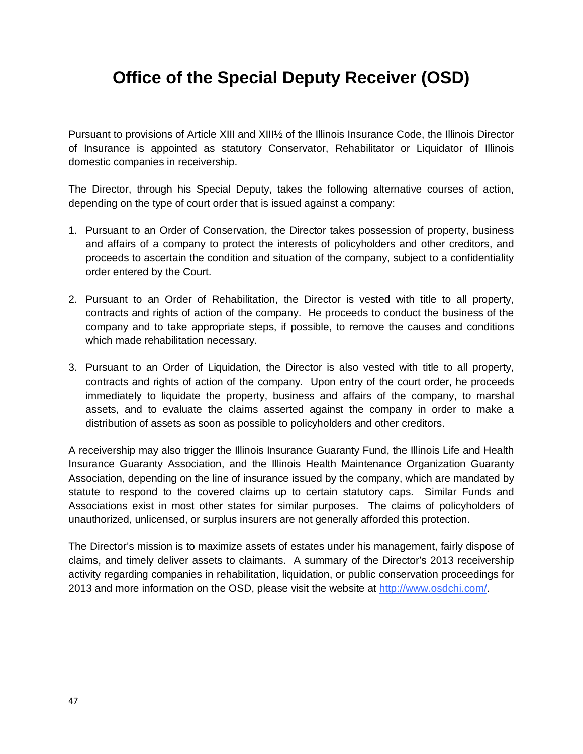# Office of the Special Deputy Receiver (OSD)

Pursuant to provisions of Article XIII and XIII½ of the Illinois Insurance Code, the Illinois Director of Insurance is appointed as statutory Conservator, Rehabilitator or Liquidator of Illinois domestic companies in receivership.

The Director, through his Special Deputy, takes the following alternative courses of action, depending on the type of court order that is issued against a company:

1. Pursuant to an Order of Conservation, the Director takes possession of property, business and affairs of a company to protect the interests of policyholders and other creditors, and proceeds to ascertain the condition and situation of the company, subject to a confidentiality order entered by the Court.

2. Pursuant to an Order of Rehabilitation, the Director is vested with title to all property, contracts and rights of action of the company. He proceeds to conduct the business of the company and to take appropriate steps, if possible, to remove the causes and conditions which made rehabilitation necessary.

3. Pursuant to an Order of Liquidation, the Director is also vested with title to all property, contracts and rights of action of the company. Upon entry of the court order, he proceeds immediately to liquidate the property, business and affairs of the company, to marshal assets, and to evaluate the claims asserted against the company in order to make a distribution of assets as soon as possible to policyholders and other creditors.

A receivership may also trigger the Illinois Insurance Guaranty Fund, the Illinois Life and Health Insurance Guaranty Association, and the Illinois Health Maintenance Organization Guaranty Association, depending on the line of insurance issued by the company, which are mandated by statute to respond to the covered claims up to certain statutory caps. Similar Funds and Associations exist in most other states for similar purposes. The claims of policyholders of unauthorized, unlicensed, or surplus insurers are not generally afforded this protection.

The Director's mission is to maximize assets of estates under his management, fairly dispose of claims, and timely deliver assets to claimants. A summary of the Director's 2013 receivership activity regarding companies in rehabilitation, liquidation, or public conservation proceedings for 2013 and more information on the OSD, please visit the website at [http://www.osdchi.com/](http://www.osdchi.com/).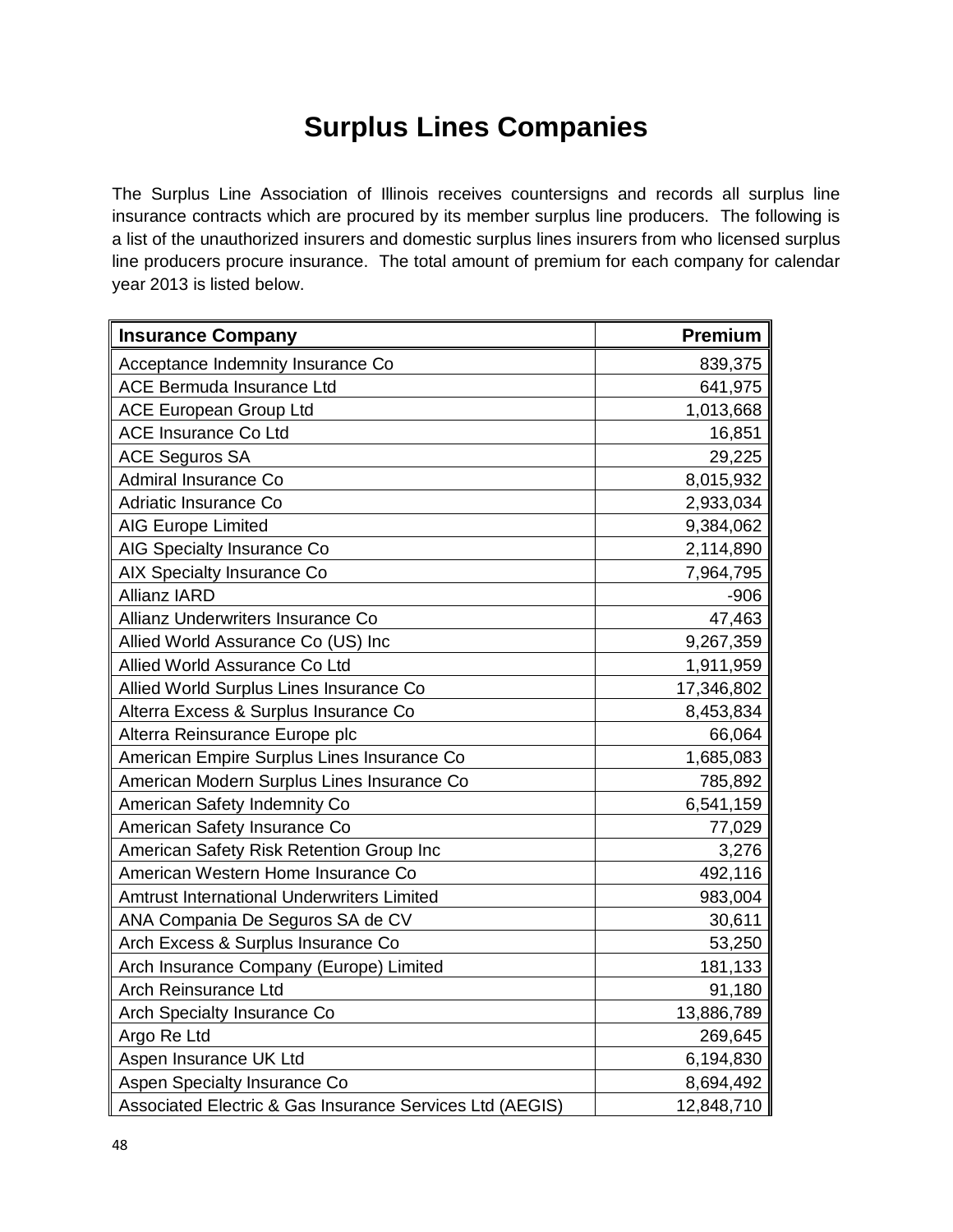# Surplus Lines Companies

The Surplus Line Association of Illinois receives countersigns and records all surplus line insurance contracts which are procured by its member surplus line producers. The following is a list of the unauthorized insurers and domestic surplus lines insurers from who licensed surplus line producers procure insurance. The total amount of premium for each company for calendar year 2013 is listed below.

| Insurance Company | Premium |
| --- | ---: |
| Acceptance Indemnity Insurance Co | 839,375 |
| ACE Bermuda Insurance Ltd | 641,975 |
| ACE European Group Ltd | 1,013,668 |
| ACE Insurance Co Ltd | 16,851 |
| ACE Seguros SA | 29,225 |
| Admiral Insurance Co | 8,015,932 |
| Adriatic Insurance Co | 2,933,034 |
| AIG Europe Limited | 9,384,062 |
| AIG Specialty Insurance Co | 2,114,890 |
| AIX Specialty Insurance Co | 7,964,795 |
| Allianz IARD | -906 |
| Allianz Underwriters Insurance Co | 47,463 |
| Allied World Assurance Co (US) Inc | 9,267,359 |
| Allied World Assurance Co Ltd | 1,911,959 |
| Allied World Surplus Lines Insurance Co | 17,346,802 |
| Alterra Excess & Surplus Insurance Co | 8,453,834 |
| Alterra Reinsurance Europe plc | 66,064 |
| American Empire Surplus Lines Insurance Co | 1,685,083 |
| American Modern Surplus Lines Insurance Co | 785,892 |
| American Safety Indemnity Co | 6,541,159 |
| American Safety Insurance Co | 77,029 |
| American Safety Risk Retention Group Inc | 3,276 |
| American Western Home Insurance Co | 492,116 |
| Amtrust International Underwriters Limited | 983,004 |
| ANA Compania De Seguros SA de CV | 30,611 |
| Arch Excess & Surplus Insurance Co | 53,250 |
| Arch Insurance Company (Europe) Limited | 181,133 |
| Arch Reinsurance Ltd | 91,180 |
| Arch Specialty Insurance Co | 13,886,789 |
| Argo Re Ltd | 269,645 |
| Aspen Insurance UK Ltd | 6,194,830 |
| Aspen Specialty Insurance Co | 8,694,492 |
| Associated Electric & Gas Insurance Services Ltd (AEGIS) | 12,848,710 |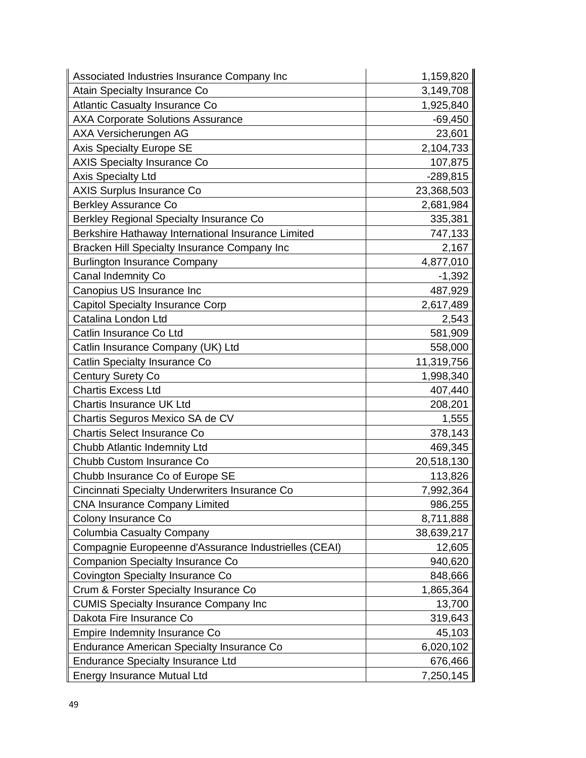| | |
|---|---:|
| Associated Industries Insurance Company Inc | 1,159,820 |
| Atain Specialty Insurance Co | 3,149,708 |
| Atlantic Casualty Insurance Co | 1,925,840 |
| AXA Corporate Solutions Assurance | -69,450 |
| AXA Versicherungen AG | 23,601 |
| Axis Specialty Europe SE | 2,104,733 |
| AXIS Specialty Insurance Co | 107,875 |
| Axis Specialty Ltd | -289,815 |
| AXIS Surplus Insurance Co | 23,368,503 |
| Berkley Assurance Co | 2,681,984 |
| Berkley Regional Specialty Insurance Co | 335,381 |
| Berkshire Hathaway International Insurance Limited | 747,133 |
| Bracken Hill Specialty Insurance Company Inc | 2,167 |
| Burlington Insurance Company | 4,877,010 |
| Canal Indemnity Co | -1,392 |
| Canopius US Insurance Inc | 487,929 |
| Capitol Specialty Insurance Corp | 2,617,489 |
| Catalina London Ltd | 2,543 |
| Catlin Insurance Co Ltd | 581,909 |
| Catlin Insurance Company (UK) Ltd | 558,000 |
| Catlin Specialty Insurance Co | 11,319,756 |
| Century Surety Co | 1,998,340 |
| Chartis Excess Ltd | 407,440 |
| Chartis Insurance UK Ltd | 208,201 |
| Chartis Seguros Mexico SA de CV | 1,555 |
| Chartis Select Insurance Co | 378,143 |
| Chubb Atlantic Indemnity Ltd | 469,345 |
| Chubb Custom Insurance Co | 20,518,130 |
| Chubb Insurance Co of Europe SE | 113,826 |
| Cincinnati Specialty Underwriters Insurance Co | 7,992,364 |
| CNA Insurance Company Limited | 986,255 |
| Colony Insurance Co | 8,711,888 |
| Columbia Casualty Company | 38,639,217 |
| Compagnie Europeenne d'Assurance Industrielles (CEAI) | 12,605 |
| Companion Specialty Insurance Co | 940,620 |
| Covington Specialty Insurance Co | 848,666 |
| Crum & Forster Specialty Insurance Co | 1,865,364 |
| CUMIS Specialty Insurance Company Inc | 13,700 |
| Dakota Fire Insurance Co | 319,643 |
| Empire Indemnity Insurance Co | 45,103 |
| Endurance American Specialty Insurance Co | 6,020,102 |
| Endurance Specialty Insurance Ltd | 676,466 |
| Energy Insurance Mutual Ltd | 7,250,145 |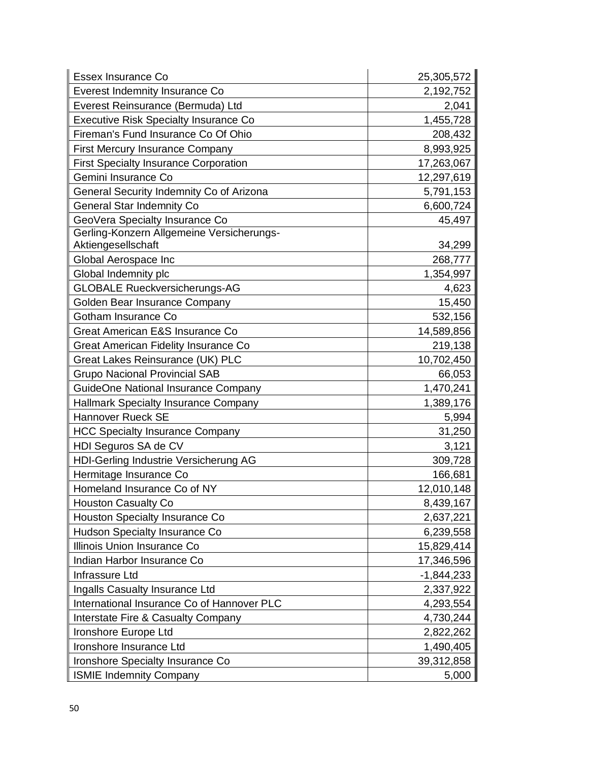| Essex Insurance Co | 25,305,572 |
|---|---|
| Everest Indemnity Insurance Co | 2,192,752 |
| Everest Reinsurance (Bermuda) Ltd | 2,041 |
| Executive Risk Specialty Insurance Co | 1,455,728 |
| Fireman's Fund Insurance Co Of Ohio | 208,432 |
| First Mercury Insurance Company | 8,993,925 |
| First Specialty Insurance Corporation | 17,263,067 |
| Gemini Insurance Co | 12,297,619 |
| General Security Indemnity Co of Arizona | 5,791,153 |
| General Star Indemnity Co | 6,600,724 |
| GeoVera Specialty Insurance Co | 45,497 |
| Gerling-Konzern Allgemeine Versicherungs-Aktiengesellschaft | 34,299 |
| Global Aerospace Inc | 268,777 |
| Global Indemnity plc | 1,354,997 |
| GLOBALE Rueckversicherungs-AG | 4,623 |
| Golden Bear Insurance Company | 15,450 |
| Gotham Insurance Co | 532,156 |
| Great American E&S Insurance Co | 14,589,856 |
| Great American Fidelity Insurance Co | 219,138 |
| Great Lakes Reinsurance (UK) PLC | 10,702,450 |
| Grupo Nacional Provincial SAB | 66,053 |
| GuideOne National Insurance Company | 1,470,241 |
| Hallmark Specialty Insurance Company | 1,389,176 |
| Hannover Rueck SE | 5,994 |
| HCC Specialty Insurance Company | 31,250 |
| HDI Seguros SA de CV | 3,121 |
| HDI-Gerling Industrie Versicherung AG | 309,728 |
| Hermitage Insurance Co | 166,681 |
| Homeland Insurance Co of NY | 12,010,148 |
| Houston Casualty Co | 8,439,167 |
| Houston Specialty Insurance Co | 2,637,221 |
| Hudson Specialty Insurance Co | 6,239,558 |
| Illinois Union Insurance Co | 15,829,414 |
| Indian Harbor Insurance Co | 17,346,596 |
| Infrassure Ltd | -1,844,233 |
| Ingalls Casualty Insurance Ltd | 2,337,922 |
| International Insurance Co of Hannover PLC | 4,293,554 |
| Interstate Fire & Casualty Company | 4,730,244 |
| Ironshore Europe Ltd | 2,822,262 |
| Ironshore Insurance Ltd | 1,490,405 |
| Ironshore Specialty Insurance Co | 39,312,858 |
| ISMIE Indemnity Company | 5,000 |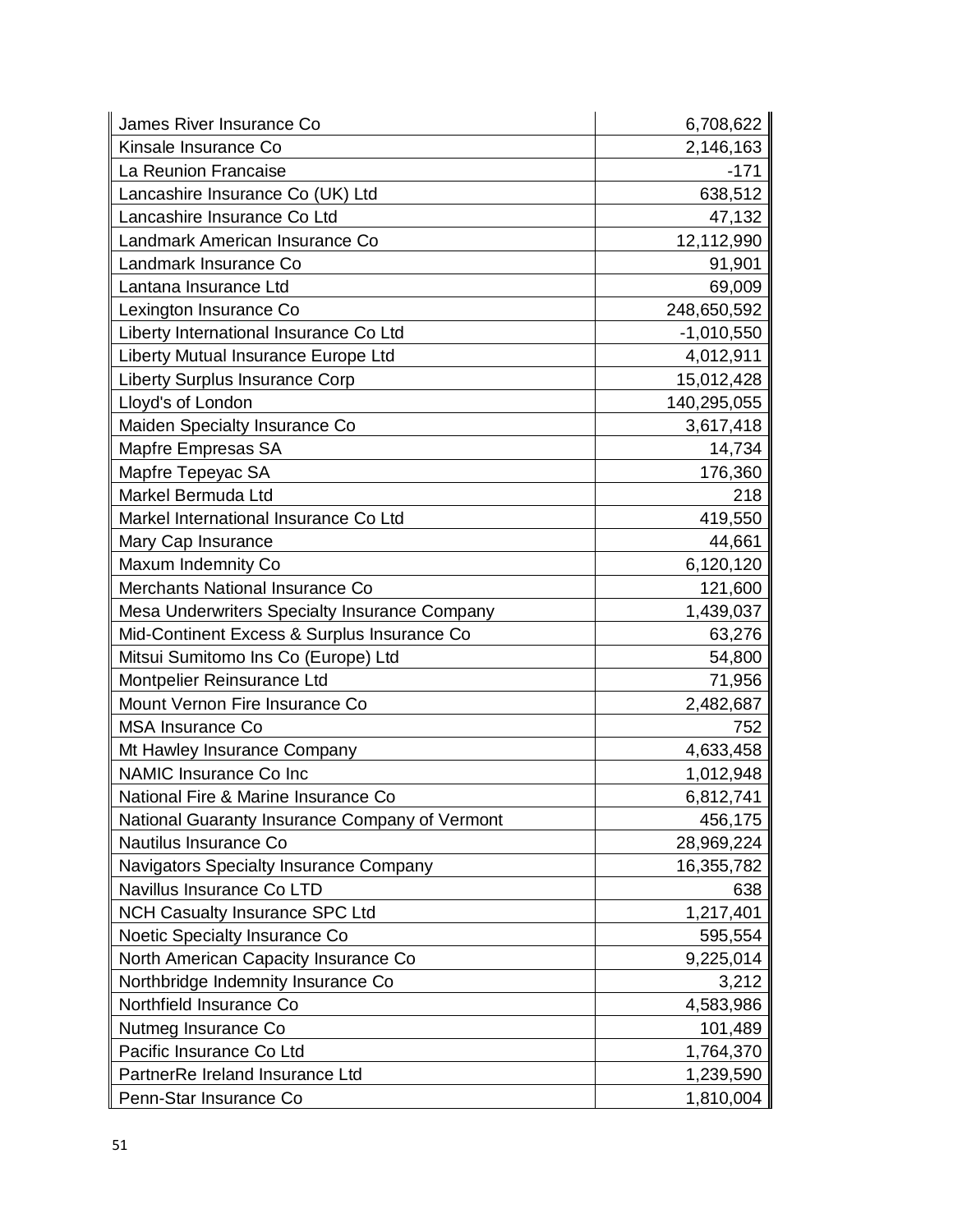| | |
|---|---|
| James River Insurance Co | 6,708,622 |
| Kinsale Insurance Co | 2,146,163 |
| La Reunion Francaise | -171 |
| Lancashire Insurance Co (UK) Ltd | 638,512 |
| Lancashire Insurance Co Ltd | 47,132 |
| Landmark American Insurance Co | 12,112,990 |
| Landmark Insurance Co | 91,901 |
| Lantana Insurance Ltd | 69,009 |
| Lexington Insurance Co | 248,650,592 |
| Liberty International Insurance Co Ltd | -1,010,550 |
| Liberty Mutual Insurance Europe Ltd | 4,012,911 |
| Liberty Surplus Insurance Corp | 15,012,428 |
| Lloyd's of London | 140,295,055 |
| Maiden Specialty Insurance Co | 3,617,418 |
| Mapfre Empresas SA | 14,734 |
| Mapfre Tepeyac SA | 176,360 |
| Markel Bermuda Ltd | 218 |
| Markel International Insurance Co Ltd | 419,550 |
| Mary Cap Insurance | 44,661 |
| Maxum Indemnity Co | 6,120,120 |
| Merchants National Insurance Co | 121,600 |
| Mesa Underwriters Specialty Insurance Company | 1,439,037 |
| Mid-Continent Excess & Surplus Insurance Co | 63,276 |
| Mitsui Sumitomo Ins Co (Europe) Ltd | 54,800 |
| Montpelier Reinsurance Ltd | 71,956 |
| Mount Vernon Fire Insurance Co | 2,482,687 |
| MSA Insurance Co | 752 |
| Mt Hawley Insurance Company | 4,633,458 |
| NAMIC Insurance Co Inc | 1,012,948 |
| National Fire & Marine Insurance Co | 6,812,741 |
| National Guaranty Insurance Company of Vermont | 456,175 |
| Nautilus Insurance Co | 28,969,224 |
| Navigators Specialty Insurance Company | 16,355,782 |
| Navillus Insurance Co LTD | 638 |
| NCH Casualty Insurance SPC Ltd | 1,217,401 |
| Noetic Specialty Insurance Co | 595,554 |
| North American Capacity Insurance Co | 9,225,014 |
| Northbridge Indemnity Insurance Co | 3,212 |
| Northfield Insurance Co | 4,583,986 |
| Nutmeg Insurance Co | 101,489 |
| Pacific Insurance Co Ltd | 1,764,370 |
| PartnerRe Ireland Insurance Ltd | 1,239,590 |
| Penn-Star Insurance Co | 1,810,004 |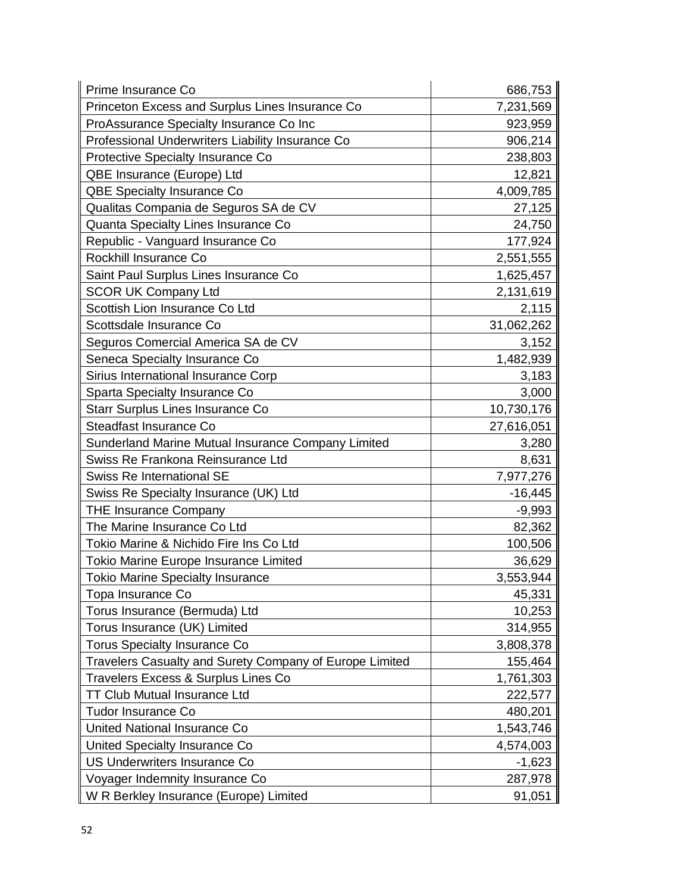| Prime Insurance Co | 686,753 |
|---|---|
| Princeton Excess and Surplus Lines Insurance Co | 7,231,569 |
| ProAssurance Specialty Insurance Co Inc | 923,959 |
| Professional Underwriters Liability Insurance Co | 906,214 |
| Protective Specialty Insurance Co | 238,803 |
| QBE Insurance (Europe) Ltd | 12,821 |
| QBE Specialty Insurance Co | 4,009,785 |
| Qualitas Compania de Seguros SA de CV | 27,125 |
| Quanta Specialty Lines Insurance Co | 24,750 |
| Republic - Vanguard Insurance Co | 177,924 |
| Rockhill Insurance Co | 2,551,555 |
| Saint Paul Surplus Lines Insurance Co | 1,625,457 |
| SCOR UK Company Ltd | 2,131,619 |
| Scottish Lion Insurance Co Ltd | 2,115 |
| Scottsdale Insurance Co | 31,062,262 |
| Seguros Comercial America SA de CV | 3,152 |
| Seneca Specialty Insurance Co | 1,482,939 |
| Sirius International Insurance Corp | 3,183 |
| Sparta Specialty Insurance Co | 3,000 |
| Starr Surplus Lines Insurance Co | 10,730,176 |
| Steadfast Insurance Co | 27,616,051 |
| Sunderland Marine Mutual Insurance Company Limited | 3,280 |
| Swiss Re Frankona Reinsurance Ltd | 8,631 |
| Swiss Re International SE | 7,977,276 |
| Swiss Re Specialty Insurance (UK) Ltd | -16,445 |
| THE Insurance Company | -9,993 |
| The Marine Insurance Co Ltd | 82,362 |
| Tokio Marine & Nichido Fire Ins Co Ltd | 100,506 |
| Tokio Marine Europe Insurance Limited | 36,629 |
| Tokio Marine Specialty Insurance | 3,553,944 |
| Topa Insurance Co | 45,331 |
| Torus Insurance (Bermuda) Ltd | 10,253 |
| Torus Insurance (UK) Limited | 314,955 |
| Torus Specialty Insurance Co | 3,808,378 |
| Travelers Casualty and Surety Company of Europe Limited | 155,464 |
| Travelers Excess & Surplus Lines Co | 1,761,303 |
| TT Club Mutual Insurance Ltd | 222,577 |
| Tudor Insurance Co | 480,201 |
| United National Insurance Co | 1,543,746 |
| United Specialty Insurance Co | 4,574,003 |
| US Underwriters Insurance Co | -1,623 |
| Voyager Indemnity Insurance Co | 287,978 |
| W R Berkley Insurance (Europe) Limited | 91,051 |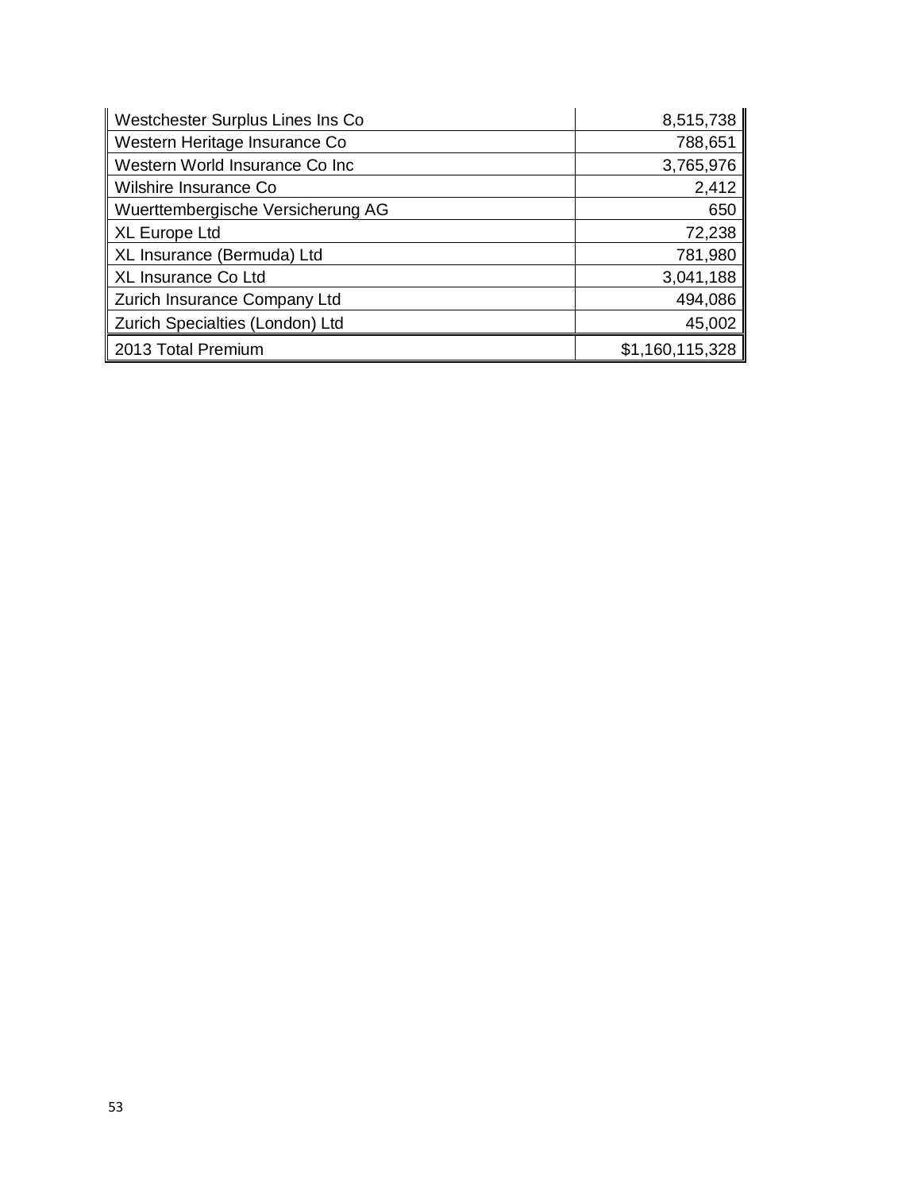| | |
|---|---|
| Westchester Surplus Lines Ins Co | 8,515,738 |
| Western Heritage Insurance Co | 788,651 |
| Western World Insurance Co Inc | 3,765,976 |
| Wilshire Insurance Co | 2,412 |
| Wuerttembergische Versicherung AG | 650 |
| XL Europe Ltd | 72,238 |
| XL Insurance (Bermuda) Ltd | 781,980 |
| XL Insurance Co Ltd | 3,041,188 |
| Zurich Insurance Company Ltd | 494,086 |
| Zurich Specialties (London) Ltd | 45,002 |
| 2013 Total Premium | $1,160,115,328 |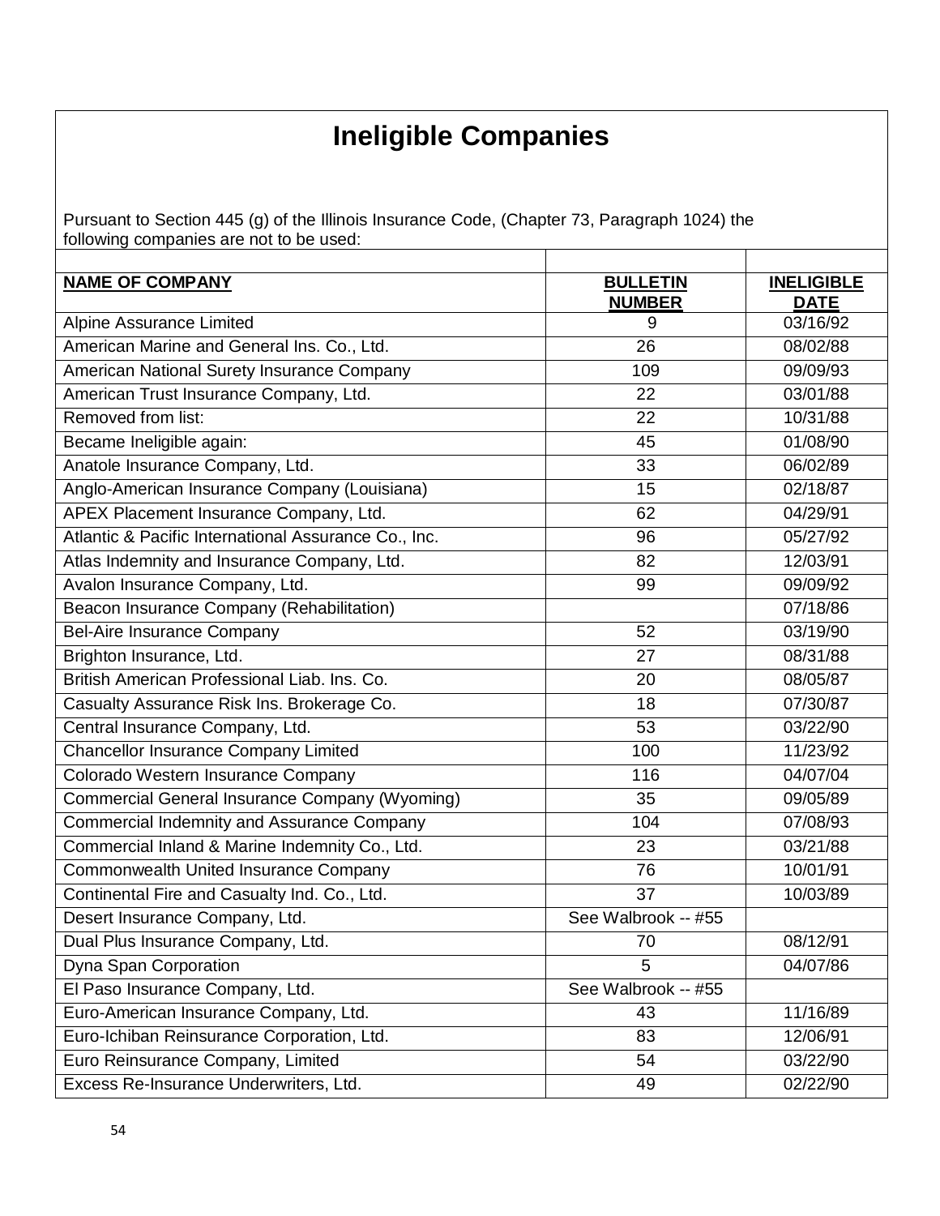# Ineligible Companies

Pursuant to Section 445 (g) of the Illinois Insurance Code, (Chapter 73, Paragraph 1024) the following companies are not to be used:

| NAME OF COMPANY | BULLETIN NUMBER | INELIGIBLE DATE |
|---|---|---|
| Alpine Assurance Limited | 9 | 03/16/92 |
| American Marine and General Ins. Co., Ltd. | 26 | 08/02/88 |
| American National Surety Insurance Company | 109 | 09/09/93 |
| American Trust Insurance Company, Ltd. | 22 | 03/01/88 |
| Removed from list: | 22 | 10/31/88 |
| Became Ineligible again: | 45 | 01/08/90 |
| Anatole Insurance Company, Ltd. | 33 | 06/02/89 |
| Anglo-American Insurance Company (Louisiana) | 15 | 02/18/87 |
| APEX Placement Insurance Company, Ltd. | 62 | 04/29/91 |
| Atlantic & Pacific International Assurance Co., Inc. | 96 | 05/27/92 |
| Atlas Indemnity and Insurance Company, Ltd. | 82 | 12/03/91 |
| Avalon Insurance Company, Ltd. | 99 | 09/09/92 |
| Beacon Insurance Company (Rehabilitation) | | 07/18/86 |
| Bel-Aire Insurance Company | 52 | 03/19/90 |
| Brighton Insurance, Ltd. | 27 | 08/31/88 |
| British American Professional Liab. Ins. Co. | 20 | 08/05/87 |
| Casualty Assurance Risk Ins. Brokerage Co. | 18 | 07/30/87 |
| Central Insurance Company, Ltd. | 53 | 03/22/90 |
| Chancellor Insurance Company Limited | 100 | 11/23/92 |
| Colorado Western Insurance Company | 116 | 04/07/04 |
| Commercial General Insurance Company (Wyoming) | 35 | 09/05/89 |
| Commercial Indemnity and Assurance Company | 104 | 07/08/93 |
| Commercial Inland & Marine Indemnity Co., Ltd. | 23 | 03/21/88 |
| Commonwealth United Insurance Company | 76 | 10/01/91 |
| Continental Fire and Casualty Ind. Co., Ltd. | 37 | 10/03/89 |
| Desert Insurance Company, Ltd. | See Walbrook -- #55 | |
| Dual Plus Insurance Company, Ltd. | 70 | 08/12/91 |
| Dyna Span Corporation | 5 | 04/07/86 |
| El Paso Insurance Company, Ltd. | See Walbrook -- #55 | |
| Euro-American Insurance Company, Ltd. | 43 | 11/16/89 |
| Euro-Ichiban Reinsurance Corporation, Ltd. | 83 | 12/06/91 |
| Euro Reinsurance Company, Limited | 54 | 03/22/90 |
| Excess Re-Insurance Underwriters, Ltd. | 49 | 02/22/90 |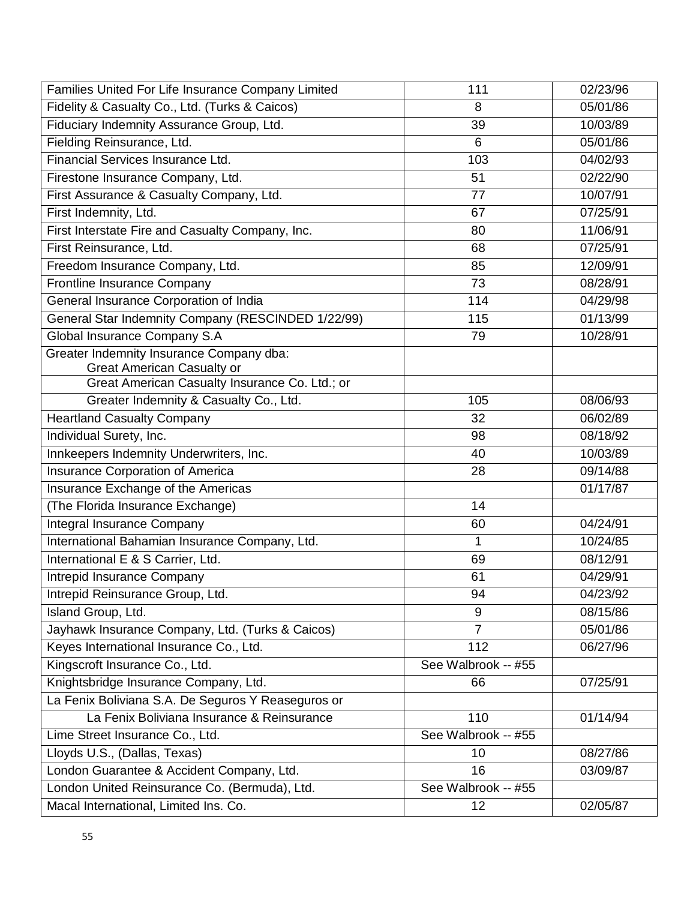| | | |
|---|---|---|
| Families United For Life Insurance Company Limited | 111 | 02/23/96 |
| Fidelity & Casualty Co., Ltd. (Turks & Caicos) | 8 | 05/01/86 |
| Fiduciary Indemnity Assurance Group, Ltd. | 39 | 10/03/89 |
| Fielding Reinsurance, Ltd. | 6 | 05/01/86 |
| Financial Services Insurance Ltd. | 103 | 04/02/93 |
| Firestone Insurance Company, Ltd. | 51 | 02/22/90 |
| First Assurance & Casualty Company, Ltd. | 77 | 10/07/91 |
| First Indemnity, Ltd. | 67 | 07/25/91 |
| First Interstate Fire and Casualty Company, Inc. | 80 | 11/06/91 |
| First Reinsurance, Ltd. | 68 | 07/25/91 |
| Freedom Insurance Company, Ltd. | 85 | 12/09/91 |
| Frontline Insurance Company | 73 | 08/28/91 |
| General Insurance Corporation of India | 114 | 04/29/98 |
| General Star Indemnity Company (RESCINDED 1/22/99) | 115 | 01/13/99 |
| Global Insurance Company S.A | 79 | 10/28/91 |
| Greater Indemnity Insurance Company dba: Great American Casualty or | | |
| Great American Casualty Insurance Co. Ltd.; or | | |
| Greater Indemnity & Casualty Co., Ltd. | 105 | 08/06/93 |
| Heartland Casualty Company | 32 | 06/02/89 |
| Individual Surety, Inc. | 98 | 08/18/92 |
| Innkeepers Indemnity Underwriters, Inc. | 40 | 10/03/89 |
| Insurance Corporation of America | 28 | 09/14/88 |
| Insurance Exchange of the Americas | | 01/17/87 |
| (The Florida Insurance Exchange) | 14 | |
| Integral Insurance Company | 60 | 04/24/91 |
| International Bahamian Insurance Company, Ltd. | 1 | 10/24/85 |
| International E & S Carrier, Ltd. | 69 | 08/12/91 |
| Intrepid Insurance Company | 61 | 04/29/91 |
| Intrepid Reinsurance Group, Ltd. | 94 | 04/23/92 |
| Island Group, Ltd. | 9 | 08/15/86 |
| Jayhawk Insurance Company, Ltd. (Turks & Caicos) | 7 | 05/01/86 |
| Keyes International Insurance Co., Ltd. | 112 | 06/27/96 |
| Kingscroft Insurance Co., Ltd. | See Walbrook -- #55 | |
| Knightsbridge Insurance Company, Ltd. | 66 | 07/25/91 |
| La Fenix Boliviana S.A. De Seguros Y Reaseguros or | | |
| La Fenix Boliviana Insurance & Reinsurance | 110 | 01/14/94 |
| Lime Street Insurance Co., Ltd. | See Walbrook -- #55 | |
| Lloyds U.S., (Dallas, Texas) | 10 | 08/27/86 |
| London Guarantee & Accident Company, Ltd. | 16 | 03/09/87 |
| London United Reinsurance Co. (Bermuda), Ltd. | See Walbrook -- #55 | |
| Macal International, Limited Ins. Co. | 12 | 02/05/87 |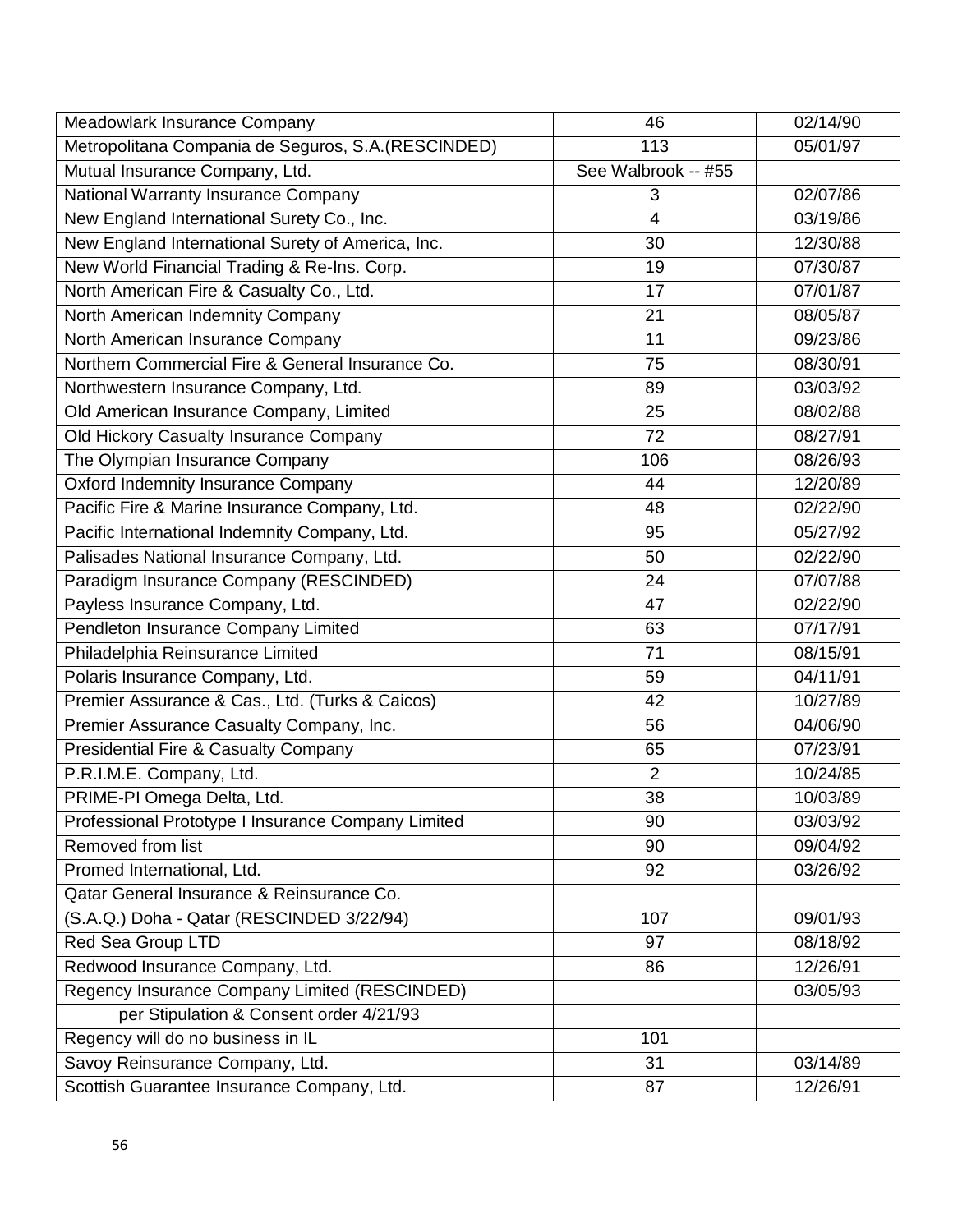| | | |
|---|---|---|
| Meadowlark Insurance Company | 46 | 02/14/90 |
| Metropolitana Compania de Seguros, S.A.(RESCINDED) | 113 | 05/01/97 |
| Mutual Insurance Company, Ltd. | See Walbrook -- #55 | |
| National Warranty Insurance Company | 3 | 02/07/86 |
| New England International Surety Co., Inc. | 4 | 03/19/86 |
| New England International Surety of America, Inc. | 30 | 12/30/88 |
| New World Financial Trading & Re-Ins. Corp. | 19 | 07/30/87 |
| North American Fire & Casualty Co., Ltd. | 17 | 07/01/87 |
| North American Indemnity Company | 21 | 08/05/87 |
| North American Insurance Company | 11 | 09/23/86 |
| Northern Commercial Fire & General Insurance Co. | 75 | 08/30/91 |
| Northwestern Insurance Company, Ltd. | 89 | 03/03/92 |
| Old American Insurance Company, Limited | 25 | 08/02/88 |
| Old Hickory Casualty Insurance Company | 72 | 08/27/91 |
| The Olympian Insurance Company | 106 | 08/26/93 |
| Oxford Indemnity Insurance Company | 44 | 12/20/89 |
| Pacific Fire & Marine Insurance Company, Ltd. | 48 | 02/22/90 |
| Pacific International Indemnity Company, Ltd. | 95 | 05/27/92 |
| Palisades National Insurance Company, Ltd. | 50 | 02/22/90 |
| Paradigm Insurance Company (RESCINDED) | 24 | 07/07/88 |
| Payless Insurance Company, Ltd. | 47 | 02/22/90 |
| Pendleton Insurance Company Limited | 63 | 07/17/91 |
| Philadelphia Reinsurance Limited | 71 | 08/15/91 |
| Polaris Insurance Company, Ltd. | 59 | 04/11/91 |
| Premier Assurance & Cas., Ltd. (Turks & Caicos) | 42 | 10/27/89 |
| Premier Assurance Casualty Company, Inc. | 56 | 04/06/90 |
| Presidential Fire & Casualty Company | 65 | 07/23/91 |
| P.R.I.M.E. Company, Ltd. | 2 | 10/24/85 |
| PRIME-PI Omega Delta, Ltd. | 38 | 10/03/89 |
| Professional Prototype I Insurance Company Limited | 90 | 03/03/92 |
| Removed from list | 90 | 09/04/92 |
| Promed International, Ltd. | 92 | 03/26/92 |
| Qatar General Insurance & Reinsurance Co. | | |
| (S.A.Q.) Doha - Qatar (RESCINDED 3/22/94) | 107 | 09/01/93 |
| Red Sea Group LTD | 97 | 08/18/92 |
| Redwood Insurance Company, Ltd. | 86 | 12/26/91 |
| Regency Insurance Company Limited (RESCINDED) | | 03/05/93 |
| per Stipulation & Consent order 4/21/93 | | |
| Regency will do no business in IL | 101 | |
| Savoy Reinsurance Company, Ltd. | 31 | 03/14/89 |
| Scottish Guarantee Insurance Company, Ltd. | 87 | 12/26/91 |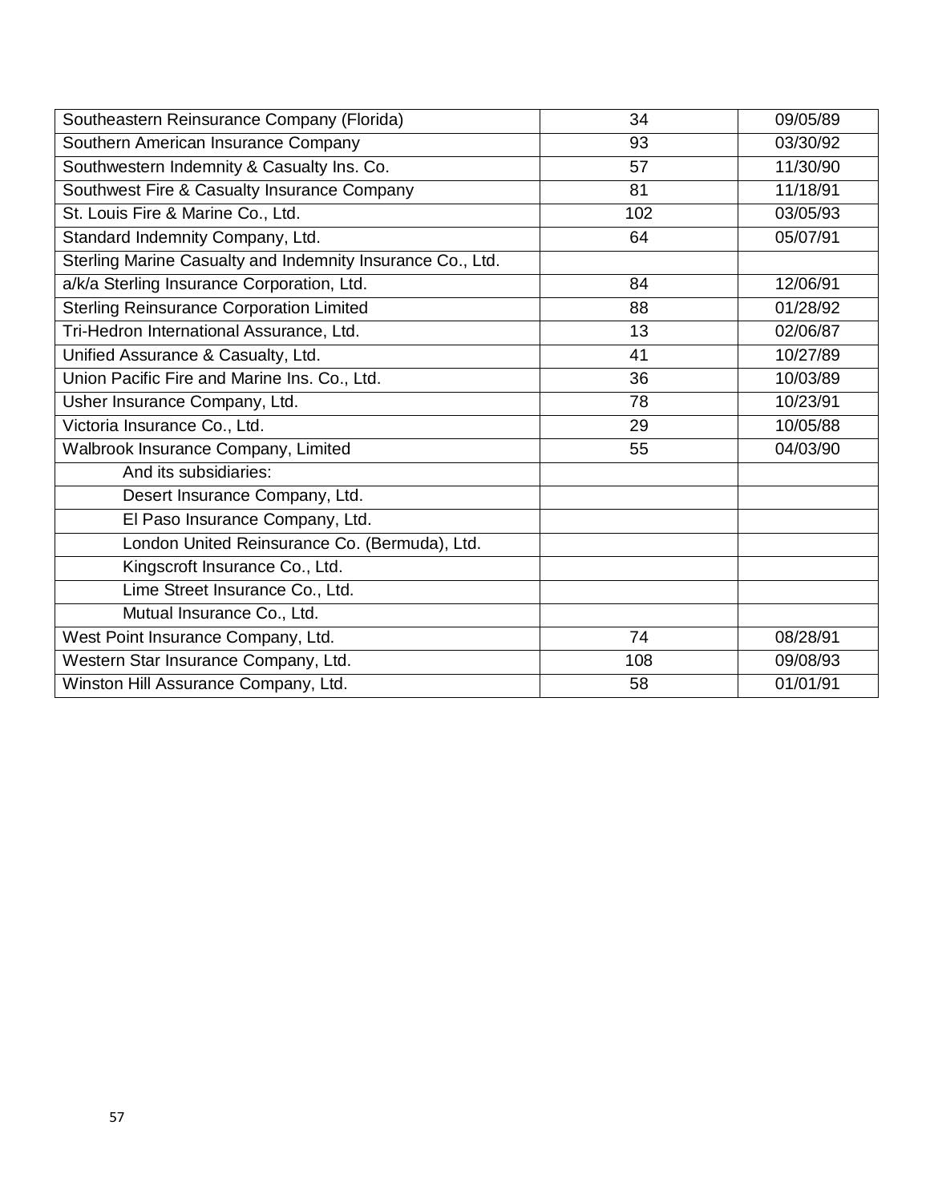| | | |
|---|---|---|
| Southeastern Reinsurance Company (Florida) | 34 | 09/05/89 |
| Southern American Insurance Company | 93 | 03/30/92 |
| Southwestern Indemnity & Casualty Ins. Co. | 57 | 11/30/90 |
| Southwest Fire & Casualty Insurance Company | 81 | 11/18/91 |
| St. Louis Fire & Marine Co., Ltd. | 102 | 03/05/93 |
| Standard Indemnity Company, Ltd. | 64 | 05/07/91 |
| Sterling Marine Casualty and Indemnity Insurance Co., Ltd. | | |
| a/k/a Sterling Insurance Corporation, Ltd. | 84 | 12/06/91 |
| Sterling Reinsurance Corporation Limited | 88 | 01/28/92 |
| Tri-Hedron International Assurance, Ltd. | 13 | 02/06/87 |
| Unified Assurance & Casualty, Ltd. | 41 | 10/27/89 |
| Union Pacific Fire and Marine Ins. Co., Ltd. | 36 | 10/03/89 |
| Usher Insurance Company, Ltd. | 78 | 10/23/91 |
| Victoria Insurance Co., Ltd. | 29 | 10/05/88 |
| Walbrook Insurance Company, Limited | 55 | 04/03/90 |
| And its subsidiaries: | | |
| Desert Insurance Company, Ltd. | | |
| El Paso Insurance Company, Ltd. | | |
| London United Reinsurance Co. (Bermuda), Ltd. | | |
| Kingscroft Insurance Co., Ltd. | | |
| Lime Street Insurance Co., Ltd. | | |
| Mutual Insurance Co., Ltd. | | |
| West Point Insurance Company, Ltd. | 74 | 08/28/91 |
| Western Star Insurance Company, Ltd. | 108 | 09/08/93 |
| Winston Hill Assurance Company, Ltd. | 58 | 01/01/91 |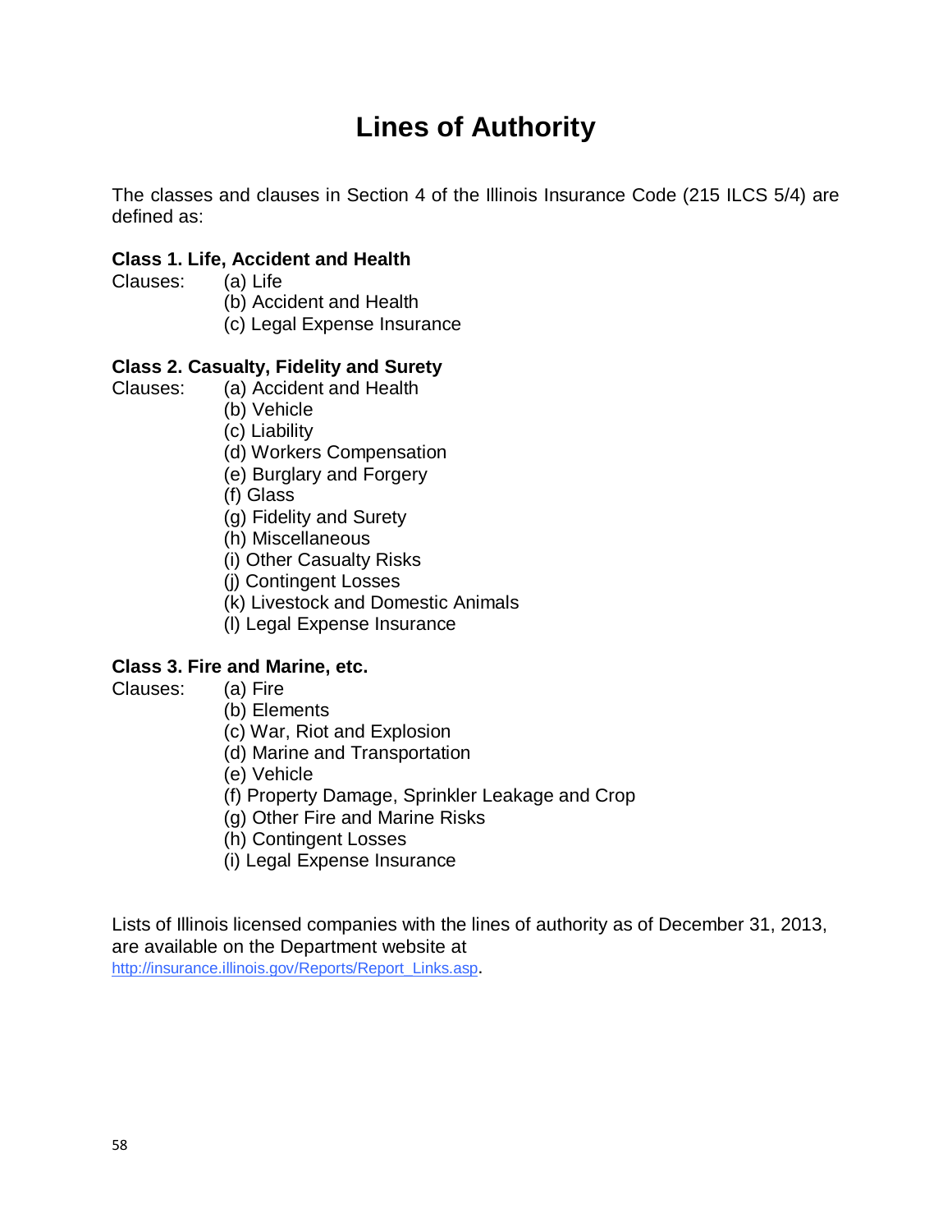# Lines of Authority

The classes and clauses in Section 4 of the Illinois Insurance Code (215 ILCS 5/4) are defined as:

**Class 1. Life, Accident and Health**

Clauses:
- (a) Life
- (b) Accident and Health
- (c) Legal Expense Insurance

**Class 2. Casualty, Fidelity and Surety**

Clauses:
- (a) Accident and Health
- (b) Vehicle
- (c) Liability
- (d) Workers Compensation
- (e) Burglary and Forgery
- (f) Glass
- (g) Fidelity and Surety
- (h) Miscellaneous
- (i) Other Casualty Risks
- (j) Contingent Losses
- (k) Livestock and Domestic Animals
- (l) Legal Expense Insurance

**Class 3. Fire and Marine, etc.**

Clauses:
- (a) Fire
- (b) Elements
- (c) War, Riot and Explosion
- (d) Marine and Transportation
- (e) Vehicle
- (f) Property Damage, Sprinkler Leakage and Crop
- (g) Other Fire and Marine Risks
- (h) Contingent Losses
- (i) Legal Expense Insurance

Lists of Illinois licensed companies with the lines of authority as of December 31, 2013, are available on the Department website at http://insurance.illinois.gov/Reports/Report_Links.asp.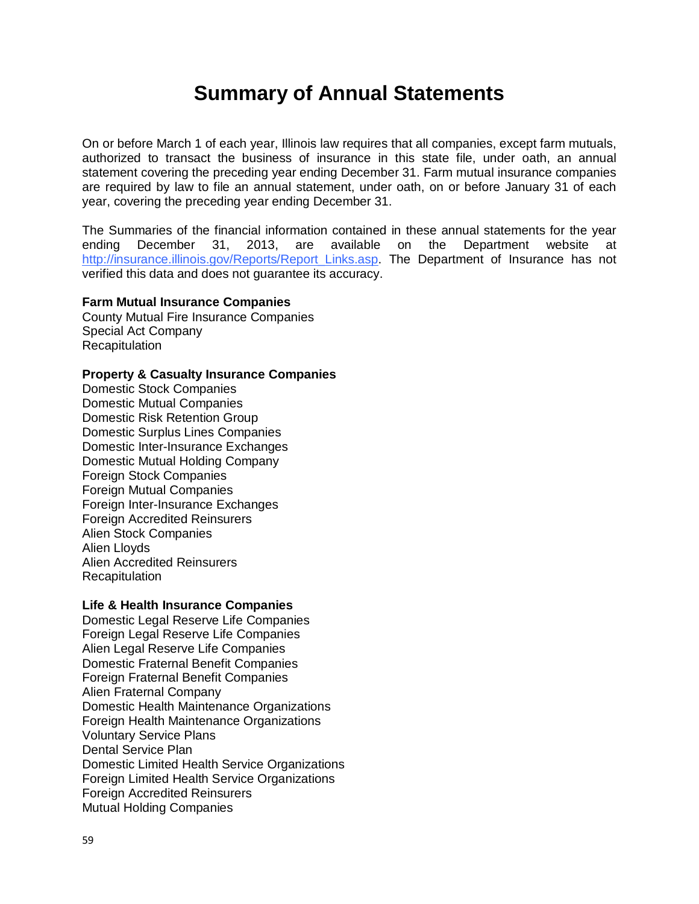# Summary of Annual Statements

On or before March 1 of each year, Illinois law requires that all companies, except farm mutuals, authorized to transact the business of insurance in this state file, under oath, an annual statement covering the preceding year ending December 31. Farm mutual insurance companies are required by law to file an annual statement, under oath, on or before January 31 of each year, covering the preceding year ending December 31.

The Summaries of the financial information contained in these annual statements for the year ending December 31, 2013, are available on the Department website at http://insurance.illinois.gov/Reports/Report_Links.asp. The Department of Insurance has not verified this data and does not guarantee its accuracy.

**Farm Mutual Insurance Companies**
County Mutual Fire Insurance Companies
Special Act Company
Recapitulation

**Property & Casualty Insurance Companies**
Domestic Stock Companies
Domestic Mutual Companies
Domestic Risk Retention Group
Domestic Surplus Lines Companies
Domestic Inter-Insurance Exchanges
Domestic Mutual Holding Company
Foreign Stock Companies
Foreign Mutual Companies
Foreign Inter-Insurance Exchanges
Foreign Accredited Reinsurers
Alien Stock Companies
Alien Lloyds
Alien Accredited Reinsurers
Recapitulation

**Life & Health Insurance Companies**
Domestic Legal Reserve Life Companies
Foreign Legal Reserve Life Companies
Alien Legal Reserve Life Companies
Domestic Fraternal Benefit Companies
Foreign Fraternal Benefit Companies
Alien Fraternal Company
Domestic Health Maintenance Organizations
Foreign Health Maintenance Organizations
Voluntary Service Plans
Dental Service Plan
Domestic Limited Health Service Organizations
Foreign Limited Health Service Organizations
Foreign Accredited Reinsurers
Mutual Holding Companies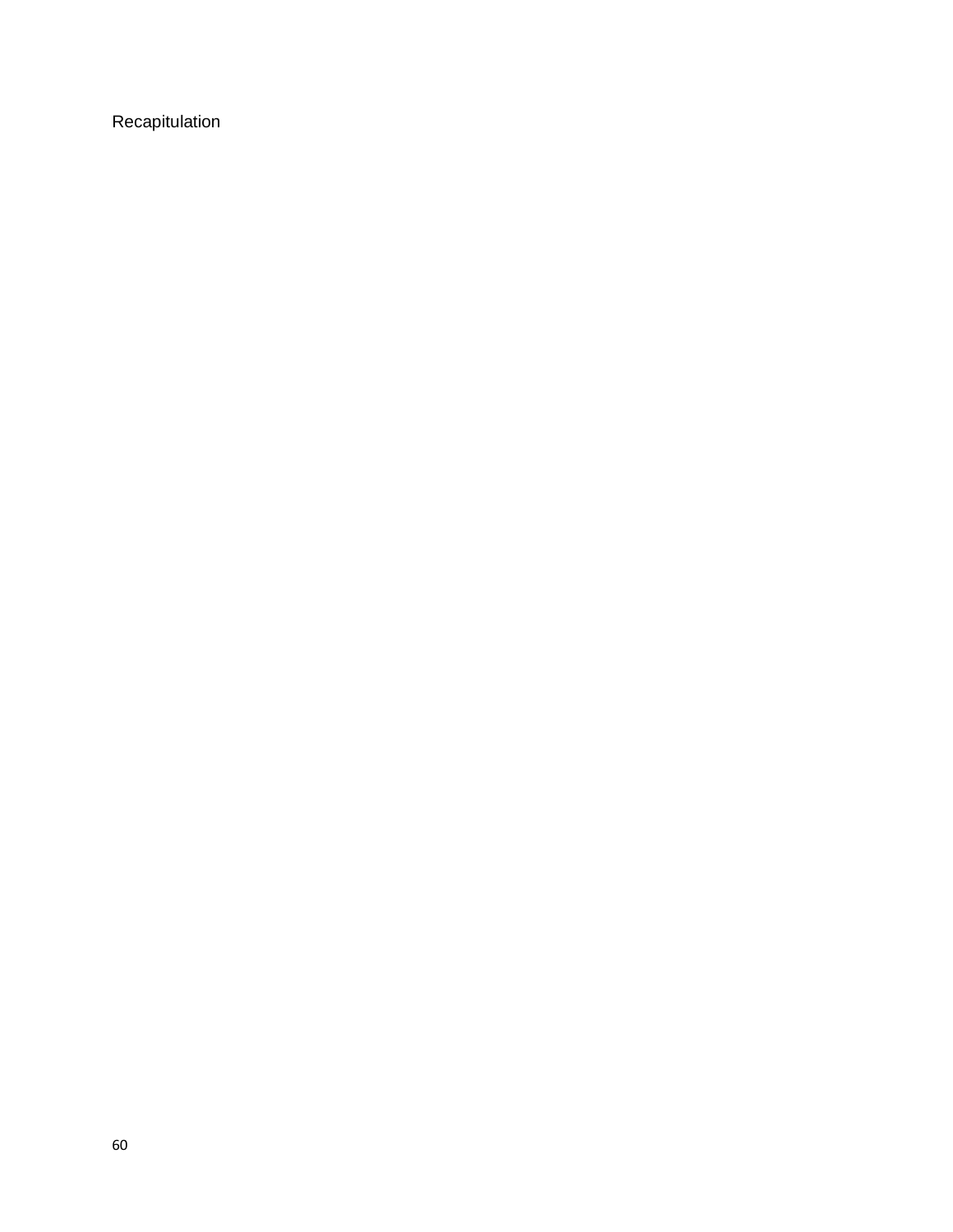Recapitulation